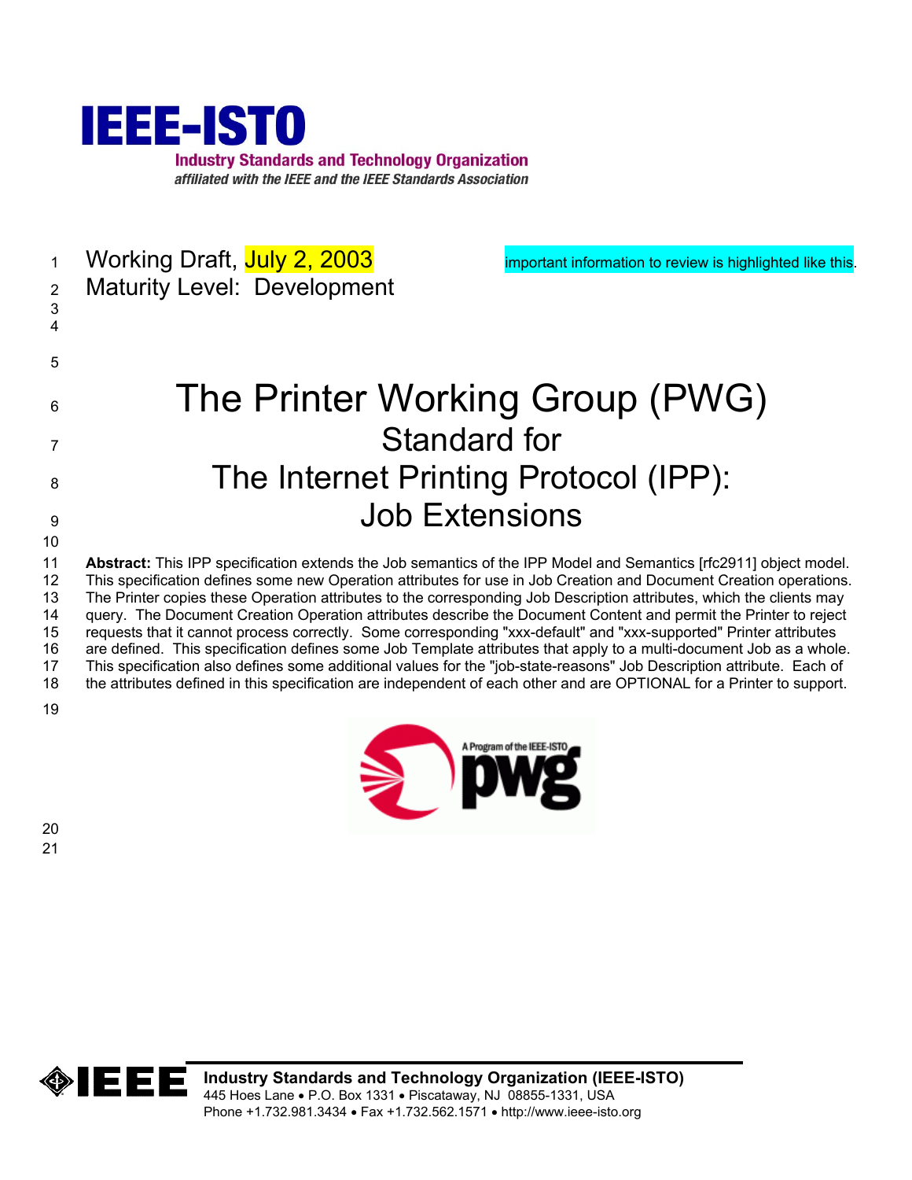IEEE-ISTO

Industry Standards and Technology Organization

*affiliated with the IEEE and the IEEE Standards Association*

Working Draft, July 2, 2003

Maturity Level: Development

important information to review is highlighted like this.

# The Printer Working Group (PWG) Standard for The Internet Printing Protocol (IPP): Job Extensions

**Abstract:** This IPP specification extends the Job semantics of the IPP Model and Semantics [rfc2911] object model. This specification defines some new Operation attributes for use in Job Creation and Document Creation operations. The Printer copies these Operation attributes to the corresponding Job Description attributes, which the clients may query. The Document Creation Operation attributes describe the Document Content and permit the Printer to reject requests that it cannot process correctly. Some corresponding "xxx-default" and "xxx-supported" Printer attributes are defined. This specification defines some Job Template attributes that apply to a multi-document Job as a whole. This specification also defines some additional values for the "job-state-reasons" Job Description attribute. Each of the attributes defined in this specification are independent of each other and are OPTIONAL for a Printer to support.

**Industry Standards and Technology Organization (IEEE-ISTO)**

445 Hoes Lane • P.O. Box 1331 • Piscataway, NJ 08855-1331, USA

Phone +1.732.981.3434 • Fax +1.732.562.1571 • http://www.ieee-isto.org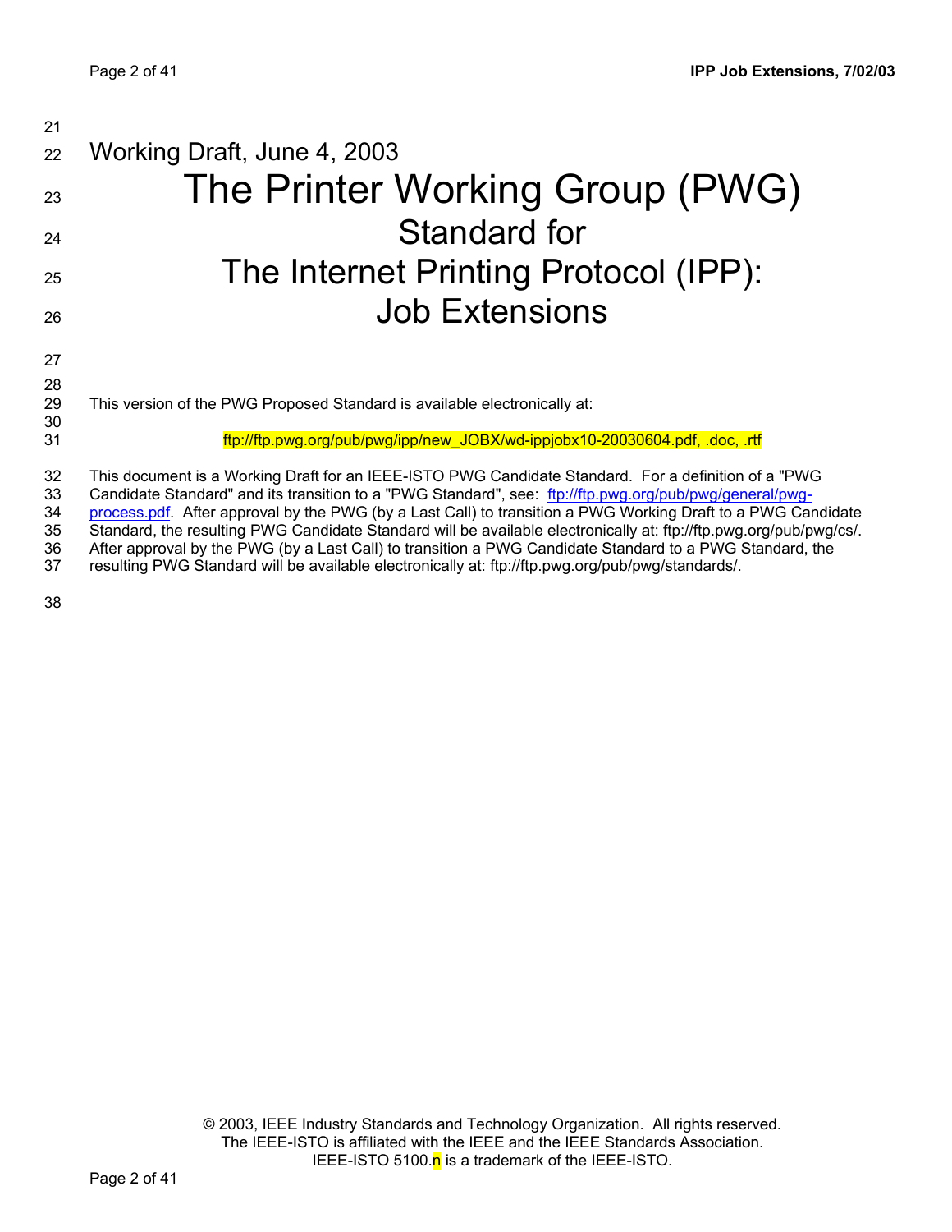Working Draft, June 4, 2003

# The Printer Working Group (PWG)
# Standard for
# The Internet Printing Protocol (IPP): Job Extensions

This version of the PWG Proposed Standard is available electronically at:

ftp://ftp.pwg.org/pub/pwg/ipp/new_JOBX/wd-ippjobx10-20030604.pdf, .doc, .rtf

This document is a Working Draft for an IEEE-ISTO PWG Candidate Standard. For a definition of a "PWG Candidate Standard" and its transition to a "PWG Standard", see: ftp://ftp.pwg.org/pub/pwg/general/pwg-process.pdf. After approval by the PWG (by a Last Call) to transition a PWG Working Draft to a PWG Candidate Standard, the resulting PWG Candidate Standard will be available electronically at: ftp://ftp.pwg.org/pub/pwg/cs/. After approval by the PWG (by a Last Call) to transition a PWG Candidate Standard to a PWG Standard, the resulting PWG Standard will be available electronically at: ftp://ftp.pwg.org/pub/pwg/standards/.

© 2003, IEEE Industry Standards and Technology Organization. All rights reserved.
The IEEE-ISTO is affiliated with the IEEE and the IEEE Standards Association.
IEEE-ISTO 5100.n is a trademark of the IEEE-ISTO.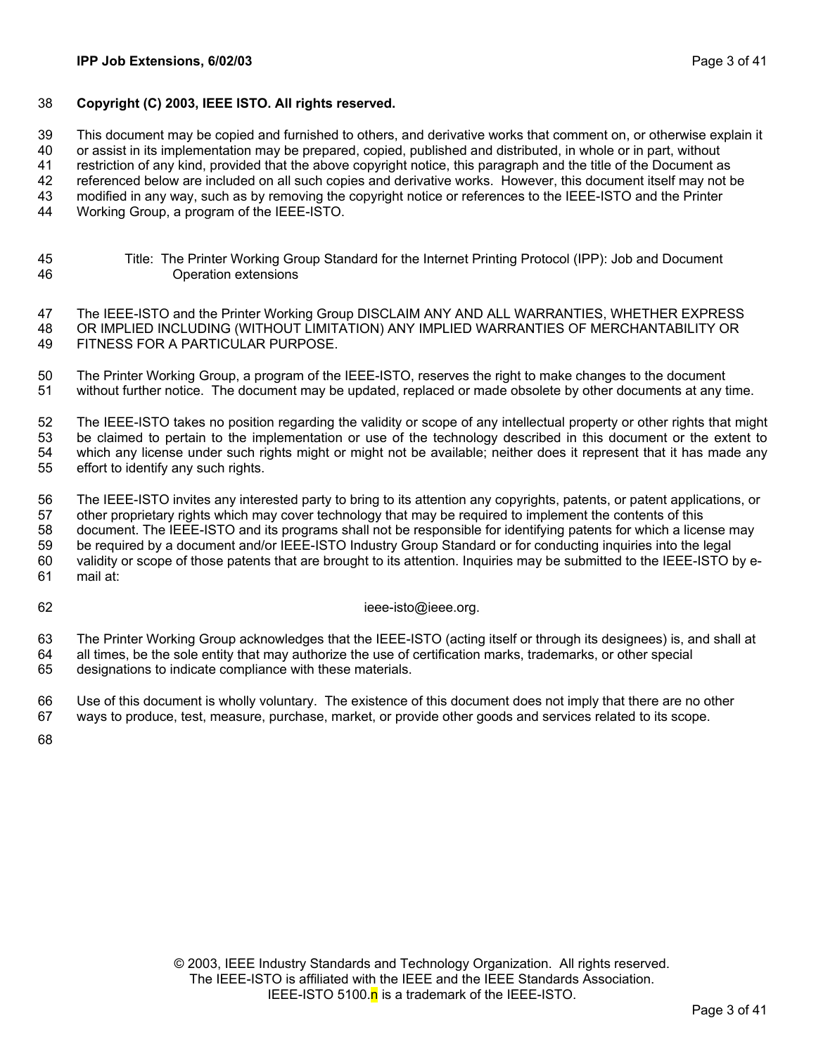**Copyright (C) 2003, IEEE ISTO. All rights reserved.**

This document may be copied and furnished to others, and derivative works that comment on, or otherwise explain it or assist in its implementation may be prepared, copied, published and distributed, in whole or in part, without restriction of any kind, provided that the above copyright notice, this paragraph and the title of the Document as referenced below are included on all such copies and derivative works. However, this document itself may not be modified in any way, such as by removing the copyright notice or references to the IEEE-ISTO and the Printer Working Group, a program of the IEEE-ISTO.

Title: The Printer Working Group Standard for the Internet Printing Protocol (IPP): Job and Document Operation extensions

The IEEE-ISTO and the Printer Working Group DISCLAIM ANY AND ALL WARRANTIES, WHETHER EXPRESS OR IMPLIED INCLUDING (WITHOUT LIMITATION) ANY IMPLIED WARRANTIES OF MERCHANTABILITY OR FITNESS FOR A PARTICULAR PURPOSE.

The Printer Working Group, a program of the IEEE-ISTO, reserves the right to make changes to the document without further notice. The document may be updated, replaced or made obsolete by other documents at any time.

The IEEE-ISTO takes no position regarding the validity or scope of any intellectual property or other rights that might be claimed to pertain to the implementation or use of the technology described in this document or the extent to which any license under such rights might or might not be available; neither does it represent that it has made any effort to identify any such rights.

The IEEE-ISTO invites any interested party to bring to its attention any copyrights, patents, or patent applications, or other proprietary rights which may cover technology that may be required to implement the contents of this document. The IEEE-ISTO and its programs shall not be responsible for identifying patents for which a license may be required by a document and/or IEEE-ISTO Industry Group Standard or for conducting inquiries into the legal validity or scope of those patents that are brought to its attention. Inquiries may be submitted to the IEEE-ISTO by e-mail at:

ieee-isto@ieee.org.

The Printer Working Group acknowledges that the IEEE-ISTO (acting itself or through its designees) is, and shall at all times, be the sole entity that may authorize the use of certification marks, trademarks, or other special designations to indicate compliance with these materials.

Use of this document is wholly voluntary. The existence of this document does not imply that there are no other ways to produce, test, measure, purchase, market, or provide other goods and services related to its scope.

© 2003, IEEE Industry Standards and Technology Organization. All rights reserved.
The IEEE-ISTO is affiliated with the IEEE and the IEEE Standards Association.
IEEE-ISTO 5100.n is a trademark of the IEEE-ISTO.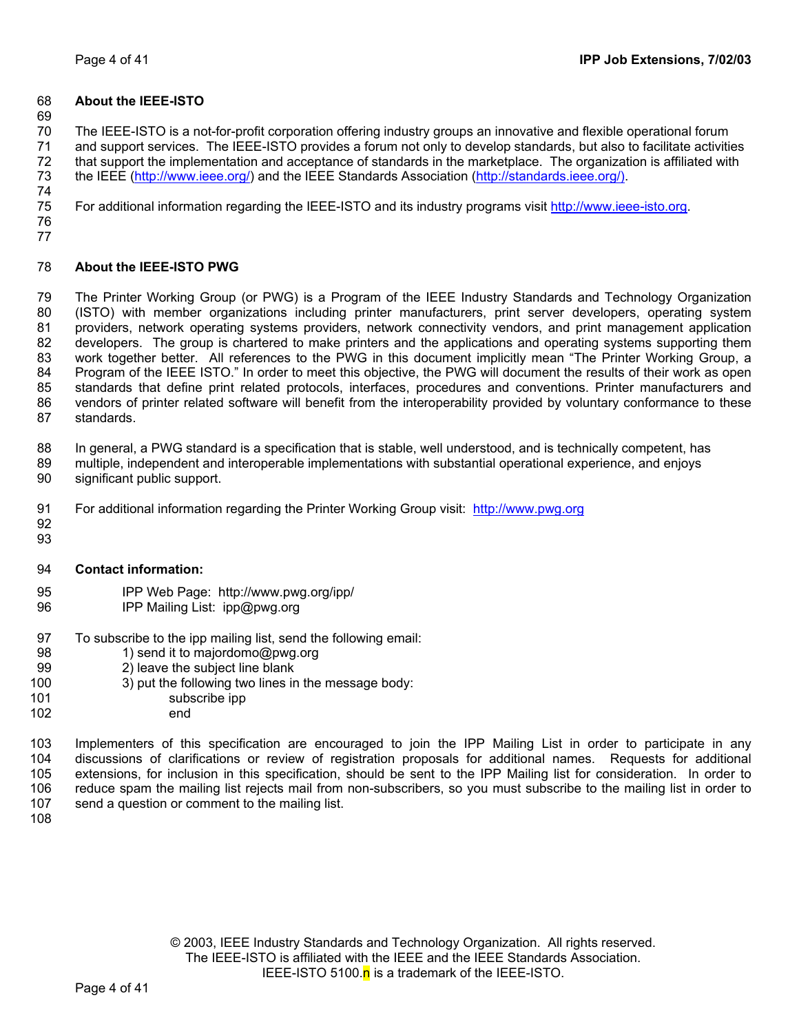## About the IEEE-ISTO

The IEEE-ISTO is a not-for-profit corporation offering industry groups an innovative and flexible operational forum and support services. The IEEE-ISTO provides a forum not only to develop standards, but also to facilitate activities that support the implementation and acceptance of standards in the marketplace. The organization is affiliated with the IEEE (http://www.ieee.org/) and the IEEE Standards Association (http://standards.ieee.org/).

For additional information regarding the IEEE-ISTO and its industry programs visit http://www.ieee-isto.org.

## About the IEEE-ISTO PWG

The Printer Working Group (or PWG) is a Program of the IEEE Industry Standards and Technology Organization (ISTO) with member organizations including printer manufacturers, print server developers, operating system providers, network operating systems providers, network connectivity vendors, and print management application developers. The group is chartered to make printers and the applications and operating systems supporting them work together better. All references to the PWG in this document implicitly mean "The Printer Working Group, a Program of the IEEE ISTO." In order to meet this objective, the PWG will document the results of their work as open standards that define print related protocols, interfaces, procedures and conventions. Printer manufacturers and vendors of printer related software will benefit from the interoperability provided by voluntary conformance to these standards.

In general, a PWG standard is a specification that is stable, well understood, and is technically competent, has multiple, independent and interoperable implementations with substantial operational experience, and enjoys significant public support.

For additional information regarding the Printer Working Group visit: http://www.pwg.org

**Contact information:**

IPP Web Page: http://www.pwg.org/ipp/
IPP Mailing List: ipp@pwg.org

To subscribe to the ipp mailing list, send the following email:

1) send it to majordomo@pwg.org
2) leave the subject line blank
3) put the following two lines in the message body:

```
subscribe ipp
end
```

Implementers of this specification are encouraged to join the IPP Mailing List in order to participate in any discussions of clarifications or review of registration proposals for additional names. Requests for additional extensions, for inclusion in this specification, should be sent to the IPP Mailing list for consideration. In order to reduce spam the mailing list rejects mail from non-subscribers, so you must subscribe to the mailing list in order to send a question or comment to the mailing list.

© 2003, IEEE Industry Standards and Technology Organization. All rights reserved.
The IEEE-ISTO is affiliated with the IEEE and the IEEE Standards Association.
IEEE-ISTO 5100.n is a trademark of the IEEE-ISTO.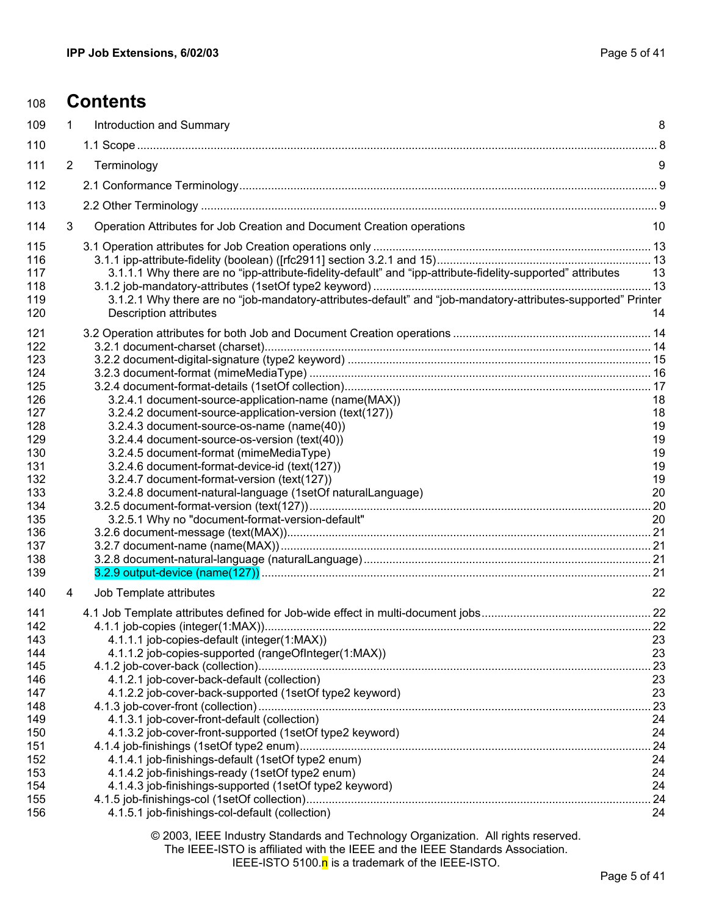# Contents

1 Introduction and Summary 8

1.1 Scope 8

2 Terminology 9

2.1 Conformance Terminology 9

2.2 Other Terminology 9

3 Operation Attributes for Job Creation and Document Creation operations 10

3.1 Operation attributes for Job Creation operations only 13
 3.1.1 ipp-attribute-fidelity (boolean) ([rfc2911] section 3.2.1 and 15) 13
  3.1.1.1 Why there are no "ipp-attribute-fidelity-default" and "ipp-attribute-fidelity-supported" attributes 13
 3.1.2 job-mandatory-attributes (1setOf type2 keyword) 13
  3.1.2.1 Why there are no "job-mandatory-attributes-default" and "job-mandatory-attributes-supported" Printer Description attributes 14

3.2 Operation attributes for both Job and Document Creation operations 14
 3.2.1 document-charset (charset) 14
 3.2.2 document-digital-signature (type2 keyword) 15
 3.2.3 document-format (mimeMediaType) 16
 3.2.4 document-format-details (1setOf collection) 17
  3.2.4.1 document-source-application-name (name(MAX)) 18
  3.2.4.2 document-source-application-version (text(127)) 18
  3.2.4.3 document-source-os-name (name(40)) 19
  3.2.4.4 document-source-os-version (text(40)) 19
  3.2.4.5 document-format (mimeMediaType) 19
  3.2.4.6 document-format-device-id (text(127)) 19
  3.2.4.7 document-format-version (text(127)) 19
  3.2.4.8 document-natural-language (1setOf naturalLanguage) 20
 3.2.5 document-format-version (text(127)) 20
  3.2.5.1 Why no "document-format-version-default" 20
 3.2.6 document-message (text(MAX)) 21
 3.2.7 document-name (name(MAX)) 21
 3.2.8 document-natural-language (naturalLanguage) 21
 3.2.9 output-device (name(127)) 21

4 Job Template attributes 22

4.1 Job Template attributes defined for Job-wide effect in multi-document jobs 22
 4.1.1 job-copies (integer(1:MAX)) 22
  4.1.1.1 job-copies-default (integer(1:MAX)) 23
  4.1.1.2 job-copies-supported (rangeOfInteger(1:MAX)) 23
 4.1.2 job-cover-back (collection) 23
  4.1.2.1 job-cover-back-default (collection) 23
  4.1.2.2 job-cover-back-supported (1setOf type2 keyword) 23
 4.1.3 job-cover-front (collection) 23
  4.1.3.1 job-cover-front-default (collection) 24
  4.1.3.2 job-cover-front-supported (1setOf type2 keyword) 24
 4.1.4 job-finishings (1setOf type2 enum) 24
  4.1.4.1 job-finishings-default (1setOf type2 enum) 24
  4.1.4.2 job-finishings-ready (1setOf type2 enum) 24
  4.1.4.3 job-finishings-supported (1setOf type2 keyword) 24
 4.1.5 job-finishings-col (1setOf collection) 24
  4.1.5.1 job-finishings-col-default (collection) 24

© 2003, IEEE Industry Standards and Technology Organization. All rights reserved.
The IEEE-ISTO is affiliated with the IEEE and the IEEE Standards Association.
IEEE-ISTO 5100.n is a trademark of the IEEE-ISTO.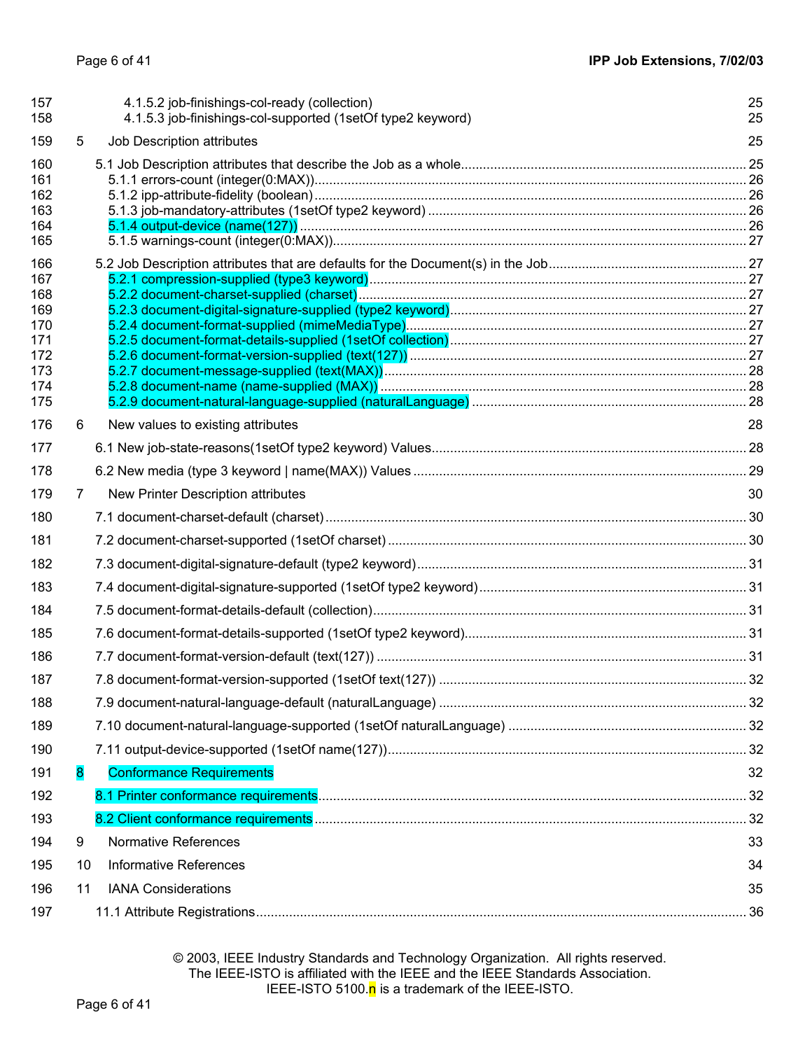157 4.1.5.2 job-finishings-col-ready (collection) 25
158 4.1.5.3 job-finishings-col-supported (1setOf type2 keyword) 25

159 5 Job Description attributes 25

160 5.1 Job Description attributes that describe the Job as a whole 25
161 5.1.1 errors-count (integer(0:MAX)) 26
162 5.1.2 ipp-attribute-fidelity (boolean) 26
163 5.1.3 job-mandatory-attributes (1setOf type2 keyword) 26
164 5.1.4 output-device (name(127)) 26
165 5.1.5 warnings-count (integer(0:MAX)) 27

166 5.2 Job Description attributes that are defaults for the Document(s) in the Job 27
167 5.2.1 compression-supplied (type3 keyword) 27
168 5.2.2 document-charset-supplied (charset) 27
169 5.2.3 document-digital-signature-supplied (type2 keyword) 27
170 5.2.4 document-format-supplied (mimeMediaType) 27
171 5.2.5 document-format-details-supplied (1setOf collection) 27
172 5.2.6 document-format-version-supplied (text(127)) 27
173 5.2.7 document-message-supplied (text(MAX)) 28
174 5.2.8 document-name (name-supplied (MAX)) 28
175 5.2.9 document-natural-language-supplied (naturalLanguage) 28

176 6 New values to existing attributes 28

177 6.1 New job-state-reasons(1setOf type2 keyword) Values 28

178 6.2 New media (type 3 keyword | name(MAX)) Values 29

179 7 New Printer Description attributes 30

180 7.1 document-charset-default (charset) 30

181 7.2 document-charset-supported (1setOf charset) 30

182 7.3 document-digital-signature-default (type2 keyword) 31

183 7.4 document-digital-signature-supported (1setOf type2 keyword) 31

184 7.5 document-format-details-default (collection) 31

185 7.6 document-format-details-supported (1setOf type2 keyword) 31

186 7.7 document-format-version-default (text(127)) 31

187 7.8 document-format-version-supported (1setOf text(127)) 32

188 7.9 document-natural-language-default (naturalLanguage) 32

189 7.10 document-natural-language-supported (1setOf naturalLanguage) 32

190 7.11 output-device-supported (1setOf name(127)) 32

191 8 Conformance Requirements 32

192 8.1 Printer conformance requirements 32

193 8.2 Client conformance requirements 32

194 9 Normative References 33

195 10 Informative References 34

196 11 IANA Considerations 35

197 11.1 Attribute Registrations 36

© 2003, IEEE Industry Standards and Technology Organization. All rights reserved.
The IEEE-ISTO is affiliated with the IEEE and the IEEE Standards Association.
IEEE-ISTO 5100.n is a trademark of the IEEE-ISTO.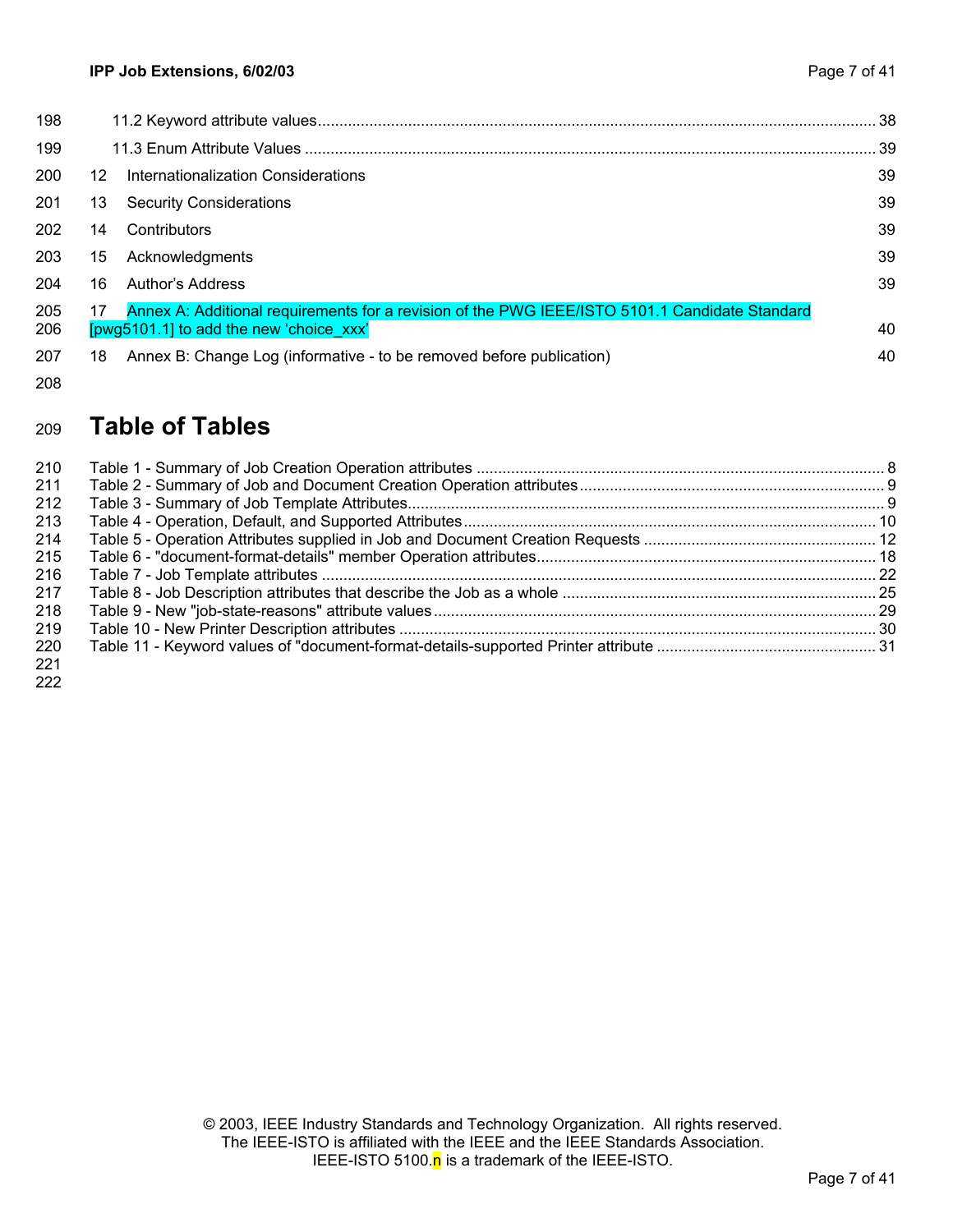11.2 Keyword attribute values........................................................................................................................ 38

11.3 Enum Attribute Values ........................................................................................................................... 39

12 Internationalization Considerations 39

13 Security Considerations 39

14 Contributors 39

15 Acknowledgments 39

16 Author's Address 39

17 Annex A: Additional requirements for a revision of the PWG IEEE/ISTO 5101.1 Candidate Standard [pwg5101.1] to add the new 'choice_xxx' 40

18 Annex B: Change Log (informative - to be removed before publication) 40

# Table of Tables

Table 1 - Summary of Job Creation Operation attributes ............................................................................... 8
Table 2 - Summary of Job and Document Creation Operation attributes....................................................... 9
Table 3 - Summary of Job Template Attributes.............................................................................................. 9
Table 4 - Operation, Default, and Supported Attributes ................................................................................ 10
Table 5 - Operation Attributes supplied in Job and Document Creation Requests ...................................... 12
Table 6 - "document-format-details" member Operation attributes............................................................... 18
Table 7 - Job Template attributes ................................................................................................................. 22
Table 8 - Job Description attributes that describe the Job as a whole ......................................................... 25
Table 9 - New "job-state-reasons" attribute values ....................................................................................... 29
Table 10 - New Printer Description attributes .............................................................................................. 30
Table 11 - Keyword values of "document-format-details-supported Printer attribute ................................... 31

© 2003, IEEE Industry Standards and Technology Organization. All rights reserved.
The IEEE-ISTO is affiliated with the IEEE and the IEEE Standards Association.
IEEE-ISTO 5100.n is a trademark of the IEEE-ISTO.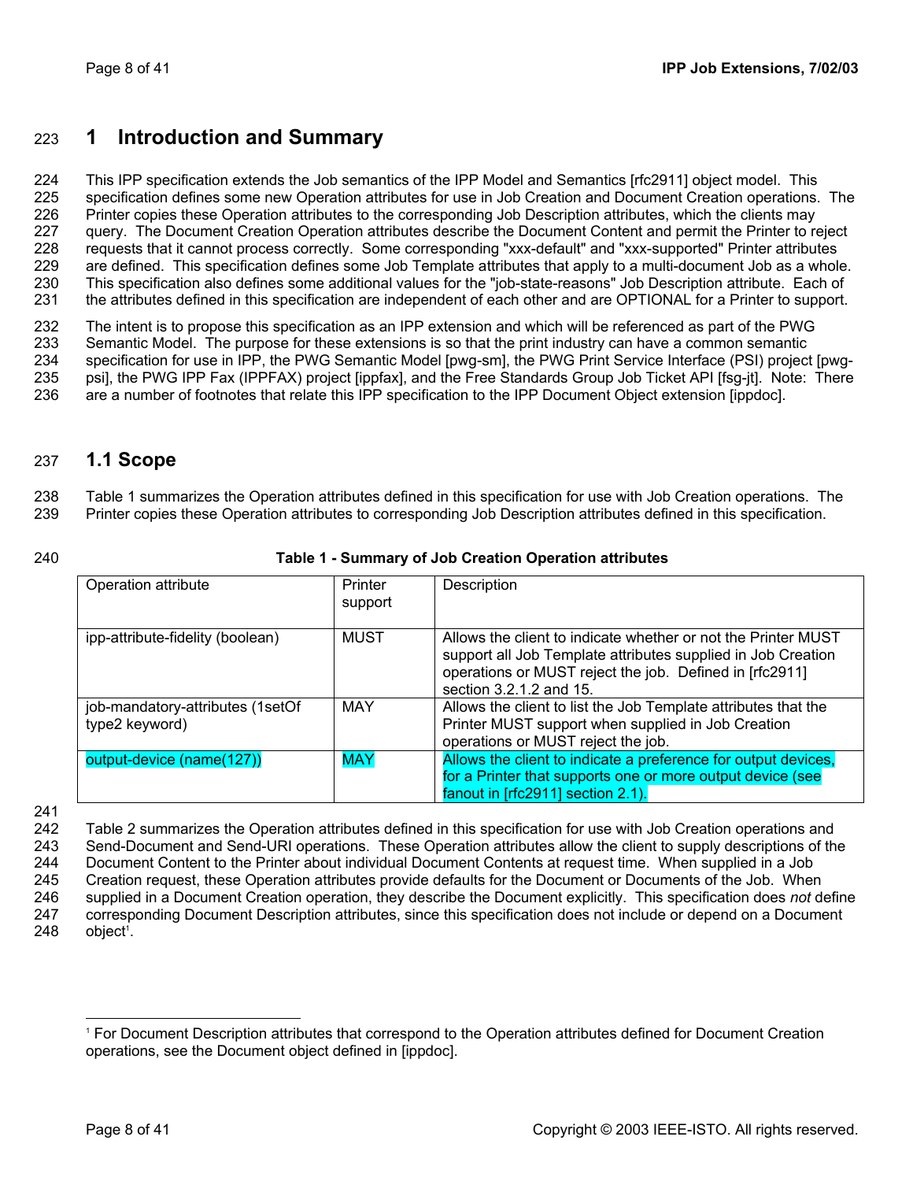# 1 Introduction and Summary

This IPP specification extends the Job semantics of the IPP Model and Semantics [rfc2911] object model. This specification defines some new Operation attributes for use in Job Creation and Document Creation operations. The Printer copies these Operation attributes to the corresponding Job Description attributes, which the clients may query. The Document Creation Operation attributes describe the Document Content and permit the Printer to reject requests that it cannot process correctly. Some corresponding "xxx-default" and "xxx-supported" Printer attributes are defined. This specification defines some Job Template attributes that apply to a multi-document Job as a whole. This specification also defines some additional values for the "job-state-reasons" Job Description attribute. Each of the attributes defined in this specification are independent of each other and are OPTIONAL for a Printer to support.

The intent is to propose this specification as an IPP extension and which will be referenced as part of the PWG Semantic Model. The purpose for these extensions is so that the print industry can have a common semantic specification for use in IPP, the PWG Semantic Model [pwg-sm], the PWG Print Service Interface (PSI) project [pwg-psi], the PWG IPP Fax (IPPFAX) project [ippfax], and the Free Standards Group Job Ticket API [fsg-jt]. Note: There are a number of footnotes that relate this IPP specification to the IPP Document Object extension [ippdoc].

## 1.1 Scope

Table 1 summarizes the Operation attributes defined in this specification for use with Job Creation operations. The Printer copies these Operation attributes to corresponding Job Description attributes defined in this specification.

**Table 1 - Summary of Job Creation Operation attributes**

| Operation attribute | Printer support | Description |
|---|---|---|
| ipp-attribute-fidelity (boolean) | MUST | Allows the client to indicate whether or not the Printer MUST support all Job Template attributes supplied in Job Creation operations or MUST reject the job. Defined in [rfc2911] section 3.2.1.2 and 15. |
| job-mandatory-attributes (1setOf type2 keyword) | MAY | Allows the client to list the Job Template attributes that the Printer MUST support when supplied in Job Creation operations or MUST reject the job. |
| output-device (name(127)) | MAY | Allows the client to indicate a preference for output devices, for a Printer that supports one or more output device (see fanout in [rfc2911] section 2.1). |

Table 2 summarizes the Operation attributes defined in this specification for use with Job Creation operations and Send-Document and Send-URI operations. These Operation attributes allow the client to supply descriptions of the Document Content to the Printer about individual Document Contents at request time. When supplied in a Job Creation request, these Operation attributes provide defaults for the Document or Documents of the Job. When supplied in a Document Creation operation, they describe the Document explicitly. This specification does *not* define corresponding Document Description attributes, since this specification does not include or depend on a Document object[1].

---

[1] For Document Description attributes that correspond to the Operation attributes defined for Document Creation operations, see the Document object defined in [ippdoc].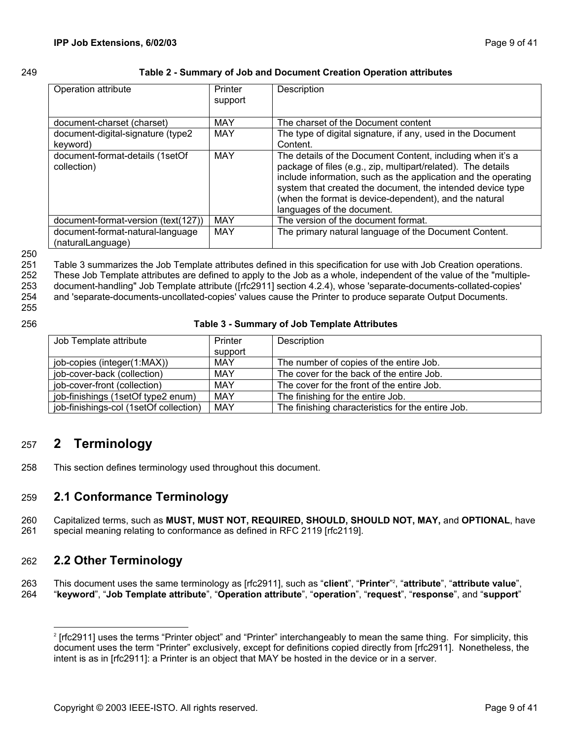**Table 2 - Summary of Job and Document Creation Operation attributes**

| Operation attribute | Printer support | Description |
|---|---|---|
| document-charset (charset) | MAY | The charset of the Document content |
| document-digital-signature (type2 keyword) | MAY | The type of digital signature, if any, used in the Document Content. |
| document-format-details (1setOf collection) | MAY | The details of the Document Content, including when it's a package of files (e.g., zip, multipart/related). The details include information, such as the application and the operating system that created the document, the intended device type (when the format is device-dependent), and the natural languages of the document. |
| document-format-version (text(127)) | MAY | The version of the document format. |
| document-format-natural-language (naturalLanguage) | MAY | The primary natural language of the Document Content. |

Table 3 summarizes the Job Template attributes defined in this specification for use with Job Creation operations. These Job Template attributes are defined to apply to the Job as a whole, independent of the value of the "multiple-document-handling" Job Template attribute ([rfc2911] section 4.2.4), whose 'separate-documents-collated-copies' and 'separate-documents-uncollated-copies' values cause the Printer to produce separate Output Documents.

**Table 3 - Summary of Job Template Attributes**

| Job Template attribute | Printer support | Description |
|---|---|---|
| job-copies (integer(1:MAX)) | MAY | The number of copies of the entire Job. |
| job-cover-back (collection) | MAY | The cover for the back of the entire Job. |
| job-cover-front (collection) | MAY | The cover for the front of the entire Job. |
| job-finishings (1setOf type2 enum) | MAY | The finishing for the entire Job. |
| job-finishings-col (1setOf collection) | MAY | The finishing characteristics for the entire Job. |

# 2 Terminology

This section defines terminology used throughout this document.

## 2.1 Conformance Terminology

Capitalized terms, such as **MUST, MUST NOT, REQUIRED, SHOULD, SHOULD NOT, MAY,** and **OPTIONAL**, have special meaning relating to conformance as defined in RFC 2119 [rfc2119].

## 2.2 Other Terminology

This document uses the same terminology as [rfc2911], such as "**client**", "**Printer**"[2], "**attribute**", "**attribute value**", "**keyword**", "**Job Template attribute**", "**Operation attribute**", "**operation**", "**request**", "**response**", and "**support**"

[2] [rfc2911] uses the terms "Printer object" and "Printer" interchangeably to mean the same thing. For simplicity, this document uses the term "Printer" exclusively, except for definitions copied directly from [rfc2911]. Nonetheless, the intent is as in [rfc2911]: a Printer is an object that MAY be hosted in the device or in a server.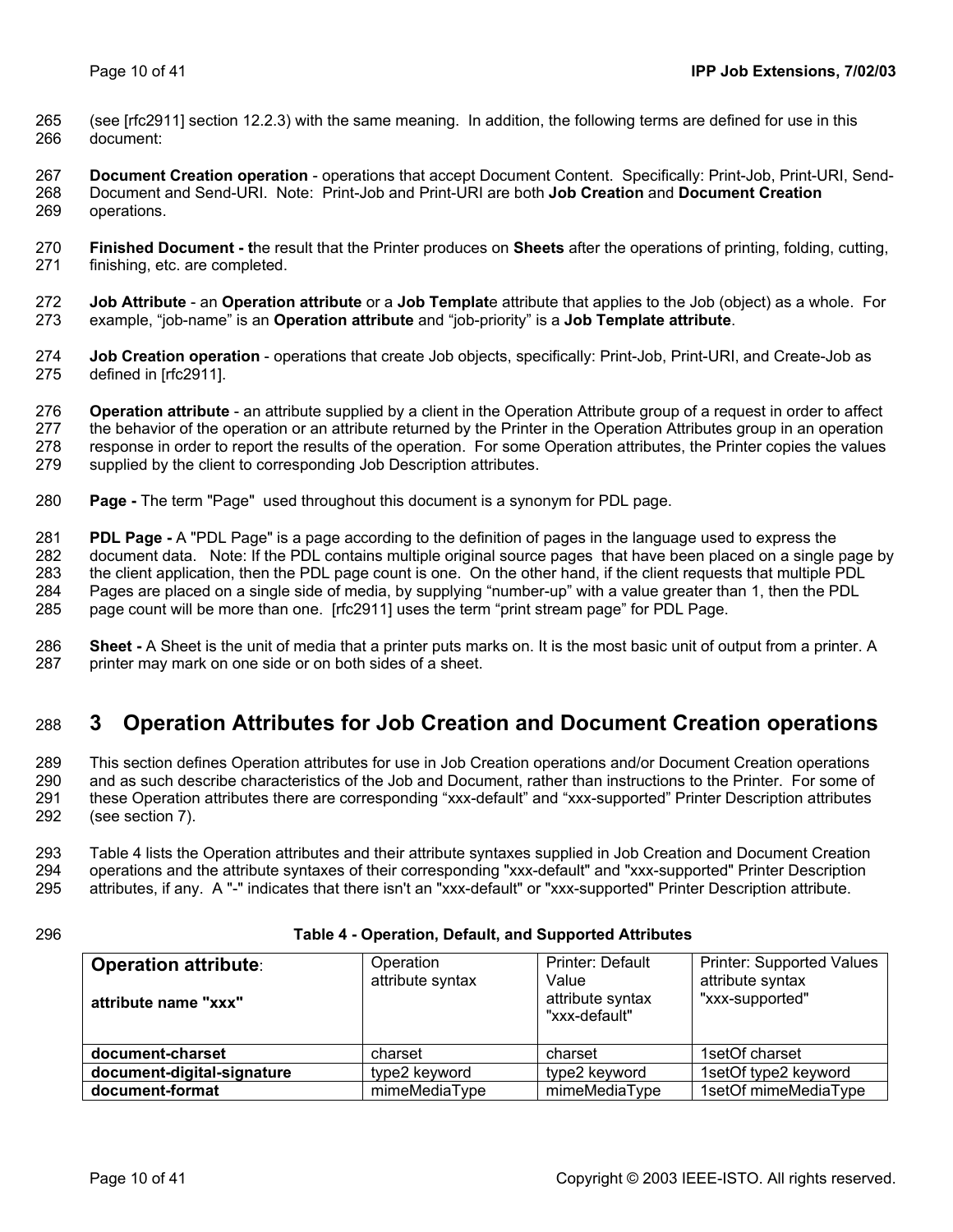(see [rfc2911] section 12.2.3) with the same meaning. In addition, the following terms are defined for use in this document:

**Document Creation operation** - operations that accept Document Content. Specifically: Print-Job, Print-URI, Send-Document and Send-URI. Note: Print-Job and Print-URI are both **Job Creation** and **Document Creation** operations.

**Finished Document - t**he result that the Printer produces on **Sheets** after the operations of printing, folding, cutting, finishing, etc. are completed.

**Job Attribute** - an **Operation attribute** or a **Job Templat**e attribute that applies to the Job (object) as a whole. For example, “job-name” is an **Operation attribute** and “job-priority” is a **Job Template attribute**.

**Job Creation operation** - operations that create Job objects, specifically: Print-Job, Print-URI, and Create-Job as defined in [rfc2911].

**Operation attribute** - an attribute supplied by a client in the Operation Attribute group of a request in order to affect the behavior of the operation or an attribute returned by the Printer in the Operation Attributes group in an operation response in order to report the results of the operation. For some Operation attributes, the Printer copies the values supplied by the client to corresponding Job Description attributes.

**Page -** The term "Page" used throughout this document is a synonym for PDL page.

**PDL Page -** A "PDL Page" is a page according to the definition of pages in the language used to express the document data. Note: If the PDL contains multiple original source pages that have been placed on a single page by the client application, then the PDL page count is one. On the other hand, if the client requests that multiple PDL Pages are placed on a single side of media, by supplying “number-up” with a value greater than 1, then the PDL page count will be more than one. [rfc2911] uses the term “print stream page” for PDL Page.

**Sheet -** A Sheet is the unit of media that a printer puts marks on. It is the most basic unit of output from a printer. A printer may mark on one side or on both sides of a sheet.

# 3 Operation Attributes for Job Creation and Document Creation operations

This section defines Operation attributes for use in Job Creation operations and/or Document Creation operations and as such describe characteristics of the Job and Document, rather than instructions to the Printer. For some of these Operation attributes there are corresponding “xxx-default” and “xxx-supported” Printer Description attributes (see section 7).

Table 4 lists the Operation attributes and their attribute syntaxes supplied in Job Creation and Document Creation operations and the attribute syntaxes of their corresponding "xxx-default" and "xxx-supported" Printer Description attributes, if any. A "-" indicates that there isn't an "xxx-default" or "xxx-supported" Printer Description attribute.

**Table 4 - Operation, Default, and Supported Attributes**

| **Operation attribute**: **attribute name "xxx"** | Operation attribute syntax | Printer: Default Value attribute syntax "xxx-default" | Printer: Supported Values attribute syntax "xxx-supported" |
|---|---|---|---|
| **document-charset** | charset | charset | 1setOf charset |
| **document-digital-signature** | type2 keyword | type2 keyword | 1setOf type2 keyword |
| **document-format** | mimeMediaType | mimeMediaType | 1setOf mimeMediaType |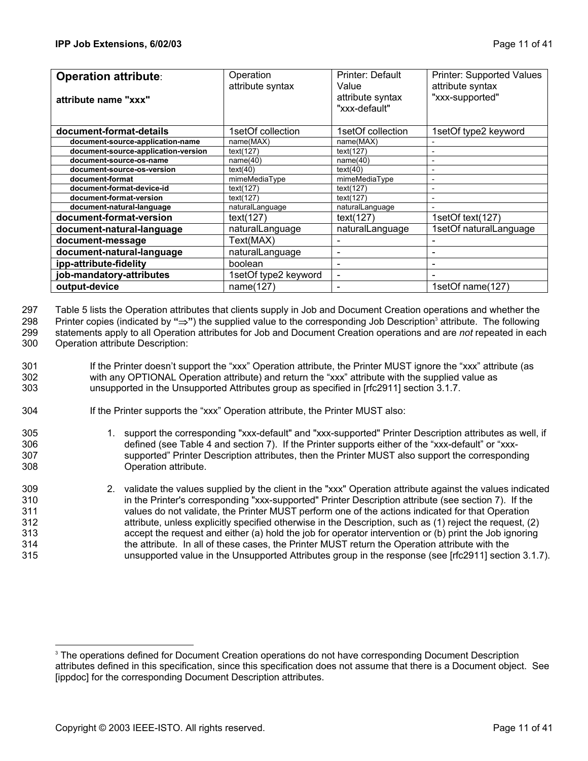| **Operation attribute**: **attribute name "xxx"** | Operation attribute syntax | Printer: Default Value attribute syntax "xxx-default" | Printer: Supported Values attribute syntax "xxx-supported" |
|---|---|---|---|
| **document-format-details** | 1setOf collection | 1setOf collection | 1setOf type2 keyword |
| **document-source-application-name** | name(MAX) | name(MAX) | - |
| **document-source-application-version** | text(127) | text(127) | - |
| **document-source-os-name** | name(40) | name(40) | - |
| **document-source-os-version** | text(40) | text(40) | - |
| **document-format** | mimeMediaType | mimeMediaType | - |
| **document-format-device-id** | text(127) | text(127) | - |
| **document-format-version** | text(127) | text(127) | - |
| **document-natural-language** | naturalLanguage | naturalLanguage | - |
| **document-format-version** | text(127) | text(127) | 1setOf text(127) |
| **document-natural-language** | naturalLanguage | naturalLanguage | 1setOf naturalLanguage |
| **document-message** | Text(MAX) | - | - |
| **document-natural-language** | naturalLanguage | - | - |
| **ipp-attribute-fidelity** | boolean | - | - |
| **job-mandatory-attributes** | 1setOf type2 keyword | - | - |
| **output-device** | name(127) | - | 1setOf name(127) |

297 Table 5 lists the Operation attributes that clients supply in Job and Document Creation operations and whether the
298 Printer copies (indicated by **"⇒"**) the supplied value to the corresponding Job Description[3] attribute. The following
299 statements apply to all Operation attributes for Job and Document Creation operations and are *not* repeated in each
300 Operation attribute Description:

301 If the Printer doesn't support the "xxx" Operation attribute, the Printer MUST ignore the "xxx" attribute (as
302 with any OPTIONAL Operation attribute) and return the "xxx" attribute with the supplied value as
303 unsupported in the Unsupported Attributes group as specified in [rfc2911] section 3.1.7.

304 If the Printer supports the "xxx" Operation attribute, the Printer MUST also:

305 1. support the corresponding "xxx-default" and "xxx-supported" Printer Description attributes as well, if
306 defined (see Table 4 and section 7). If the Printer supports either of the "xxx-default" or "xxx-
307 supported" Printer Description attributes, then the Printer MUST also support the corresponding
308 Operation attribute.

309 2. validate the values supplied by the client in the "xxx" Operation attribute against the values indicated
310 in the Printer's corresponding "xxx-supported" Printer Description attribute (see section 7). If the
311 values do not validate, the Printer MUST perform one of the actions indicated for that Operation
312 attribute, unless explicitly specified otherwise in the Description, such as (1) reject the request, (2)
313 accept the request and either (a) hold the job for operator intervention or (b) print the Job ignoring
314 the attribute. In all of these cases, the Printer MUST return the Operation attribute with the
315 unsupported value in the Unsupported Attributes group in the response (see [rfc2911] section 3.1.7).

---

[3] The operations defined for Document Creation operations do not have corresponding Document Description attributes defined in this specification, since this specification does not assume that there is a Document object. See [ippdoc] for the corresponding Document Description attributes.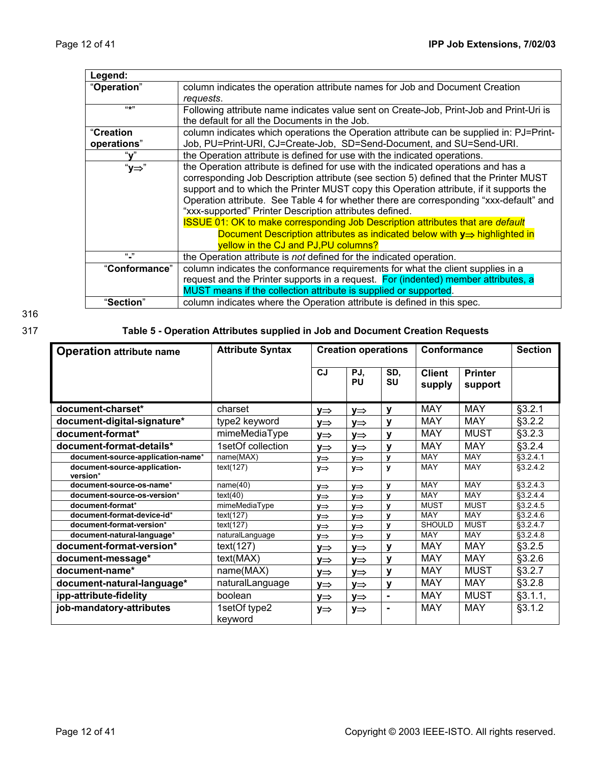| **Legend:** | |
|---|---|
| "**Operation**" | column indicates the operation attribute names for Job and Document Creation *requests*. |
| "*" | Following attribute name indicates value sent on Create-Job, Print-Job and Print-Uri is the default for all the Documents in the Job. |
| "**Creation operations**" | column indicates which operations the Operation attribute can be supplied in: PJ=Print-Job, PU=Print-URI, CJ=Create-Job, SD=Send-Document, and SU=Send-URI. |
| "**y**" | the Operation attribute is defined for use with the indicated operations. |
| "**y⇒**" | the Operation attribute is defined for use with the indicated operations and has a corresponding Job Description attribute (see section 5) defined that the Printer MUST support and to which the Printer MUST copy this Operation attribute, if it supports the Operation attribute. See Table 4 for whether there are corresponding "xxx-default" and "xxx-supported" Printer Description attributes defined. ISSUE 01: OK to make corresponding Job Description attributes that are *default* Document Description attributes as indicated below with **y⇒** highlighted in yellow in the CJ and PJ,PU columns? |
| "**-**" | the Operation attribute is *not* defined for the indicated operation. |
| "**Conformance**" | column indicates the conformance requirements for what the client supplies in a request and the Printer supports in a request. For (indented) member attributes, a MUST means if the collection attribute is supplied or supported. |
| "**Section**" | column indicates where the Operation attribute is defined in this spec. |

316

317 **Table 5 - Operation Attributes supplied in Job and Document Creation Requests**

| **Operation attribute name** | **Attribute Syntax** | **Creation operations** | | | **Conformance** | | **Section** |
|---|---|---|---|---|---|---|---|
| | | **CJ** | **PJ, PU** | **SD, SU** | **Client supply** | **Printer support** | |
| **document-charset*** | charset | **y⇒** | **y⇒** | **y** | MAY | MAY | §3.2.1 |
| **document-digital-signature*** | type2 keyword | **y⇒** | **y⇒** | **y** | MAY | MAY | §3.2.2 |
| **document-format*** | mimeMediaType | **y⇒** | **y⇒** | **y** | MAY | MUST | §3.2.3 |
| **document-format-details*** | 1setOf collection | **y⇒** | **y⇒** | **y** | MAY | MAY | §3.2.4 |
| **document-source-application-name*** | name(MAX) | **y⇒** | **y⇒** | **y** | MAY | MAY | §3.2.4.1 |
| **document-source-application-version*** | text(127) | **y⇒** | **y⇒** | **y** | MAY | MAY | §3.2.4.2 |
| **document-source-os-name*** | name(40) | **y⇒** | **y⇒** | **y** | MAY | MAY | §3.2.4.3 |
| **document-source-os-version*** | text(40) | **y⇒** | **y⇒** | **y** | MAY | MAY | §3.2.4.4 |
| **document-format*** | mimeMediaType | **y⇒** | **y⇒** | **y** | MUST | MUST | §3.2.4.5 |
| **document-format-device-id*** | text(127) | **y⇒** | **y⇒** | **y** | MAY | MAY | §3.2.4.6 |
| **document-format-version*** | text(127) | **y⇒** | **y⇒** | **y** | SHOULD | MUST | §3.2.4.7 |
| **document-natural-language*** | naturalLanguage | **y⇒** | **y⇒** | **y** | MAY | MAY | §3.2.4.8 |
| **document-format-version*** | text(127) | **y⇒** | **y⇒** | **y** | MAY | MAY | §3.2.5 |
| **document-message*** | text(MAX) | **y⇒** | **y⇒** | **y** | MAY | MAY | §3.2.6 |
| **document-name*** | name(MAX) | **y⇒** | **y⇒** | **y** | MAY | MUST | §3.2.7 |
| **document-natural-language*** | naturalLanguage | **y⇒** | **y⇒** | **y** | MAY | MAY | §3.2.8 |
| **ipp-attribute-fidelity** | boolean | **y⇒** | **y⇒** | **-** | MAY | MUST | §3.1.1, |
| **job-mandatory-attributes** | 1setOf type2 keyword | **y⇒** | **y⇒** | **-** | MAY | MAY | §3.1.2 |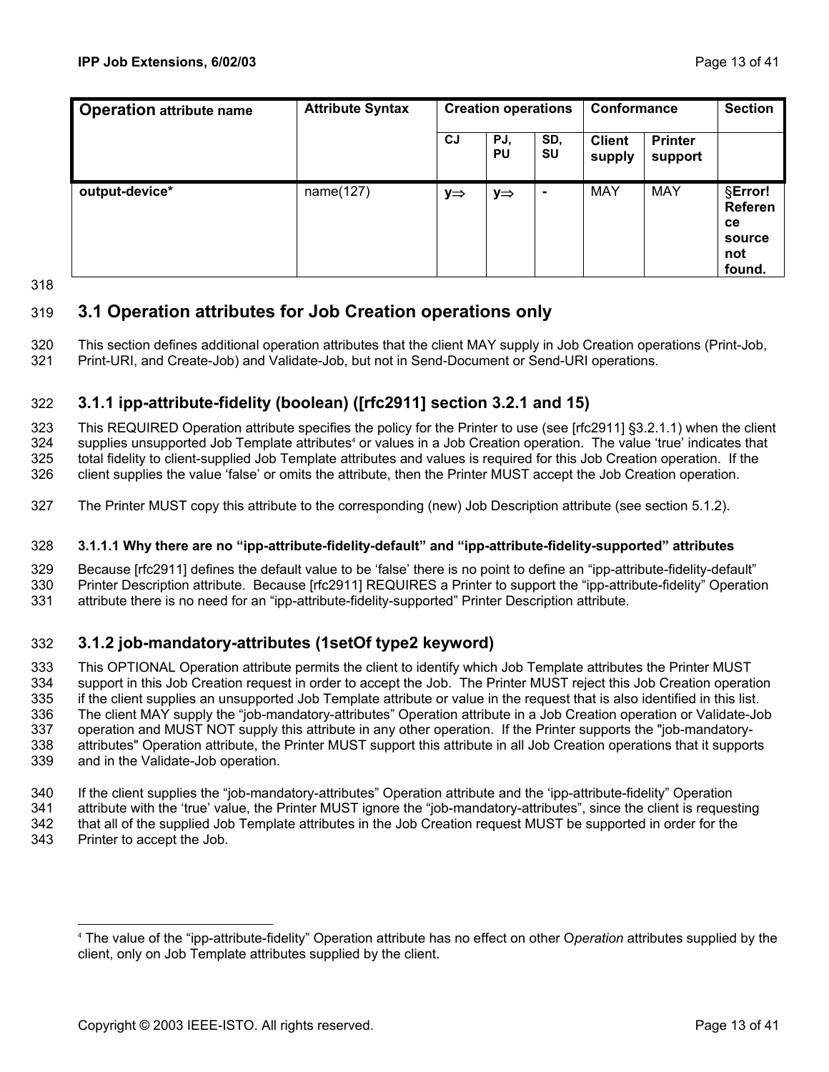| Operation attribute name | Attribute Syntax | Creation operations | | | Conformance | | Section |
|---|---|---|---|---|---|---|---|
| | | CJ | PJ, PU | SD, SU | Client supply | Printer support | |
| **output-device*** | name(127) | y⇒ | y⇒ | - | MAY | MAY | §**Error! Reference source not found.** |

## 3.1 Operation attributes for Job Creation operations only

This section defines additional operation attributes that the client MAY supply in Job Creation operations (Print-Job, Print-URI, and Create-Job) and Validate-Job, but not in Send-Document or Send-URI operations.

### 3.1.1 ipp-attribute-fidelity (boolean) ([rfc2911] section 3.2.1 and 15)

This REQUIRED Operation attribute specifies the policy for the Printer to use (see [rfc2911] §3.2.1.1) when the client supplies unsupported Job Template attributes[4] or values in a Job Creation operation. The value 'true' indicates that total fidelity to client-supplied Job Template attributes and values is required for this Job Creation operation. If the client supplies the value 'false' or omits the attribute, then the Printer MUST accept the Job Creation operation.

The Printer MUST copy this attribute to the corresponding (new) Job Description attribute (see section 5.1.2).

#### 3.1.1.1 Why there are no "ipp-attribute-fidelity-default" and "ipp-attribute-fidelity-supported" attributes

Because [rfc2911] defines the default value to be 'false' there is no point to define an "ipp-attribute-fidelity-default" Printer Description attribute. Because [rfc2911] REQUIRES a Printer to support the "ipp-attribute-fidelity" Operation attribute there is no need for an "ipp-attribute-fidelity-supported" Printer Description attribute.

### 3.1.2 job-mandatory-attributes (1setOf type2 keyword)

This OPTIONAL Operation attribute permits the client to identify which Job Template attributes the Printer MUST support in this Job Creation request in order to accept the Job. The Printer MUST reject this Job Creation operation if the client supplies an unsupported Job Template attribute or value in the request that is also identified in this list. The client MAY supply the "job-mandatory-attributes" Operation attribute in a Job Creation operation or Validate-Job operation and MUST NOT supply this attribute in any other operation. If the Printer supports the "job-mandatory-attributes" Operation attribute, the Printer MUST support this attribute in all Job Creation operations that it supports and in the Validate-Job operation.

If the client supplies the "job-mandatory-attributes" Operation attribute and the 'ipp-attribute-fidelity' Operation attribute with the 'true' value, the Printer MUST ignore the "job-mandatory-attributes", since the client is requesting that all of the supplied Job Template attributes in the Job Creation request MUST be supported in order for the Printer to accept the Job.

---

[4] The value of the "ipp-attribute-fidelity" Operation attribute has no effect on other O*peration* attributes supplied by the client, only on Job Template attributes supplied by the client.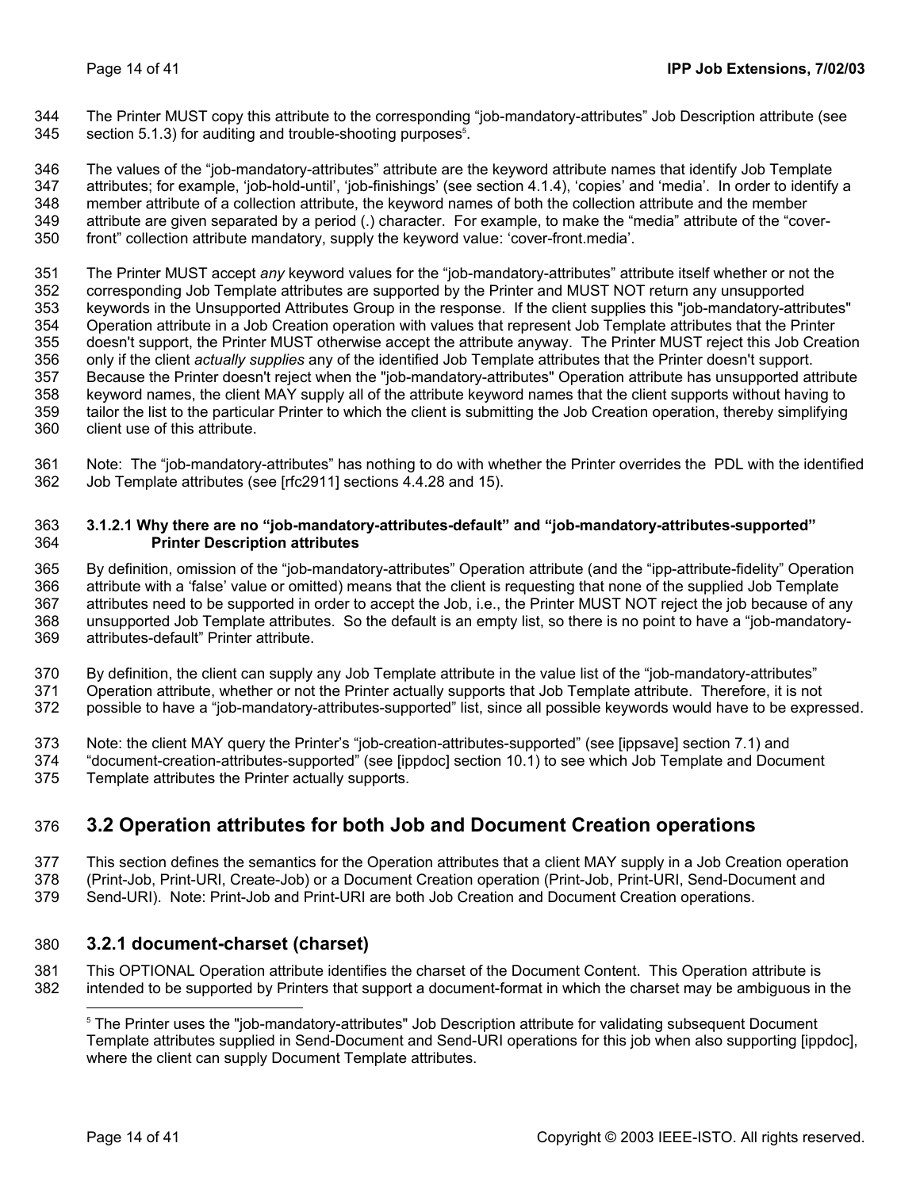The Printer MUST copy this attribute to the corresponding "job-mandatory-attributes" Job Description attribute (see section 5.1.3) for auditing and trouble-shooting purposes[5].

The values of the "job-mandatory-attributes" attribute are the keyword attribute names that identify Job Template attributes; for example, 'job-hold-until', 'job-finishings' (see section 4.1.4), 'copies' and 'media'. In order to identify a member attribute of a collection attribute, the keyword names of both the collection attribute and the member attribute are given separated by a period (.) character. For example, to make the "media" attribute of the "cover-front" collection attribute mandatory, supply the keyword value: 'cover-front.media'.

The Printer MUST accept *any* keyword values for the "job-mandatory-attributes" attribute itself whether or not the corresponding Job Template attributes are supported by the Printer and MUST NOT return any unsupported keywords in the Unsupported Attributes Group in the response. If the client supplies this "job-mandatory-attributes" Operation attribute in a Job Creation operation with values that represent Job Template attributes that the Printer doesn't support, the Printer MUST otherwise accept the attribute anyway. The Printer MUST reject this Job Creation only if the client *actually supplies* any of the identified Job Template attributes that the Printer doesn't support. Because the Printer doesn't reject when the "job-mandatory-attributes" Operation attribute has unsupported attribute keyword names, the client MAY supply all of the attribute keyword names that the client supports without having to tailor the list to the particular Printer to which the client is submitting the Job Creation operation, thereby simplifying client use of this attribute.

Note: The "job-mandatory-attributes" has nothing to do with whether the Printer overrides the PDL with the identified Job Template attributes (see [rfc2911] sections 4.4.28 and 15).

#### 3.1.2.1 Why there are no "job-mandatory-attributes-default" and "job-mandatory-attributes-supported" Printer Description attributes

By definition, omission of the "job-mandatory-attributes" Operation attribute (and the "ipp-attribute-fidelity" Operation attribute with a 'false' value or omitted) means that the client is requesting that none of the supplied Job Template attributes need to be supported in order to accept the Job, i.e., the Printer MUST NOT reject the job because of any unsupported Job Template attributes. So the default is an empty list, so there is no point to have a "job-mandatory-attributes-default" Printer attribute.

By definition, the client can supply any Job Template attribute in the value list of the "job-mandatory-attributes" Operation attribute, whether or not the Printer actually supports that Job Template attribute. Therefore, it is not possible to have a "job-mandatory-attributes-supported" list, since all possible keywords would have to be expressed.

Note: the client MAY query the Printer's "job-creation-attributes-supported" (see [ippsave] section 7.1) and "document-creation-attributes-supported" (see [ippdoc] section 10.1) to see which Job Template and Document Template attributes the Printer actually supports.

## 3.2 Operation attributes for both Job and Document Creation operations

This section defines the semantics for the Operation attributes that a client MAY supply in a Job Creation operation (Print-Job, Print-URI, Create-Job) or a Document Creation operation (Print-Job, Print-URI, Send-Document and Send-URI). Note: Print-Job and Print-URI are both Job Creation and Document Creation operations.

### 3.2.1 document-charset (charset)

This OPTIONAL Operation attribute identifies the charset of the Document Content. This Operation attribute is intended to be supported by Printers that support a document-format in which the charset may be ambiguous in the

[5] The Printer uses the "job-mandatory-attributes" Job Description attribute for validating subsequent Document Template attributes supplied in Send-Document and Send-URI operations for this job when also supporting [ippdoc], where the client can supply Document Template attributes.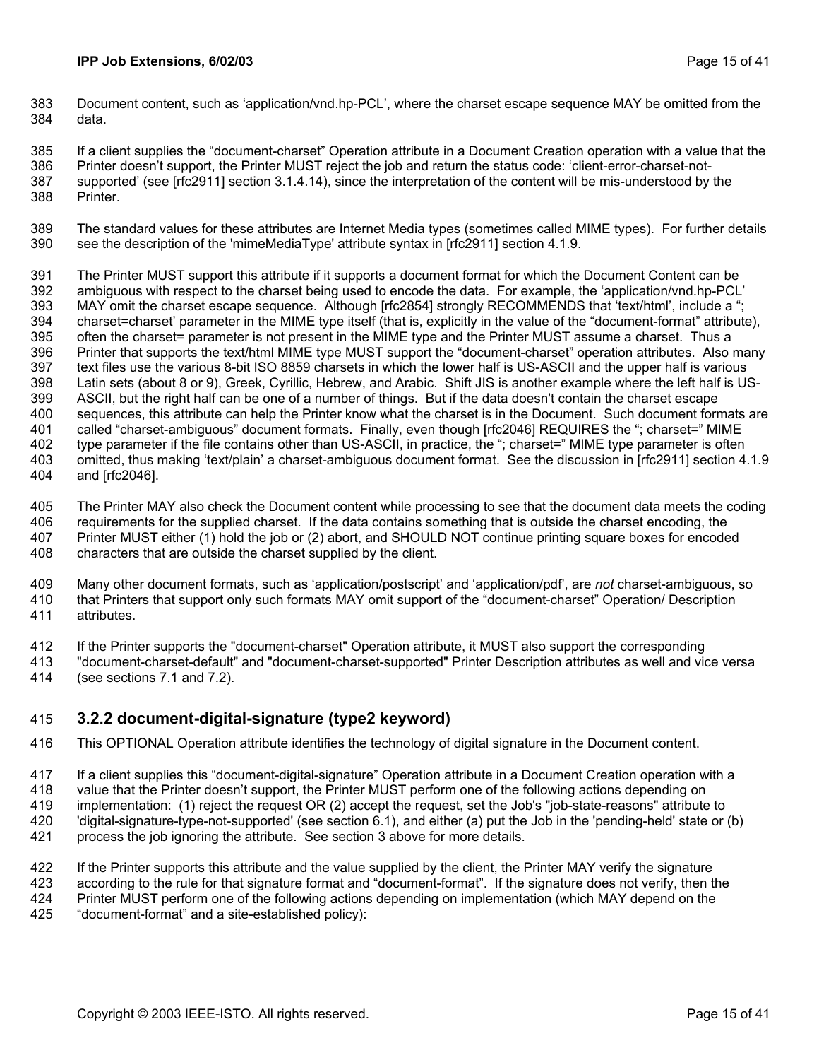Document content, such as ‘application/vnd.hp-PCL’, where the charset escape sequence MAY be omitted from the data.

If a client supplies the “document-charset” Operation attribute in a Document Creation operation with a value that the Printer doesn’t support, the Printer MUST reject the job and return the status code: ‘client-error-charset-not-supported’ (see [rfc2911] section 3.1.4.14), since the interpretation of the content will be mis-understood by the Printer.

The standard values for these attributes are Internet Media types (sometimes called MIME types). For further details see the description of the 'mimeMediaType' attribute syntax in [rfc2911] section 4.1.9.

The Printer MUST support this attribute if it supports a document format for which the Document Content can be ambiguous with respect to the charset being used to encode the data. For example, the ‘application/vnd.hp-PCL’ MAY omit the charset escape sequence. Although [rfc2854] strongly RECOMMENDS that ‘text/html’, include a “; charset=charset’ parameter in the MIME type itself (that is, explicitly in the value of the “document-format” attribute), often the charset= parameter is not present in the MIME type and the Printer MUST assume a charset. Thus a Printer that supports the text/html MIME type MUST support the “document-charset” operation attributes. Also many text files use the various 8-bit ISO 8859 charsets in which the lower half is US-ASCII and the upper half is various Latin sets (about 8 or 9), Greek, Cyrillic, Hebrew, and Arabic. Shift JIS is another example where the left half is US-ASCII, but the right half can be one of a number of things. But if the data doesn't contain the charset escape sequences, this attribute can help the Printer know what the charset is in the Document. Such document formats are called “charset-ambiguous” document formats. Finally, even though [rfc2046] REQUIRES the “; charset=” MIME type parameter if the file contains other than US-ASCII, in practice, the “; charset=” MIME type parameter is often omitted, thus making ‘text/plain’ a charset-ambiguous document format. See the discussion in [rfc2911] section 4.1.9 and [rfc2046].

The Printer MAY also check the Document content while processing to see that the document data meets the coding requirements for the supplied charset. If the data contains something that is outside the charset encoding, the Printer MUST either (1) hold the job or (2) abort, and SHOULD NOT continue printing square boxes for encoded characters that are outside the charset supplied by the client.

Many other document formats, such as ‘application/postscript’ and ‘application/pdf’, are *not* charset-ambiguous, so that Printers that support only such formats MAY omit support of the “document-charset” Operation/ Description attributes.

If the Printer supports the "document-charset" Operation attribute, it MUST also support the corresponding "document-charset-default" and "document-charset-supported" Printer Description attributes as well and vice versa (see sections 7.1 and 7.2).

### 3.2.2 document-digital-signature (type2 keyword)

This OPTIONAL Operation attribute identifies the technology of digital signature in the Document content.

If a client supplies this “document-digital-signature” Operation attribute in a Document Creation operation with a value that the Printer doesn’t support, the Printer MUST perform one of the following actions depending on implementation: (1) reject the request OR (2) accept the request, set the Job's "job-state-reasons" attribute to 'digital-signature-type-not-supported' (see section 6.1), and either (a) put the Job in the 'pending-held' state or (b) process the job ignoring the attribute. See section 3 above for more details.

If the Printer supports this attribute and the value supplied by the client, the Printer MAY verify the signature according to the rule for that signature format and “document-format”. If the signature does not verify, then the Printer MUST perform one of the following actions depending on implementation (which MAY depend on the “document-format” and a site-established policy):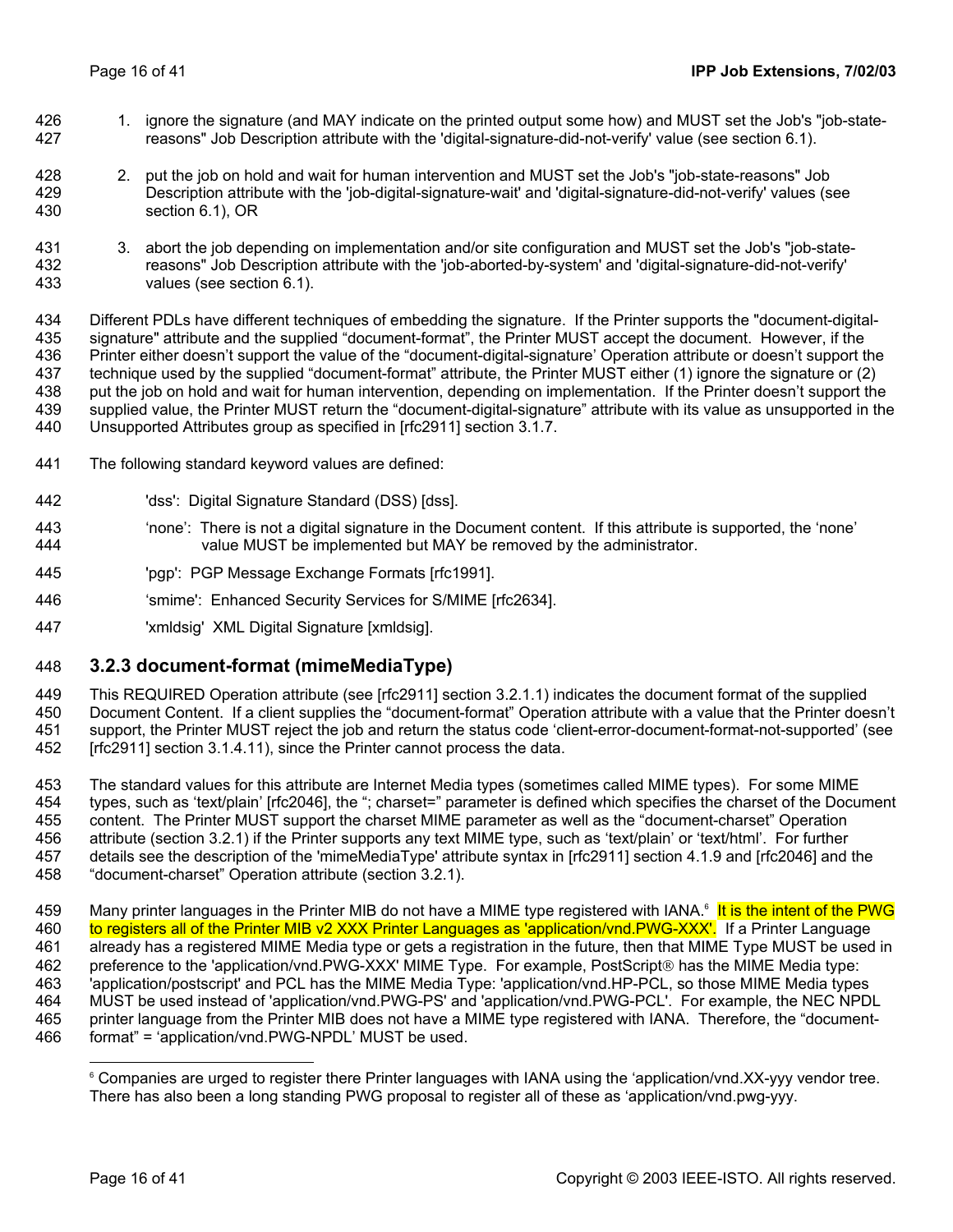1. ignore the signature (and MAY indicate on the printed output some how) and MUST set the Job's "job-state-reasons" Job Description attribute with the 'digital-signature-did-not-verify' value (see section 6.1).

2. put the job on hold and wait for human intervention and MUST set the Job's "job-state-reasons" Job Description attribute with the 'job-digital-signature-wait' and 'digital-signature-did-not-verify' values (see section 6.1), OR

3. abort the job depending on implementation and/or site configuration and MUST set the Job's "job-state-reasons" Job Description attribute with the 'job-aborted-by-system' and 'digital-signature-did-not-verify' values (see section 6.1).

Different PDLs have different techniques of embedding the signature. If the Printer supports the "document-digital-signature" attribute and the supplied "document-format", the Printer MUST accept the document. However, if the Printer either doesn't support the value of the "document-digital-signature' Operation attribute or doesn't support the technique used by the supplied "document-format" attribute, the Printer MUST either (1) ignore the signature or (2) put the job on hold and wait for human intervention, depending on implementation. If the Printer doesn't support the supplied value, the Printer MUST return the "document-digital-signature" attribute with its value as unsupported in the Unsupported Attributes group as specified in [rfc2911] section 3.1.7.

The following standard keyword values are defined:

'dss': Digital Signature Standard (DSS) [dss].

'none': There is not a digital signature in the Document content. If this attribute is supported, the 'none' value MUST be implemented but MAY be removed by the administrator.

'pgp': PGP Message Exchange Formats [rfc1991].

'smime': Enhanced Security Services for S/MIME [rfc2634].

'xmldsig' XML Digital Signature [xmldsig].

### 3.2.3 document-format (mimeMediaType)

This REQUIRED Operation attribute (see [rfc2911] section 3.2.1.1) indicates the document format of the supplied Document Content. If a client supplies the "document-format" Operation attribute with a value that the Printer doesn't support, the Printer MUST reject the job and return the status code 'client-error-document-format-not-supported' (see [rfc2911] section 3.1.4.11), since the Printer cannot process the data.

The standard values for this attribute are Internet Media types (sometimes called MIME types). For some MIME types, such as 'text/plain' [rfc2046], the "; charset=" parameter is defined which specifies the charset of the Document content. The Printer MUST support the charset MIME parameter as well as the "document-charset" Operation attribute (section 3.2.1) if the Printer supports any text MIME type, such as 'text/plain' or 'text/html'. For further details see the description of the 'mimeMediaType' attribute syntax in [rfc2911] section 4.1.9 and [rfc2046] and the "document-charset" Operation attribute (section 3.2.1).

Many printer languages in the Printer MIB do not have a MIME type registered with IANA.[6] It is the intent of the PWG to registers all of the Printer MIB v2 XXX Printer Languages as 'application/vnd.PWG-XXX'. If a Printer Language already has a registered MIME Media type or gets a registration in the future, then that MIME Type MUST be used in preference to the 'application/vnd.PWG-XXX' MIME Type. For example, PostScript® has the MIME Media type: 'application/postscript' and PCL has the MIME Media Type: 'application/vnd.HP-PCL, so those MIME Media types MUST be used instead of 'application/vnd.PWG-PS' and 'application/vnd.PWG-PCL'. For example, the NEC NPDL printer language from the Printer MIB does not have a MIME type registered with IANA. Therefore, the "document-format" = 'application/vnd.PWG-NPDL' MUST be used.

[6] Companies are urged to register there Printer languages with IANA using the 'application/vnd.XX-yyy vendor tree. There has also been a long standing PWG proposal to register all of these as 'application/vnd.pwg-yyy.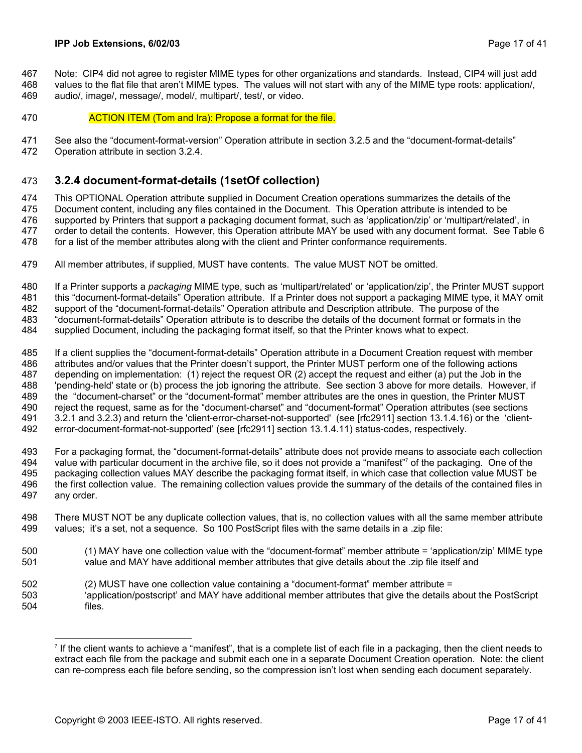Note: CIP4 did not agree to register MIME types for other organizations and standards. Instead, CIP4 will just add values to the flat file that aren't MIME types. The values will not start with any of the MIME type roots: application/, audio/, image/, message/, model/, multipart/, test/, or video.

ACTION ITEM (Tom and Ira): Propose a format for the file.

See also the "document-format-version" Operation attribute in section 3.2.5 and the "document-format-details" Operation attribute in section 3.2.4.

### 3.2.4 document-format-details (1setOf collection)

This OPTIONAL Operation attribute supplied in Document Creation operations summarizes the details of the Document content, including any files contained in the Document. This Operation attribute is intended to be supported by Printers that support a packaging document format, such as 'application/zip' or 'multipart/related', in order to detail the contents. However, this Operation attribute MAY be used with any document format. See Table 6 for a list of the member attributes along with the client and Printer conformance requirements.

All member attributes, if supplied, MUST have contents. The value MUST NOT be omitted.

If a Printer supports a *packaging* MIME type, such as 'multipart/related' or 'application/zip', the Printer MUST support this "document-format-details" Operation attribute. If a Printer does not support a packaging MIME type, it MAY omit support of the "document-format-details" Operation attribute and Description attribute. The purpose of the "document-format-details" Operation attribute is to describe the details of the document format or formats in the supplied Document, including the packaging format itself, so that the Printer knows what to expect.

If a client supplies the "document-format-details" Operation attribute in a Document Creation request with member attributes and/or values that the Printer doesn't support, the Printer MUST perform one of the following actions depending on implementation: (1) reject the request OR (2) accept the request and either (a) put the Job in the 'pending-held' state or (b) process the job ignoring the attribute. See section 3 above for more details. However, if the "document-charset" or the "document-format" member attributes are the ones in question, the Printer MUST reject the request, same as for the "document-charset" and "document-format" Operation attributes (see sections 3.2.1 and 3.2.3) and return the 'client-error-charset-not-supported' (see [rfc2911] section 13.1.4.16) or the 'client-error-document-format-not-supported' (see [rfc2911] section 13.1.4.11) status-codes, respectively.

For a packaging format, the "document-format-details" attribute does not provide means to associate each collection value with particular document in the archive file, so it does not provide a "manifest"[7] of the packaging. One of the packaging collection values MAY describe the packaging format itself, in which case that collection value MUST be the first collection value. The remaining collection values provide the summary of the details of the contained files in any order.

There MUST NOT be any duplicate collection values, that is, no collection values with all the same member attribute values; it's a set, not a sequence. So 100 PostScript files with the same details in a .zip file:

(1) MAY have one collection value with the "document-format" member attribute = 'application/zip' MIME type value and MAY have additional member attributes that give details about the .zip file itself and

(2) MUST have one collection value containing a "document-format" member attribute = 'application/postscript' and MAY have additional member attributes that give the details about the PostScript files.

---

[7] If the client wants to achieve a "manifest", that is a complete list of each file in a packaging, then the client needs to extract each file from the package and submit each one in a separate Document Creation operation. Note: the client can re-compress each file before sending, so the compression isn't lost when sending each document separately.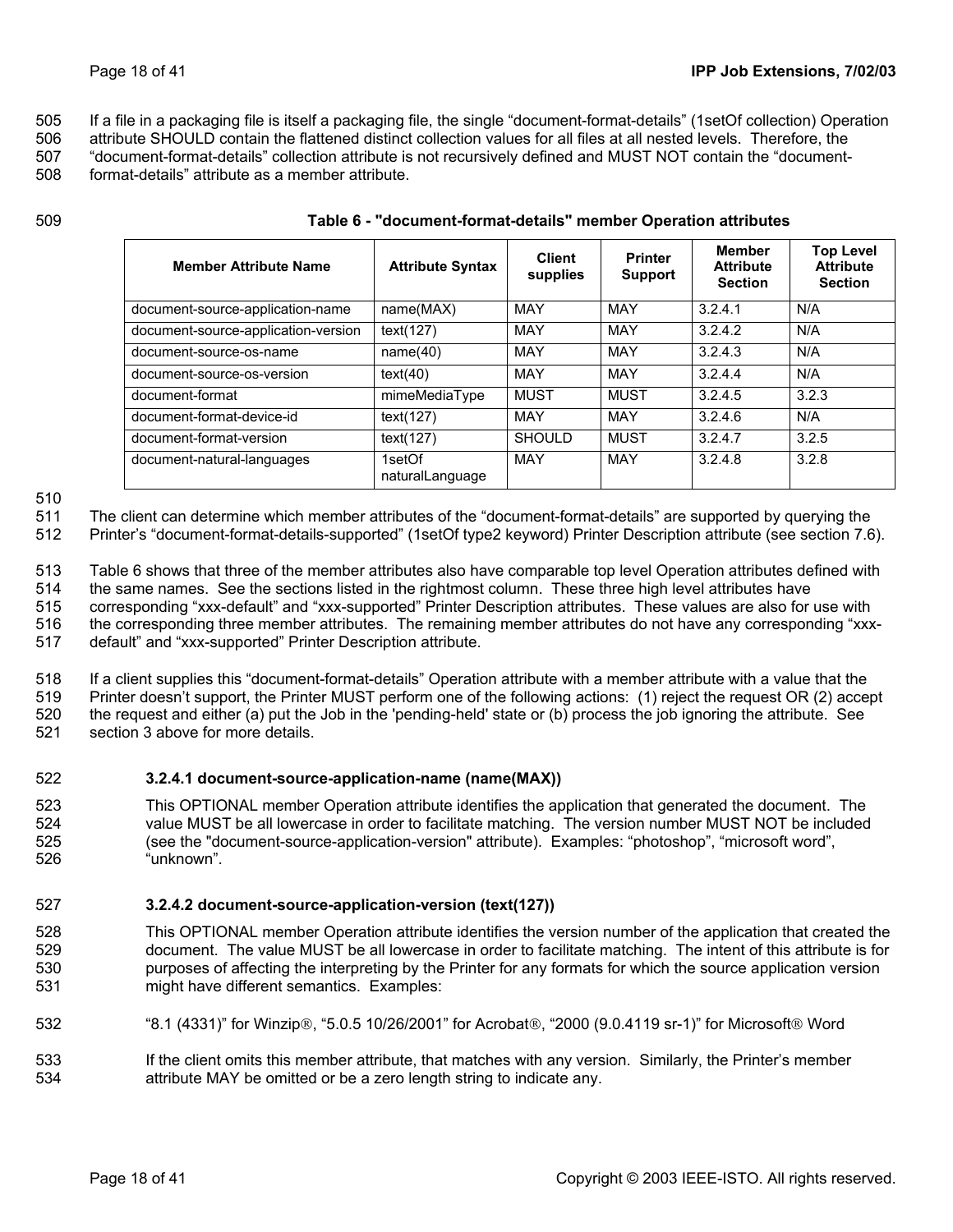If a file in a packaging file is itself a packaging file, the single "document-format-details" (1setOf collection) Operation attribute SHOULD contain the flattened distinct collection values for all files at all nested levels. Therefore, the "document-format-details" collection attribute is not recursively defined and MUST NOT contain the "document-format-details" attribute as a member attribute.

**Table 6 - "document-format-details" member Operation attributes**

| Member Attribute Name | Attribute Syntax | Client supplies | Printer Support | Member Attribute Section | Top Level Attribute Section |
|---|---|---|---|---|---|
| document-source-application-name | name(MAX) | MAY | MAY | 3.2.4.1 | N/A |
| document-source-application-version | text(127) | MAY | MAY | 3.2.4.2 | N/A |
| document-source-os-name | name(40) | MAY | MAY | 3.2.4.3 | N/A |
| document-source-os-version | text(40) | MAY | MAY | 3.2.4.4 | N/A |
| document-format | mimeMediaType | MUST | MUST | 3.2.4.5 | 3.2.3 |
| document-format-device-id | text(127) | MAY | MAY | 3.2.4.6 | N/A |
| document-format-version | text(127) | SHOULD | MUST | 3.2.4.7 | 3.2.5 |
| document-natural-languages | 1setOf naturalLanguage | MAY | MAY | 3.2.4.8 | 3.2.8 |

The client can determine which member attributes of the "document-format-details" are supported by querying the Printer's "document-format-details-supported" (1setOf type2 keyword) Printer Description attribute (see section 7.6).

Table 6 shows that three of the member attributes also have comparable top level Operation attributes defined with the same names. See the sections listed in the rightmost column. These three high level attributes have corresponding "xxx-default" and "xxx-supported" Printer Description attributes. These values are also for use with the corresponding three member attributes. The remaining member attributes do not have any corresponding "xxx-default" and "xxx-supported" Printer Description attribute.

If a client supplies this "document-format-details" Operation attribute with a member attribute with a value that the Printer doesn't support, the Printer MUST perform one of the following actions: (1) reject the request OR (2) accept the request and either (a) put the Job in the 'pending-held' state or (b) process the job ignoring the attribute. See section 3 above for more details.

#### 3.2.4.1 document-source-application-name (name(MAX))

This OPTIONAL member Operation attribute identifies the application that generated the document. The value MUST be all lowercase in order to facilitate matching. The version number MUST NOT be included (see the "document-source-application-version" attribute). Examples: "photoshop", "microsoft word", "unknown".

#### 3.2.4.2 document-source-application-version (text(127))

This OPTIONAL member Operation attribute identifies the version number of the application that created the document. The value MUST be all lowercase in order to facilitate matching. The intent of this attribute is for purposes of affecting the interpreting by the Printer for any formats for which the source application version might have different semantics. Examples:

"8.1 (4331)" for Winzip®, "5.0.5 10/26/2001" for Acrobat®, "2000 (9.0.4119 sr-1)" for Microsoft® Word

If the client omits this member attribute, that matches with any version. Similarly, the Printer's member attribute MAY be omitted or be a zero length string to indicate any.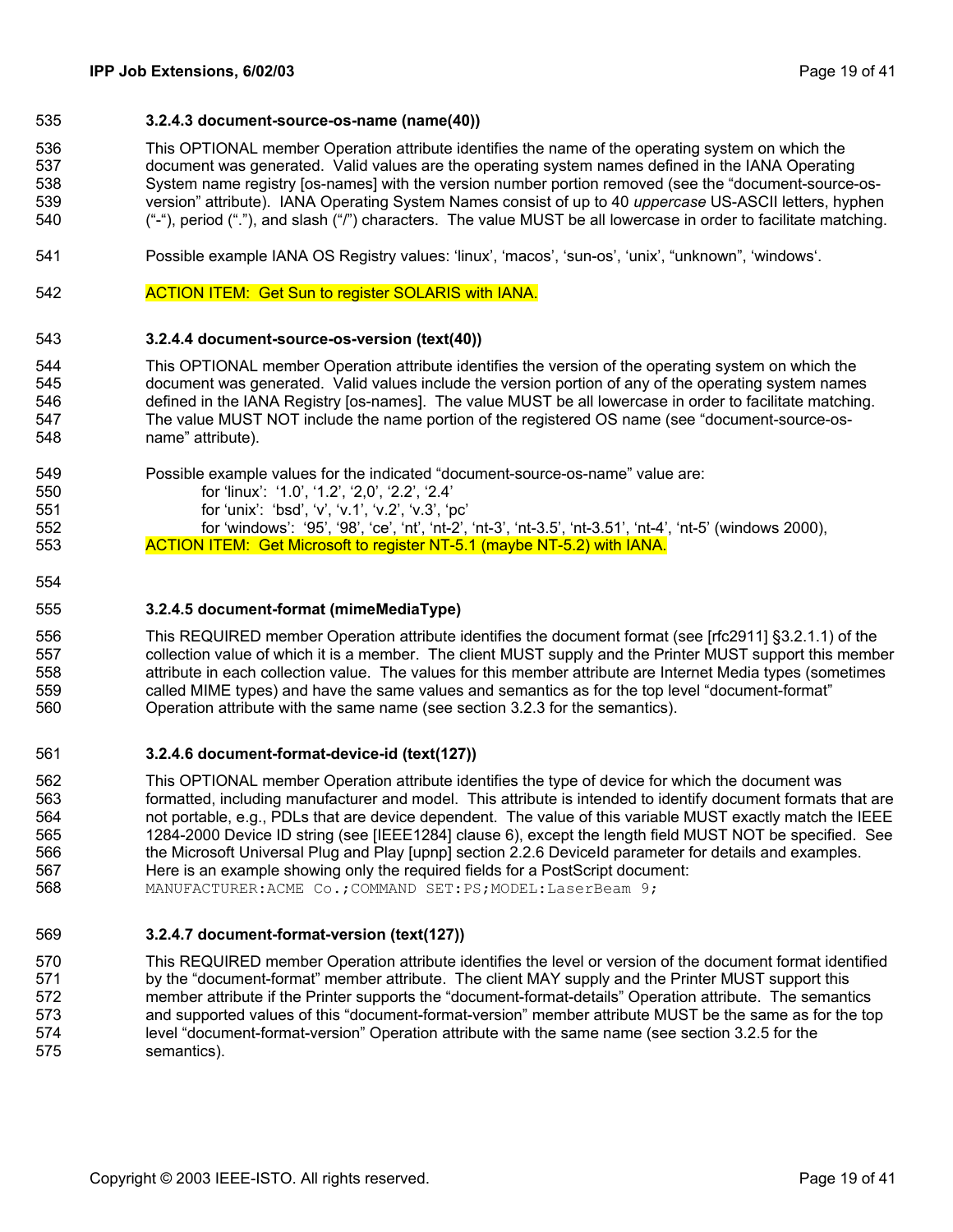#### 3.2.4.3 document-source-os-name (name(40))

This OPTIONAL member Operation attribute identifies the name of the operating system on which the document was generated. Valid values are the operating system names defined in the IANA Operating System name registry [os-names] with the version number portion removed (see the "document-source-os-version" attribute). IANA Operating System Names consist of up to 40 *uppercase* US-ASCII letters, hyphen ("-"), period ("."), and slash ("/") characters. The value MUST be all lowercase in order to facilitate matching.

Possible example IANA OS Registry values: 'linux', 'macos', 'sun-os', 'unix', "unknown", 'windows'.

ACTION ITEM: Get Sun to register SOLARIS with IANA.

#### 3.2.4.4 document-source-os-version (text(40))

This OPTIONAL member Operation attribute identifies the version of the operating system on which the document was generated. Valid values include the version portion of any of the operating system names defined in the IANA Registry [os-names]. The value MUST be all lowercase in order to facilitate matching. The value MUST NOT include the name portion of the registered OS name (see "document-source-os-name" attribute).

Possible example values for the indicated "document-source-os-name" value are:

for 'linux': '1.0', '1.2', '2,0', '2.2', '2.4'
for 'unix': 'bsd', 'v', 'v.1', 'v.2', 'v.3', 'pc'
for 'windows': '95', '98', 'ce', 'nt', 'nt-2', 'nt-3', 'nt-3.5', 'nt-3.51', 'nt-4', 'nt-5' (windows 2000),

ACTION ITEM: Get Microsoft to register NT-5.1 (maybe NT-5.2) with IANA.

#### 3.2.4.5 document-format (mimeMediaType)

This REQUIRED member Operation attribute identifies the document format (see [rfc2911] §3.2.1.1) of the collection value of which it is a member. The client MUST supply and the Printer MUST support this member attribute in each collection value. The values for this member attribute are Internet Media types (sometimes called MIME types) and have the same values and semantics as for the top level "document-format" Operation attribute with the same name (see section 3.2.3 for the semantics).

#### 3.2.4.6 document-format-device-id (text(127))

This OPTIONAL member Operation attribute identifies the type of device for which the document was formatted, including manufacturer and model. This attribute is intended to identify document formats that are not portable, e.g., PDLs that are device dependent. The value of this variable MUST exactly match the IEEE 1284-2000 Device ID string (see [IEEE1284] clause 6), except the length field MUST NOT be specified. See the Microsoft Universal Plug and Play [upnp] section 2.2.6 DeviceId parameter for details and examples. Here is an example showing only the required fields for a PostScript document:

```
MANUFACTURER:ACME Co.;COMMAND SET:PS;MODEL:LaserBeam 9;
```

#### 3.2.4.7 document-format-version (text(127))

This REQUIRED member Operation attribute identifies the level or version of the document format identified by the "document-format" member attribute. The client MAY supply and the Printer MUST support this member attribute if the Printer supports the "document-format-details" Operation attribute. The semantics and supported values of this "document-format-version" member attribute MUST be the same as for the top level "document-format-version" Operation attribute with the same name (see section 3.2.5 for the semantics).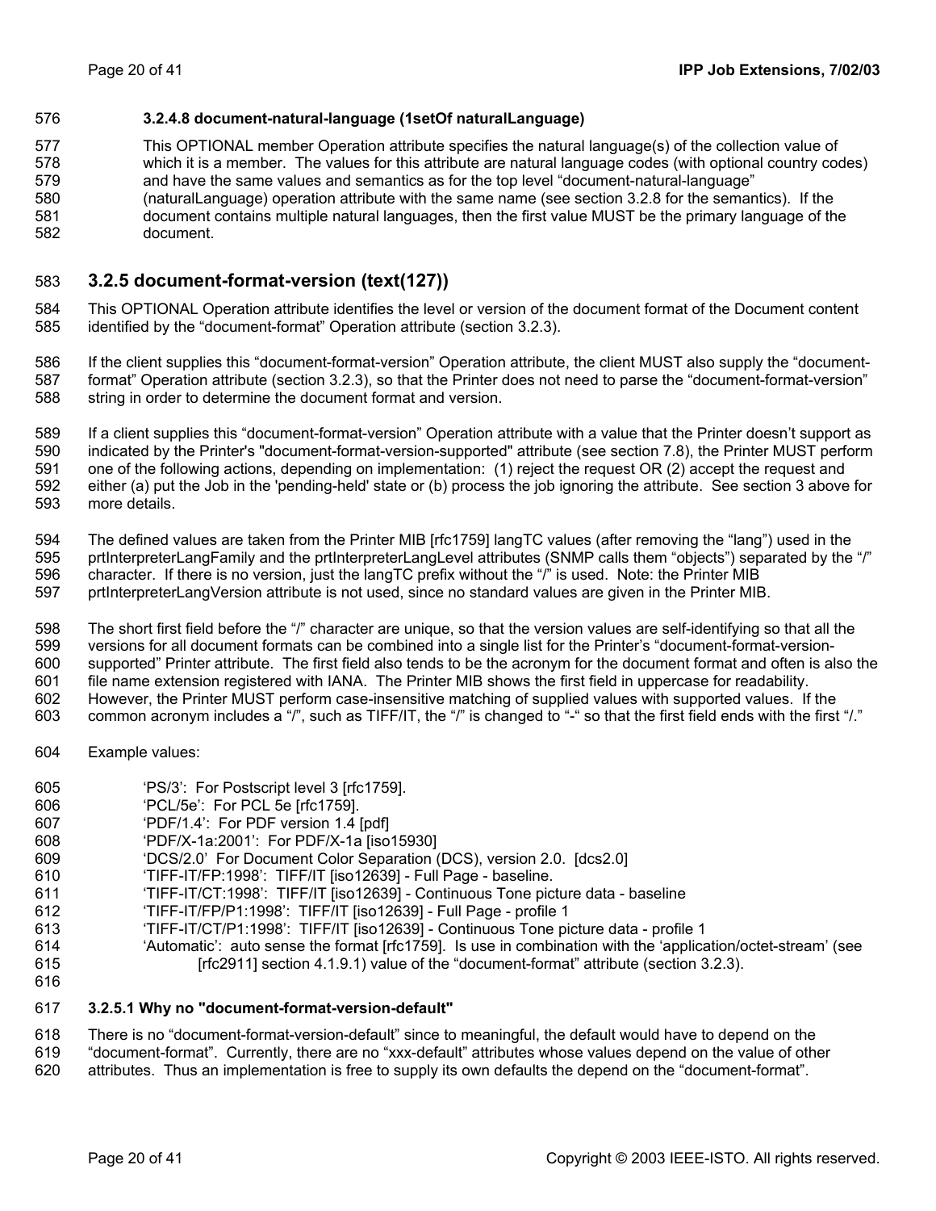#### 3.2.4.8 document-natural-language (1setOf naturalLanguage)

This OPTIONAL member Operation attribute specifies the natural language(s) of the collection value of which it is a member. The values for this attribute are natural language codes (with optional country codes) and have the same values and semantics as for the top level "document-natural-language" (naturalLanguage) operation attribute with the same name (see section 3.2.8 for the semantics). If the document contains multiple natural languages, then the first value MUST be the primary language of the document.

### 3.2.5 document-format-version (text(127))

This OPTIONAL Operation attribute identifies the level or version of the document format of the Document content identified by the "document-format" Operation attribute (section 3.2.3).

If the client supplies this "document-format-version" Operation attribute, the client MUST also supply the "document-format" Operation attribute (section 3.2.3), so that the Printer does not need to parse the "document-format-version" string in order to determine the document format and version.

If a client supplies this "document-format-version" Operation attribute with a value that the Printer doesn't support as indicated by the Printer's "document-format-version-supported" attribute (see section 7.8), the Printer MUST perform one of the following actions, depending on implementation: (1) reject the request OR (2) accept the request and either (a) put the Job in the 'pending-held' state or (b) process the job ignoring the attribute. See section 3 above for more details.

The defined values are taken from the Printer MIB [rfc1759] langTC values (after removing the "lang") used in the prtInterpreterLangFamily and the prtInterpreterLangLevel attributes (SNMP calls them "objects") separated by the "/" character. If there is no version, just the langTC prefix without the "/" is used. Note: the Printer MIB prtInterpreterLangVersion attribute is not used, since no standard values are given in the Printer MIB.

The short first field before the "/" character are unique, so that the version values are self-identifying so that all the versions for all document formats can be combined into a single list for the Printer's "document-format-version-supported" Printer attribute. The first field also tends to be the acronym for the document format and often is also the file name extension registered with IANA. The Printer MIB shows the first field in uppercase for readability. However, the Printer MUST perform case-insensitive matching of supplied values with supported values. If the common acronym includes a "/", such as TIFF/IT, the "/" is changed to "-" so that the first field ends with the first "/."

Example values:

- 'PS/3': For Postscript level 3 [rfc1759].
- 'PCL/5e': For PCL 5e [rfc1759].
- 'PDF/1.4': For PDF version 1.4 [pdf]
- 'PDF/X-1a:2001': For PDF/X-1a [iso15930]
- 'DCS/2.0' For Document Color Separation (DCS), version 2.0. [dcs2.0]
- 'TIFF-IT/FP:1998': TIFF/IT [iso12639] - Full Page - baseline.
- 'TIFF-IT/CT:1998': TIFF/IT [iso12639] - Continuous Tone picture data - baseline
- 'TIFF-IT/FP/P1:1998': TIFF/IT [iso12639] - Full Page - profile 1
- 'TIFF-IT/CT/P1:1998': TIFF/IT [iso12639] - Continuous Tone picture data - profile 1
- 'Automatic': auto sense the format [rfc1759]. Is use in combination with the 'application/octet-stream' (see [rfc2911] section 4.1.9.1) value of the "document-format" attribute (section 3.2.3).

#### 3.2.5.1 Why no "document-format-version-default"

There is no "document-format-version-default" since to meaningful, the default would have to depend on the "document-format". Currently, there are no "xxx-default" attributes whose values depend on the value of other attributes. Thus an implementation is free to supply its own defaults the depend on the "document-format".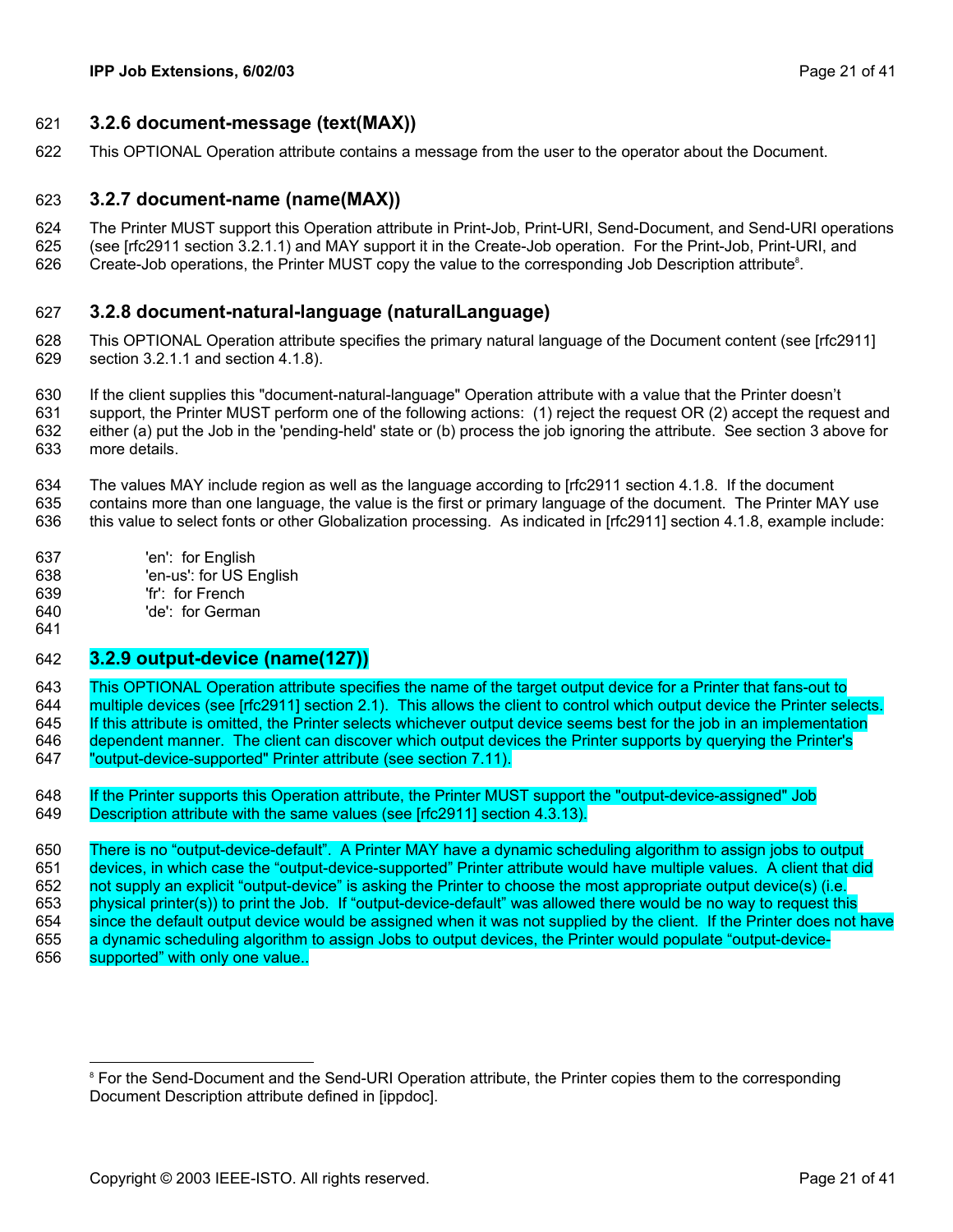### 3.2.6 document-message (text(MAX))

This OPTIONAL Operation attribute contains a message from the user to the operator about the Document.

### 3.2.7 document-name (name(MAX))

The Printer MUST support this Operation attribute in Print-Job, Print-URI, Send-Document, and Send-URI operations (see [rfc2911 section 3.2.1.1) and MAY support it in the Create-Job operation. For the Print-Job, Print-URI, and Create-Job operations, the Printer MUST copy the value to the corresponding Job Description attribute[8].

### 3.2.8 document-natural-language (naturalLanguage)

This OPTIONAL Operation attribute specifies the primary natural language of the Document content (see [rfc2911] section 3.2.1.1 and section 4.1.8).

If the client supplies this "document-natural-language" Operation attribute with a value that the Printer doesn't support, the Printer MUST perform one of the following actions: (1) reject the request OR (2) accept the request and either (a) put the Job in the 'pending-held' state or (b) process the job ignoring the attribute. See section 3 above for more details.

The values MAY include region as well as the language according to [rfc2911 section 4.1.8. If the document contains more than one language, the value is the first or primary language of the document. The Printer MAY use this value to select fonts or other Globalization processing. As indicated in [rfc2911] section 4.1.8, example include:

- 'en': for English
- 'en-us': for US English
- 'fr': for French
- 'de': for German

### 3.2.9 output-device (name(127))

This OPTIONAL Operation attribute specifies the name of the target output device for a Printer that fans-out to multiple devices (see [rfc2911] section 2.1). This allows the client to control which output device the Printer selects. If this attribute is omitted, the Printer selects whichever output device seems best for the job in an implementation dependent manner. The client can discover which output devices the Printer supports by querying the Printer's "output-device-supported" Printer attribute (see section 7.11).

If the Printer supports this Operation attribute, the Printer MUST support the "output-device-assigned" Job Description attribute with the same values (see [rfc2911] section 4.3.13).

There is no "output-device-default". A Printer MAY have a dynamic scheduling algorithm to assign jobs to output devices, in which case the "output-device-supported" Printer attribute would have multiple values. A client that did not supply an explicit "output-device" is asking the Printer to choose the most appropriate output device(s) (i.e. physical printer(s)) to print the Job. If "output-device-default" was allowed there would be no way to request this since the default output device would be assigned when it was not supplied by the client. If the Printer does not have a dynamic scheduling algorithm to assign Jobs to output devices, the Printer would populate "output-device-supported" with only one value..

---

[8] For the Send-Document and the Send-URI Operation attribute, the Printer copies them to the corresponding Document Description attribute defined in [ippdoc].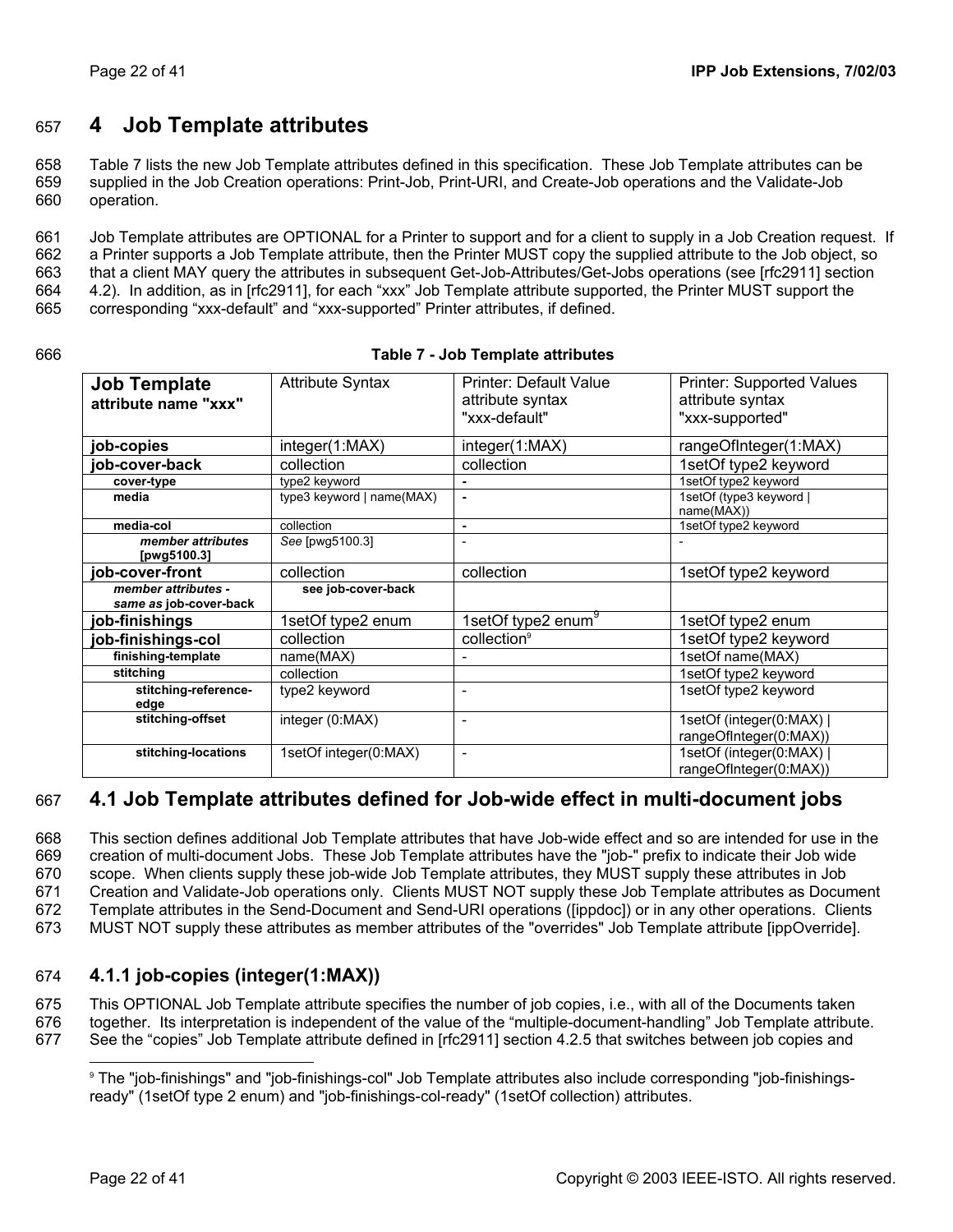# 4 Job Template attributes

Table 7 lists the new Job Template attributes defined in this specification. These Job Template attributes can be supplied in the Job Creation operations: Print-Job, Print-URI, and Create-Job operations and the Validate-Job operation.

Job Template attributes are OPTIONAL for a Printer to support and for a client to supply in a Job Creation request. If a Printer supports a Job Template attribute, then the Printer MUST copy the supplied attribute to the Job object, so that a client MAY query the attributes in subsequent Get-Job-Attributes/Get-Jobs operations (see [rfc2911] section 4.2). In addition, as in [rfc2911], for each "xxx" Job Template attribute supported, the Printer MUST support the corresponding "xxx-default" and "xxx-supported" Printer attributes, if defined.

**Table 7 - Job Template attributes**

| **Job Template** attribute name "xxx" | Attribute Syntax | Printer: Default Value attribute syntax "xxx-default" | Printer: Supported Values attribute syntax "xxx-supported" |
|---|---|---|---|
| **job-copies** | integer(1:MAX) | integer(1:MAX) | rangeOfInteger(1:MAX) |
| **job-cover-back** | collection | collection | 1setOf type2 keyword |
| **cover-type** | type2 keyword | - | 1setOf type2 keyword |
| **media** | type3 keyword \| name(MAX) | - | 1setOf (type3 keyword \| name(MAX)) |
| **media-col** | collection | - | 1setOf type2 keyword |
| ***member attributes* [pwg5100.3]** | *See* [pwg5100.3] | - | - |
| **job-cover-front** | collection | collection | 1setOf type2 keyword |
| ***member attributes - same as* job-cover-back** | **see job-cover-back** | | |
| **job-finishings** | 1setOf type2 enum | 1setOf type2 enum[9] | 1setOf type2 enum |
| **job-finishings-col** | collection | collection[9] | 1setOf type2 keyword |
| **finishing-template** | name(MAX) | - | 1setOf name(MAX) |
| **stitching** | collection | | 1setOf type2 keyword |
| **stitching-reference-edge** | type2 keyword | - | 1setOf type2 keyword |
| **stitching-offset** | integer (0:MAX) | - | 1setOf (integer(0:MAX) \| rangeOfInteger(0:MAX)) |
| **stitching-locations** | 1setOf integer(0:MAX) | - | 1setOf (integer(0:MAX) \| rangeOfInteger(0:MAX)) |

## 4.1 Job Template attributes defined for Job-wide effect in multi-document jobs

This section defines additional Job Template attributes that have Job-wide effect and so are intended for use in the creation of multi-document Jobs. These Job Template attributes have the "job-" prefix to indicate their Job wide scope. When clients supply these job-wide Job Template attributes, they MUST supply these attributes in Job Creation and Validate-Job operations only. Clients MUST NOT supply these Job Template attributes as Document Template attributes in the Send-Document and Send-URI operations ([ippdoc]) or in any other operations. Clients MUST NOT supply these attributes as member attributes of the "overrides" Job Template attribute [ippOverride].

### 4.1.1 job-copies (integer(1:MAX))

This OPTIONAL Job Template attribute specifies the number of job copies, i.e., with all of the Documents taken together. Its interpretation is independent of the value of the "multiple-document-handling" Job Template attribute. See the "copies" Job Template attribute defined in [rfc2911] section 4.2.5 that switches between job copies and

[9] The "job-finishings" and "job-finishings-col" Job Template attributes also include corresponding "job-finishings-ready" (1setOf type 2 enum) and "job-finishings-col-ready" (1setOf collection) attributes.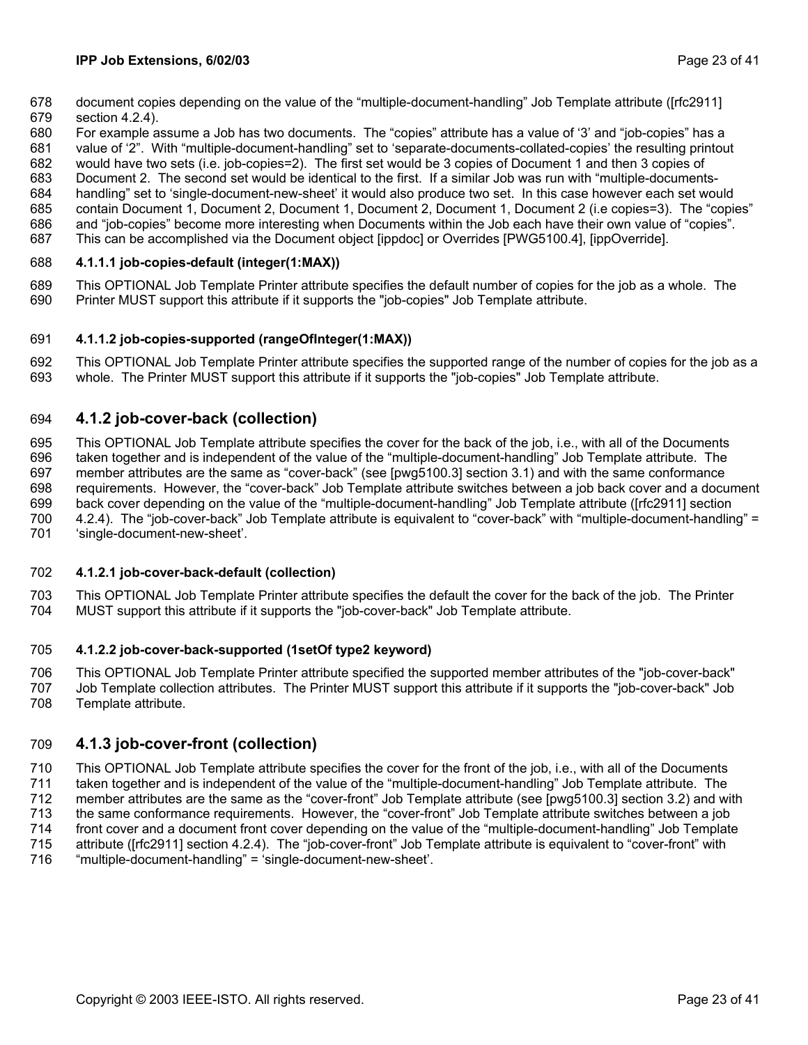document copies depending on the value of the "multiple-document-handling" Job Template attribute ([rfc2911] section 4.2.4).

For example assume a Job has two documents. The "copies" attribute has a value of '3' and "job-copies" has a value of '2". With "multiple-document-handling" set to 'separate-documents-collated-copies' the resulting printout would have two sets (i.e. job-copies=2). The first set would be 3 copies of Document 1 and then 3 copies of Document 2. The second set would be identical to the first. If a similar Job was run with "multiple-documents-handling" set to 'single-document-new-sheet' it would also produce two set. In this case however each set would contain Document 1, Document 2, Document 1, Document 2, Document 1, Document 2 (i.e copies=3). The "copies" and "job-copies" become more interesting when Documents within the Job each have their own value of "copies". This can be accomplished via the Document object [ippdoc] or Overrides [PWG5100.4], [ippOverride].

#### 4.1.1.1 job-copies-default (integer(1:MAX))

This OPTIONAL Job Template Printer attribute specifies the default number of copies for the job as a whole. The Printer MUST support this attribute if it supports the "job-copies" Job Template attribute.

#### 4.1.1.2 job-copies-supported (rangeOfInteger(1:MAX))

This OPTIONAL Job Template Printer attribute specifies the supported range of the number of copies for the job as a whole. The Printer MUST support this attribute if it supports the "job-copies" Job Template attribute.

### 4.1.2 job-cover-back (collection)

This OPTIONAL Job Template attribute specifies the cover for the back of the job, i.e., with all of the Documents taken together and is independent of the value of the "multiple-document-handling" Job Template attribute. The member attributes are the same as "cover-back" (see [pwg5100.3] section 3.1) and with the same conformance requirements. However, the "cover-back" Job Template attribute switches between a job back cover and a document back cover depending on the value of the "multiple-document-handling" Job Template attribute ([rfc2911] section 4.2.4). The "job-cover-back" Job Template attribute is equivalent to "cover-back" with "multiple-document-handling" = 'single-document-new-sheet'.

#### 4.1.2.1 job-cover-back-default (collection)

This OPTIONAL Job Template Printer attribute specifies the default the cover for the back of the job. The Printer MUST support this attribute if it supports the "job-cover-back" Job Template attribute.

#### 4.1.2.2 job-cover-back-supported (1setOf type2 keyword)

This OPTIONAL Job Template Printer attribute specified the supported member attributes of the "job-cover-back" Job Template collection attributes. The Printer MUST support this attribute if it supports the "job-cover-back" Job Template attribute.

### 4.1.3 job-cover-front (collection)

This OPTIONAL Job Template attribute specifies the cover for the front of the job, i.e., with all of the Documents taken together and is independent of the value of the "multiple-document-handling" Job Template attribute. The member attributes are the same as the "cover-front" Job Template attribute (see [pwg5100.3] section 3.2) and with the same conformance requirements. However, the "cover-front" Job Template attribute switches between a job front cover and a document front cover depending on the value of the "multiple-document-handling" Job Template attribute ([rfc2911] section 4.2.4). The "job-cover-front" Job Template attribute is equivalent to "cover-front" with "multiple-document-handling" = 'single-document-new-sheet'.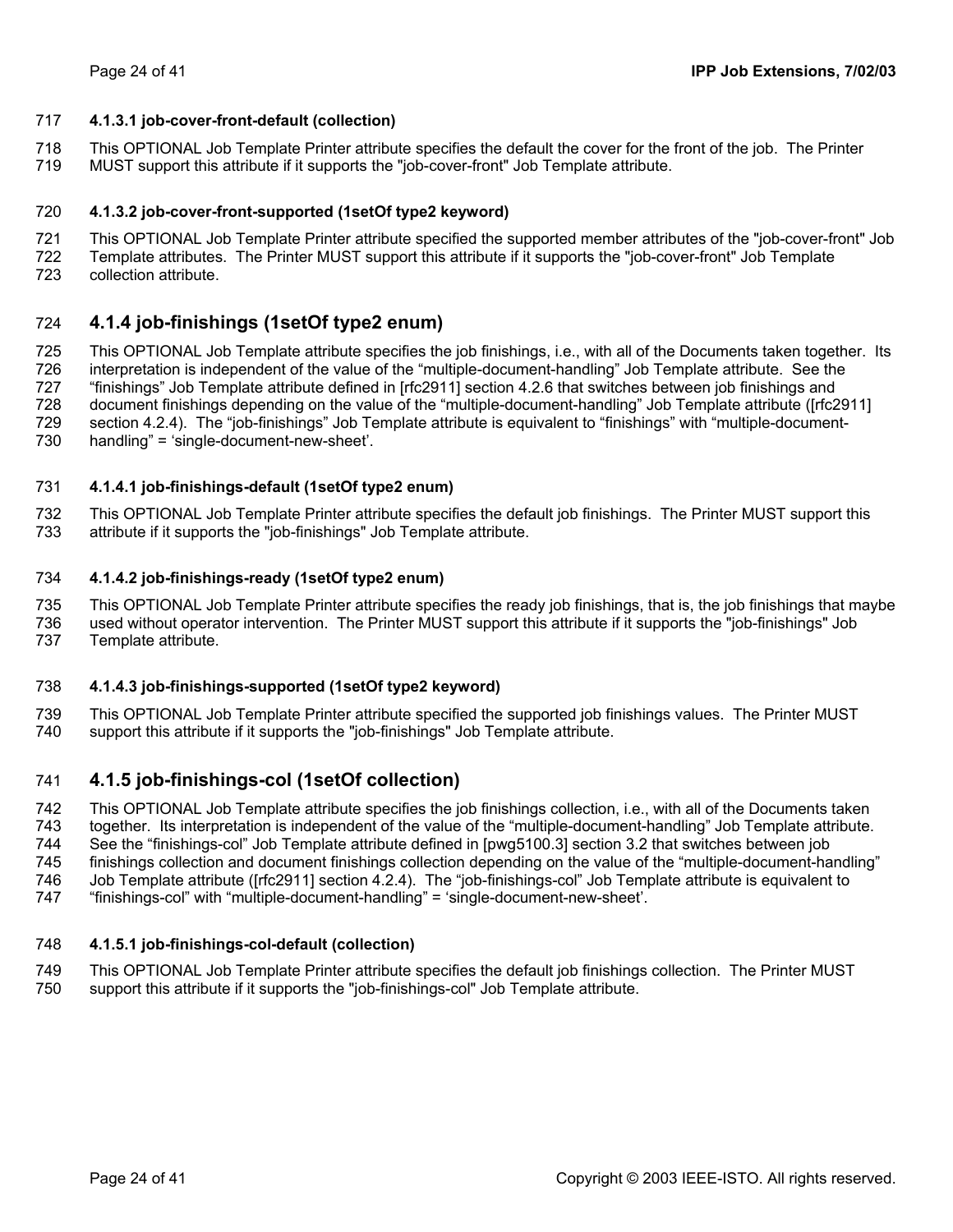#### 4.1.3.1 job-cover-front-default (collection)

This OPTIONAL Job Template Printer attribute specifies the default the cover for the front of the job. The Printer MUST support this attribute if it supports the "job-cover-front" Job Template attribute.

#### 4.1.3.2 job-cover-front-supported (1setOf type2 keyword)

This OPTIONAL Job Template Printer attribute specified the supported member attributes of the "job-cover-front" Job Template attributes. The Printer MUST support this attribute if it supports the "job-cover-front" Job Template collection attribute.

### 4.1.4 job-finishings (1setOf type2 enum)

This OPTIONAL Job Template attribute specifies the job finishings, i.e., with all of the Documents taken together. Its interpretation is independent of the value of the “multiple-document-handling” Job Template attribute. See the “finishings” Job Template attribute defined in [rfc2911] section 4.2.6 that switches between job finishings and document finishings depending on the value of the “multiple-document-handling” Job Template attribute ([rfc2911] section 4.2.4). The “job-finishings” Job Template attribute is equivalent to “finishings” with “multiple-document-handling” = ‘single-document-new-sheet’.

#### 4.1.4.1 job-finishings-default (1setOf type2 enum)

This OPTIONAL Job Template Printer attribute specifies the default job finishings. The Printer MUST support this attribute if it supports the "job-finishings" Job Template attribute.

#### 4.1.4.2 job-finishings-ready (1setOf type2 enum)

This OPTIONAL Job Template Printer attribute specifies the ready job finishings, that is, the job finishings that maybe used without operator intervention. The Printer MUST support this attribute if it supports the "job-finishings" Job Template attribute.

#### 4.1.4.3 job-finishings-supported (1setOf type2 keyword)

This OPTIONAL Job Template Printer attribute specified the supported job finishings values. The Printer MUST support this attribute if it supports the "job-finishings" Job Template attribute.

### 4.1.5 job-finishings-col (1setOf collection)

This OPTIONAL Job Template attribute specifies the job finishings collection, i.e., with all of the Documents taken together. Its interpretation is independent of the value of the “multiple-document-handling” Job Template attribute. See the “finishings-col” Job Template attribute defined in [pwg5100.3] section 3.2 that switches between job finishings collection and document finishings collection depending on the value of the “multiple-document-handling” Job Template attribute ([rfc2911] section 4.2.4). The “job-finishings-col” Job Template attribute is equivalent to “finishings-col” with “multiple-document-handling” = ‘single-document-new-sheet’.

#### 4.1.5.1 job-finishings-col-default (collection)

This OPTIONAL Job Template Printer attribute specifies the default job finishings collection. The Printer MUST support this attribute if it supports the "job-finishings-col" Job Template attribute.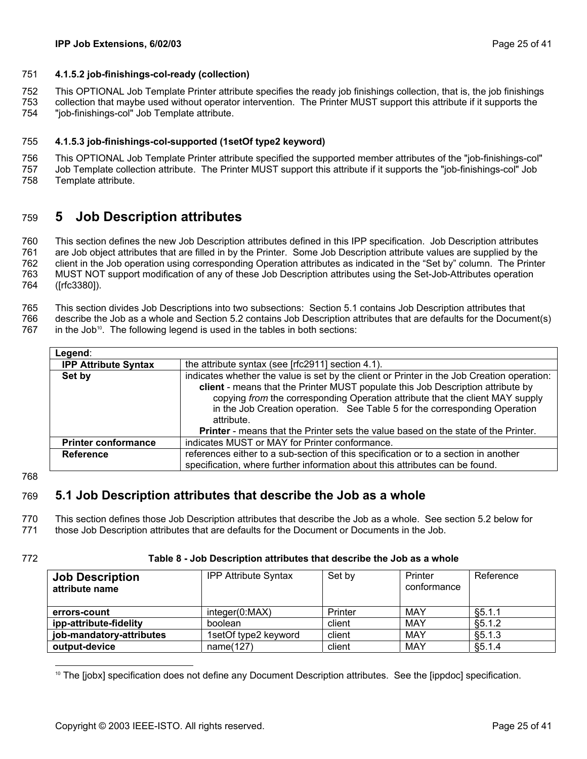#### 4.1.5.2 job-finishings-col-ready (collection)

This OPTIONAL Job Template Printer attribute specifies the ready job finishings collection, that is, the job finishings collection that maybe used without operator intervention. The Printer MUST support this attribute if it supports the "job-finishings-col" Job Template attribute.

#### 4.1.5.3 job-finishings-col-supported (1setOf type2 keyword)

This OPTIONAL Job Template Printer attribute specified the supported member attributes of the "job-finishings-col" Job Template collection attribute. The Printer MUST support this attribute if it supports the "job-finishings-col" Job Template attribute.

# 5 Job Description attributes

This section defines the new Job Description attributes defined in this IPP specification. Job Description attributes are Job object attributes that are filled in by the Printer. Some Job Description attribute values are supplied by the client in the Job operation using corresponding Operation attributes as indicated in the "Set by" column. The Printer MUST NOT support modification of any of these Job Description attributes using the Set-Job-Attributes operation ([rfc3380]).

This section divides Job Descriptions into two subsections: Section 5.1 contains Job Description attributes that describe the Job as a whole and Section 5.2 contains Job Description attributes that are defaults for the Document(s) in the Job[10]. The following legend is used in the tables in both sections:

| **Legend**: | |
|---|---|
| **IPP Attribute Syntax** | the attribute syntax (see [rfc2911] section 4.1). |
| **Set by** | indicates whether the value is set by the client or Printer in the Job Creation operation: **client** - means that the Printer MUST populate this Job Description attribute by copying *from* the corresponding Operation attribute that the client MAY supply in the Job Creation operation. See Table 5 for the corresponding Operation attribute. **Printer** - means that the Printer sets the value based on the state of the Printer. |
| **Printer conformance** | indicates MUST or MAY for Printer conformance. |
| **Reference** | references either to a sub-section of this specification or to a section in another specification, where further information about this attributes can be found. |

## 5.1 Job Description attributes that describe the Job as a whole

This section defines those Job Description attributes that describe the Job as a whole. See section 5.2 below for those Job Description attributes that are defaults for the Document or Documents in the Job.

**Table 8 - Job Description attributes that describe the Job as a whole**

| **Job Description attribute name** | IPP Attribute Syntax | Set by | Printer conformance | Reference |
|---|---|---|---|---|
| **errors-count** | integer(0:MAX) | Printer | MAY | §5.1.1 |
| **ipp-attribute-fidelity** | boolean | client | MAY | §5.1.2 |
| **job-mandatory-attributes** | 1setOf type2 keyword | client | MAY | §5.1.3 |
| **output-device** | name(127) | client | MAY | §5.1.4 |

[10] The [jobx] specification does not define any Document Description attributes. See the [ippdoc] specification.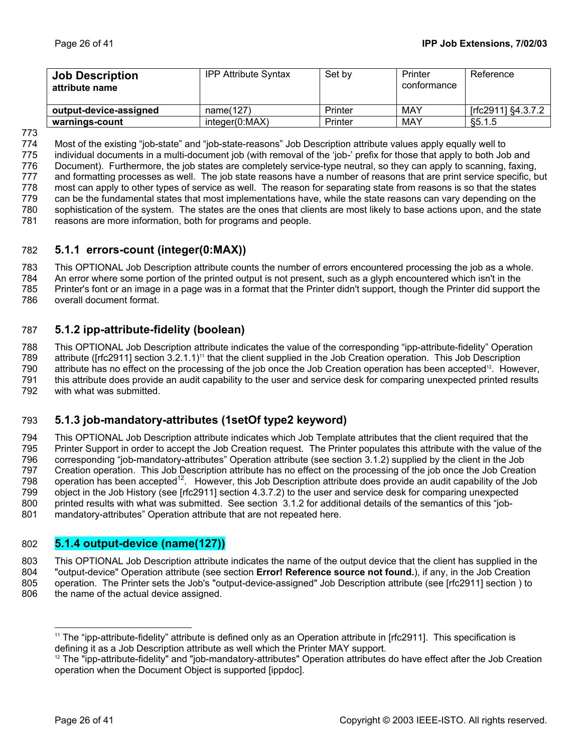| Job Description attribute name | IPP Attribute Syntax | Set by | Printer conformance | Reference |
|---|---|---|---|---|
| **output-device-assigned** | name(127) | Printer | MAY | [rfc2911] §4.3.7.2 |
| **warnings-count** | integer(0:MAX) | Printer | MAY | §5.1.5 |

Most of the existing "job-state" and "job-state-reasons" Job Description attribute values apply equally well to individual documents in a multi-document job (with removal of the 'job-' prefix for those that apply to both Job and Document). Furthermore, the job states are completely service-type neutral, so they can apply to scanning, faxing, and formatting processes as well. The job state reasons have a number of reasons that are print service specific, but most can apply to other types of service as well. The reason for separating state from reasons is so that the states can be the fundamental states that most implementations have, while the state reasons can vary depending on the sophistication of the system. The states are the ones that clients are most likely to base actions upon, and the state reasons are more information, both for programs and people.

### 5.1.1 errors-count (integer(0:MAX))

This OPTIONAL Job Description attribute counts the number of errors encountered processing the job as a whole. An error where some portion of the printed output is not present, such as a glyph encountered which isn't in the Printer's font or an image in a page was in a format that the Printer didn't support, though the Printer did support the overall document format.

### 5.1.2 ipp-attribute-fidelity (boolean)

This OPTIONAL Job Description attribute indicates the value of the corresponding "ipp-attribute-fidelity" Operation attribute ([rfc2911] section 3.2.1.1)[11] that the client supplied in the Job Creation operation. This Job Description attribute has no effect on the processing of the job once the Job Creation operation has been accepted[12]. However, this attribute does provide an audit capability to the user and service desk for comparing unexpected printed results with what was submitted.

### 5.1.3 job-mandatory-attributes (1setOf type2 keyword)

This OPTIONAL Job Description attribute indicates which Job Template attributes that the client required that the Printer Support in order to accept the Job Creation request. The Printer populates this attribute with the value of the corresponding "job-mandatory-attributes" Operation attribute (see section 3.1.2) supplied by the client in the Job Creation operation. This Job Description attribute has no effect on the processing of the job once the Job Creation operation has been accepted[12]. However, this Job Description attribute does provide an audit capability of the Job object in the Job History (see [rfc2911] section 4.3.7.2) to the user and service desk for comparing unexpected printed results with what was submitted. See section 3.1.2 for additional details of the semantics of this "job-mandatory-attributes" Operation attribute that are not repeated here.

### 5.1.4 output-device (name(127))

This OPTIONAL Job Description attribute indicates the name of the output device that the client has supplied in the "output-device" Operation attribute (see section **Error! Reference source not found.**), if any, in the Job Creation operation. The Printer sets the Job's "output-device-assigned" Job Description attribute (see [rfc2911] section ) to the name of the actual device assigned.

---

[11] The "ipp-attribute-fidelity" attribute is defined only as an Operation attribute in [rfc2911]. This specification is defining it as a Job Description attribute as well which the Printer MAY support.

[12] The "ipp-attribute-fidelity" and "job-mandatory-attributes" Operation attributes do have effect after the Job Creation operation when the Document Object is supported [ippdoc].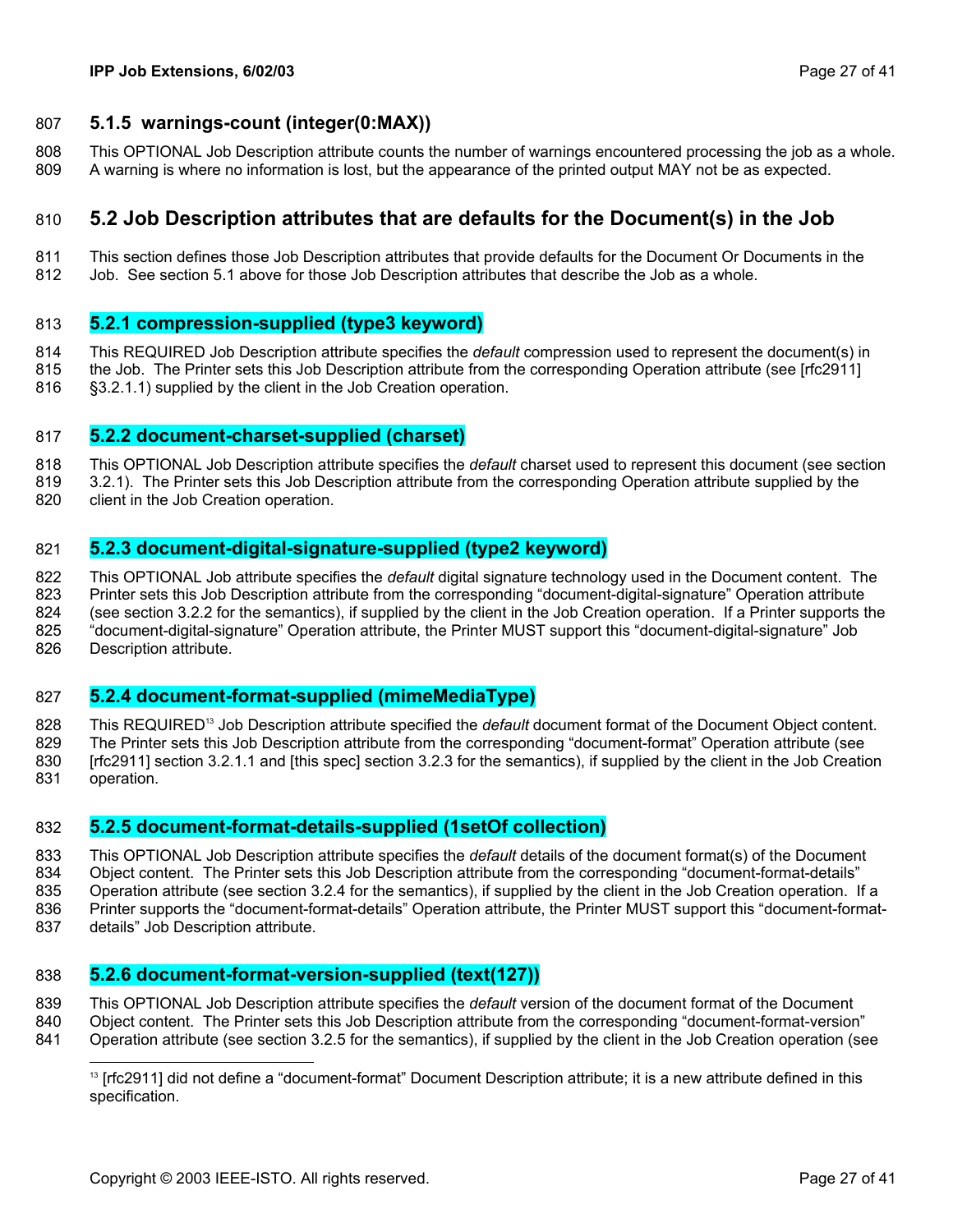### 5.1.5 warnings-count (integer(0:MAX))

This OPTIONAL Job Description attribute counts the number of warnings encountered processing the job as a whole. A warning is where no information is lost, but the appearance of the printed output MAY not be as expected.

## 5.2 Job Description attributes that are defaults for the Document(s) in the Job

This section defines those Job Description attributes that provide defaults for the Document Or Documents in the Job. See section 5.1 above for those Job Description attributes that describe the Job as a whole.

### 5.2.1 compression-supplied (type3 keyword)

This REQUIRED Job Description attribute specifies the *default* compression used to represent the document(s) in the Job. The Printer sets this Job Description attribute from the corresponding Operation attribute (see [rfc2911] §3.2.1.1) supplied by the client in the Job Creation operation.

### 5.2.2 document-charset-supplied (charset)

This OPTIONAL Job Description attribute specifies the *default* charset used to represent this document (see section 3.2.1). The Printer sets this Job Description attribute from the corresponding Operation attribute supplied by the client in the Job Creation operation.

### 5.2.3 document-digital-signature-supplied (type2 keyword)

This OPTIONAL Job attribute specifies the *default* digital signature technology used in the Document content. The Printer sets this Job Description attribute from the corresponding "document-digital-signature" Operation attribute (see section 3.2.2 for the semantics), if supplied by the client in the Job Creation operation. If a Printer supports the "document-digital-signature" Operation attribute, the Printer MUST support this "document-digital-signature" Job Description attribute.

### 5.2.4 document-format-supplied (mimeMediaType)

This REQUIRED[13] Job Description attribute specified the *default* document format of the Document Object content. The Printer sets this Job Description attribute from the corresponding "document-format" Operation attribute (see [rfc2911] section 3.2.1.1 and [this spec] section 3.2.3 for the semantics), if supplied by the client in the Job Creation operation.

### 5.2.5 document-format-details-supplied (1setOf collection)

This OPTIONAL Job Description attribute specifies the *default* details of the document format(s) of the Document Object content. The Printer sets this Job Description attribute from the corresponding "document-format-details" Operation attribute (see section 3.2.4 for the semantics), if supplied by the client in the Job Creation operation. If a Printer supports the "document-format-details" Operation attribute, the Printer MUST support this "document-format-details" Job Description attribute.

### 5.2.6 document-format-version-supplied (text(127))

This OPTIONAL Job Description attribute specifies the *default* version of the document format of the Document Object content. The Printer sets this Job Description attribute from the corresponding "document-format-version" Operation attribute (see section 3.2.5 for the semantics), if supplied by the client in the Job Creation operation (see

[13] [rfc2911] did not define a "document-format" Document Description attribute; it is a new attribute defined in this specification.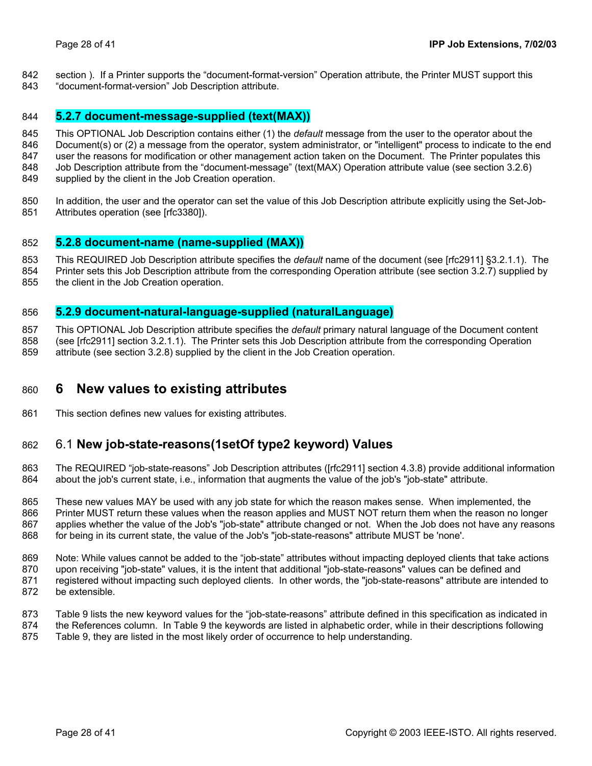section ). If a Printer supports the "document-format-version" Operation attribute, the Printer MUST support this "document-format-version" Job Description attribute.

### 5.2.7 document-message-supplied (text(MAX))

This OPTIONAL Job Description contains either (1) the *default* message from the user to the operator about the Document(s) or (2) a message from the operator, system administrator, or "intelligent" process to indicate to the end user the reasons for modification or other management action taken on the Document. The Printer populates this Job Description attribute from the "document-message" (text(MAX) Operation attribute value (see section 3.2.6) supplied by the client in the Job Creation operation.

In addition, the user and the operator can set the value of this Job Description attribute explicitly using the Set-Job-Attributes operation (see [rfc3380]).

### 5.2.8 document-name (name-supplied (MAX))

This REQUIRED Job Description attribute specifies the *default* name of the document (see [rfc2911] §3.2.1.1). The Printer sets this Job Description attribute from the corresponding Operation attribute (see section 3.2.7) supplied by the client in the Job Creation operation.

### 5.2.9 document-natural-language-supplied (naturalLanguage)

This OPTIONAL Job Description attribute specifies the *default* primary natural language of the Document content (see [rfc2911] section 3.2.1.1). The Printer sets this Job Description attribute from the corresponding Operation attribute (see section 3.2.8) supplied by the client in the Job Creation operation.

# 6 New values to existing attributes

This section defines new values for existing attributes.

## 6.1 New job-state-reasons(1setOf type2 keyword) Values

The REQUIRED "job-state-reasons" Job Description attributes ([rfc2911] section 4.3.8) provide additional information about the job's current state, i.e., information that augments the value of the job's "job-state" attribute.

These new values MAY be used with any job state for which the reason makes sense. When implemented, the Printer MUST return these values when the reason applies and MUST NOT return them when the reason no longer applies whether the value of the Job's "job-state" attribute changed or not. When the Job does not have any reasons for being in its current state, the value of the Job's "job-state-reasons" attribute MUST be 'none'.

Note: While values cannot be added to the "job-state" attributes without impacting deployed clients that take actions upon receiving "job-state" values, it is the intent that additional "job-state-reasons" values can be defined and registered without impacting such deployed clients. In other words, the "job-state-reasons" attribute are intended to be extensible.

Table 9 lists the new keyword values for the "job-state-reasons" attribute defined in this specification as indicated in the References column. In Table 9 the keywords are listed in alphabetic order, while in their descriptions following Table 9, they are listed in the most likely order of occurrence to help understanding.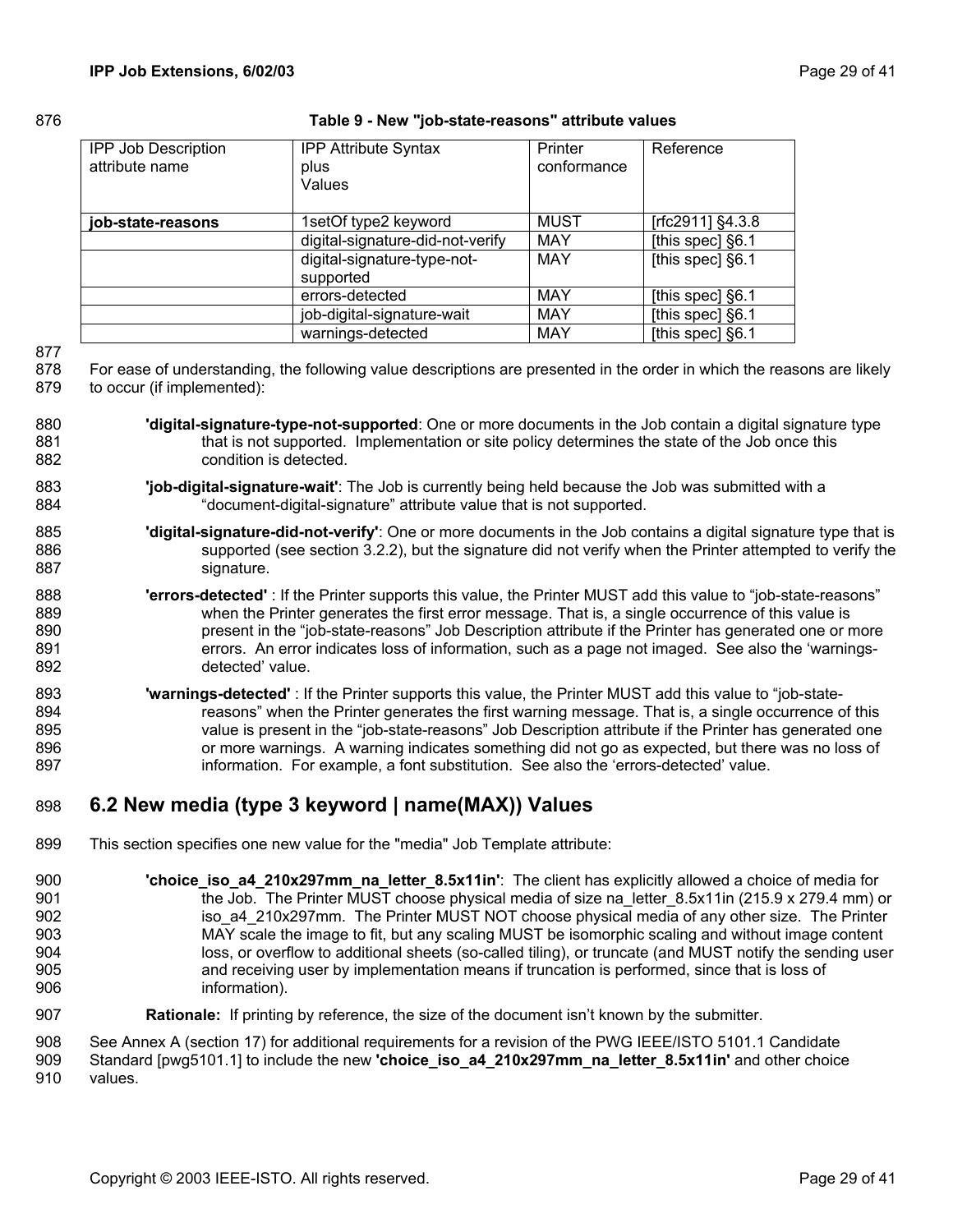**Table 9 - New "job-state-reasons" attribute values**

| IPP Job Description attribute name | IPP Attribute Syntax plus Values | Printer conformance | Reference |
|---|---|---|---|
| **job-state-reasons** | 1setOf type2 keyword | MUST | [rfc2911] §4.3.8 |
| | digital-signature-did-not-verify | MAY | [this spec] §6.1 |
| | digital-signature-type-not-supported | MAY | [this spec] §6.1 |
| | errors-detected | MAY | [this spec] §6.1 |
| | job-digital-signature-wait | MAY | [this spec] §6.1 |
| | warnings-detected | MAY | [this spec] §6.1 |

For ease of understanding, the following value descriptions are presented in the order in which the reasons are likely to occur (if implemented):

**'digital-signature-type-not-supported**: One or more documents in the Job contain a digital signature type that is not supported. Implementation or site policy determines the state of the Job once this condition is detected.

**'job-digital-signature-wait'**: The Job is currently being held because the Job was submitted with a "document-digital-signature" attribute value that is not supported.

**'digital-signature-did-not-verify'**: One or more documents in the Job contains a digital signature type that is supported (see section 3.2.2), but the signature did not verify when the Printer attempted to verify the signature.

**'errors-detected'** : If the Printer supports this value, the Printer MUST add this value to "job-state-reasons" when the Printer generates the first error message. That is, a single occurrence of this value is present in the "job-state-reasons" Job Description attribute if the Printer has generated one or more errors. An error indicates loss of information, such as a page not imaged. See also the 'warnings-detected' value.

**'warnings-detected'** : If the Printer supports this value, the Printer MUST add this value to "job-state-reasons" when the Printer generates the first warning message. That is, a single occurrence of this value is present in the "job-state-reasons" Job Description attribute if the Printer has generated one or more warnings. A warning indicates something did not go as expected, but there was no loss of information. For example, a font substitution. See also the 'errors-detected' value.

## 6.2 New media (type 3 keyword | name(MAX)) Values

This section specifies one new value for the "media" Job Template attribute:

**'choice_iso_a4_210x297mm_na_letter_8.5x11in'**: The client has explicitly allowed a choice of media for the Job. The Printer MUST choose physical media of size na_letter_8.5x11in (215.9 x 279.4 mm) or iso_a4_210x297mm. The Printer MUST NOT choose physical media of any other size. The Printer MAY scale the image to fit, but any scaling MUST be isomorphic scaling and without image content loss, or overflow to additional sheets (so-called tiling), or truncate (and MUST notify the sending user and receiving user by implementation means if truncation is performed, since that is loss of information).

**Rationale:** If printing by reference, the size of the document isn't known by the submitter.

See Annex A (section 17) for additional requirements for a revision of the PWG IEEE/ISTO 5101.1 Candidate Standard [pwg5101.1] to include the new **'choice_iso_a4_210x297mm_na_letter_8.5x11in'** and other choice values.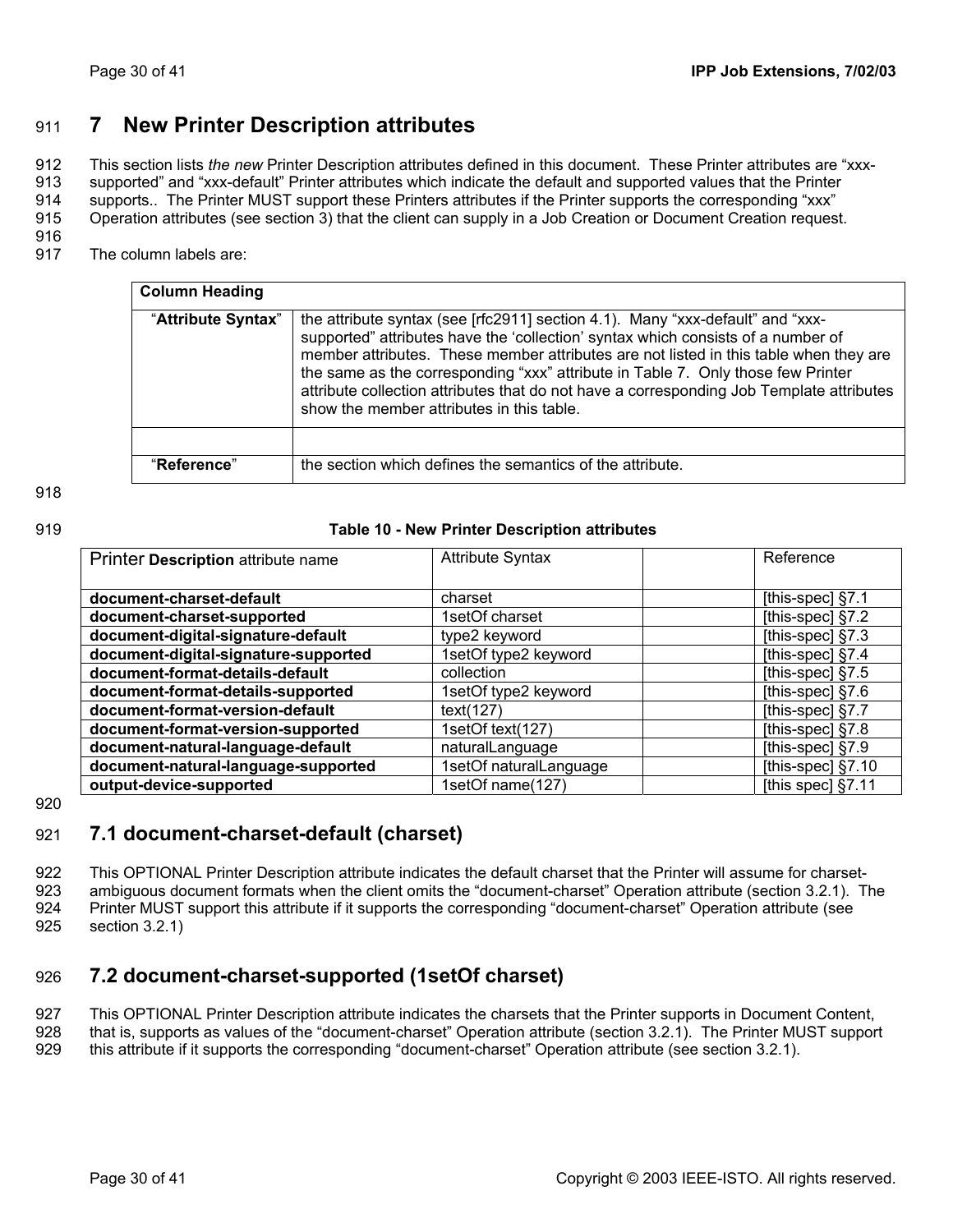# 7 New Printer Description attributes

This section lists *the new* Printer Description attributes defined in this document. These Printer attributes are "xxx-supported" and "xxx-default" Printer attributes which indicate the default and supported values that the Printer supports.. The Printer MUST support these Printers attributes if the Printer supports the corresponding "xxx" Operation attributes (see section 3) that the client can supply in a Job Creation or Document Creation request.

The column labels are:

| **Column Heading** | |
|---|---|
| "**Attribute Syntax**" | the attribute syntax (see [rfc2911] section 4.1). Many "xxx-default" and "xxx-supported" attributes have the 'collection' syntax which consists of a number of member attributes. These member attributes are not listed in this table when they are the same as the corresponding "xxx" attribute in Table 7. Only those few Printer attribute collection attributes that do not have a corresponding Job Template attributes show the member attributes in this table. |
| | |
| "**Reference**" | the section which defines the semantics of the attribute. |

**Table 10 - New Printer Description attributes**

| Printer **Description** attribute name | Attribute Syntax | | Reference |
|---|---|---|---|
| **document-charset-default** | charset | | [this-spec] §7.1 |
| **document-charset-supported** | 1setOf charset | | [this-spec] §7.2 |
| **document-digital-signature-default** | type2 keyword | | [this-spec] §7.3 |
| **document-digital-signature-supported** | 1setOf type2 keyword | | [this-spec] §7.4 |
| **document-format-details-default** | collection | | [this-spec] §7.5 |
| **document-format-details-supported** | 1setOf type2 keyword | | [this-spec] §7.6 |
| **document-format-version-default** | text(127) | | [this-spec] §7.7 |
| **document-format-version-supported** | 1setOf text(127) | | [this-spec] §7.8 |
| **document-natural-language-default** | naturalLanguage | | [this-spec] §7.9 |
| **document-natural-language-supported** | 1setOf naturalLanguage | | [this-spec] §7.10 |
| **output-device-supported** | 1setOf name(127) | | [this spec] §7.11 |

## 7.1 document-charset-default (charset)

This OPTIONAL Printer Description attribute indicates the default charset that the Printer will assume for charset-ambiguous document formats when the client omits the "document-charset" Operation attribute (section 3.2.1). The Printer MUST support this attribute if it supports the corresponding "document-charset" Operation attribute (see section 3.2.1)

## 7.2 document-charset-supported (1setOf charset)

This OPTIONAL Printer Description attribute indicates the charsets that the Printer supports in Document Content, that is, supports as values of the "document-charset" Operation attribute (section 3.2.1). The Printer MUST support this attribute if it supports the corresponding "document-charset" Operation attribute (see section 3.2.1).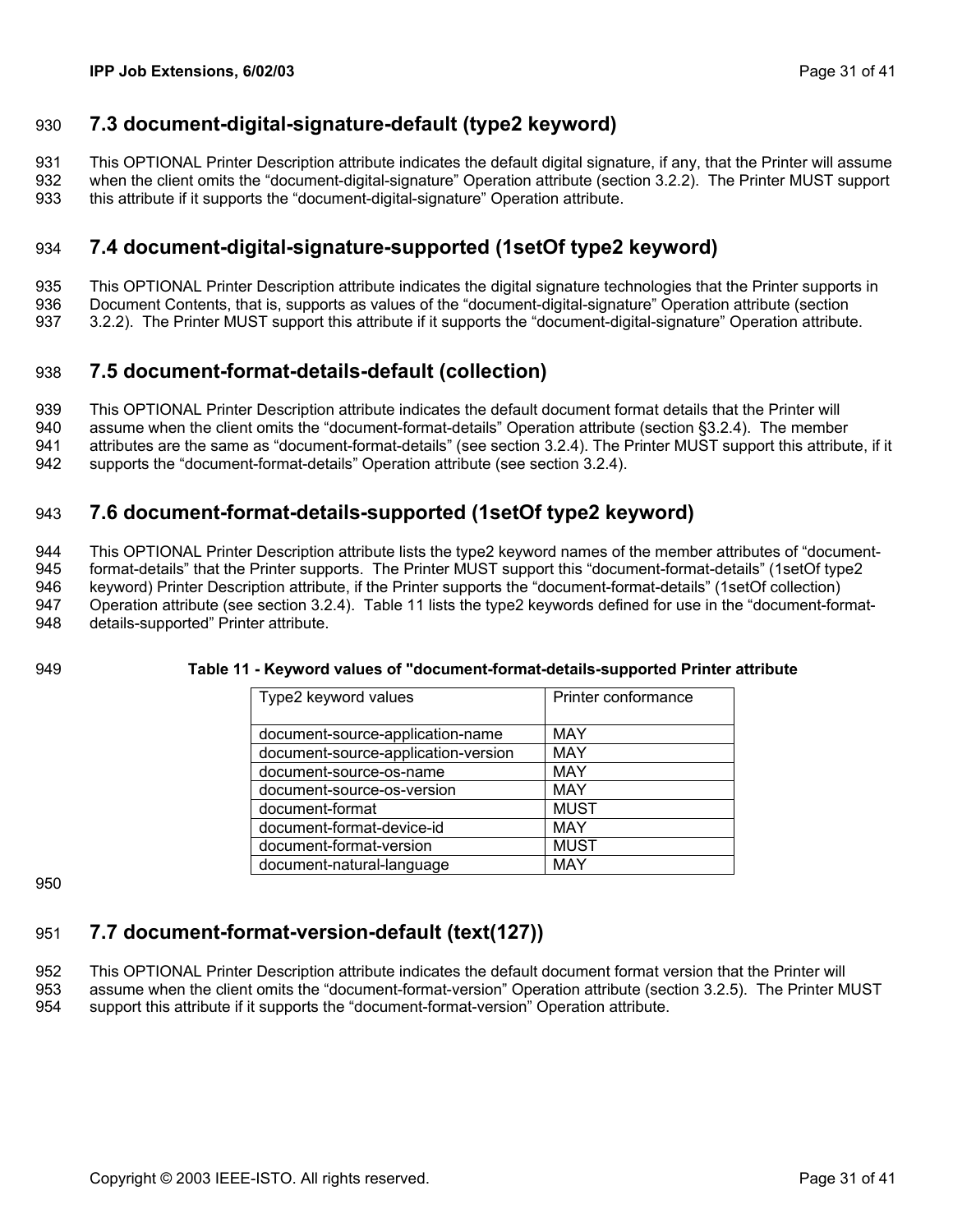## 7.3 document-digital-signature-default (type2 keyword)

This OPTIONAL Printer Description attribute indicates the default digital signature, if any, that the Printer will assume when the client omits the “document-digital-signature” Operation attribute (section 3.2.2). The Printer MUST support this attribute if it supports the “document-digital-signature” Operation attribute.

## 7.4 document-digital-signature-supported (1setOf type2 keyword)

This OPTIONAL Printer Description attribute indicates the digital signature technologies that the Printer supports in Document Contents, that is, supports as values of the “document-digital-signature” Operation attribute (section 3.2.2). The Printer MUST support this attribute if it supports the “document-digital-signature” Operation attribute.

## 7.5 document-format-details-default (collection)

This OPTIONAL Printer Description attribute indicates the default document format details that the Printer will assume when the client omits the “document-format-details” Operation attribute (section §3.2.4). The member attributes are the same as “document-format-details” (see section 3.2.4). The Printer MUST support this attribute, if it supports the “document-format-details” Operation attribute (see section 3.2.4).

## 7.6 document-format-details-supported (1setOf type2 keyword)

This OPTIONAL Printer Description attribute lists the type2 keyword names of the member attributes of “document-format-details” that the Printer supports. The Printer MUST support this “document-format-details” (1setOf type2 keyword) Printer Description attribute, if the Printer supports the “document-format-details” (1setOf collection) Operation attribute (see section 3.2.4). Table 11 lists the type2 keywords defined for use in the “document-format-details-supported” Printer attribute.

**Table 11 - Keyword values of "document-format-details-supported Printer attribute**

| Type2 keyword values | Printer conformance |
|---|---|
| document-source-application-name | MAY |
| document-source-application-version | MAY |
| document-source-os-name | MAY |
| document-source-os-version | MAY |
| document-format | MUST |
| document-format-device-id | MAY |
| document-format-version | MUST |
| document-natural-language | MAY |

## 7.7 document-format-version-default (text(127))

This OPTIONAL Printer Description attribute indicates the default document format version that the Printer will assume when the client omits the “document-format-version” Operation attribute (section 3.2.5). The Printer MUST support this attribute if it supports the “document-format-version” Operation attribute.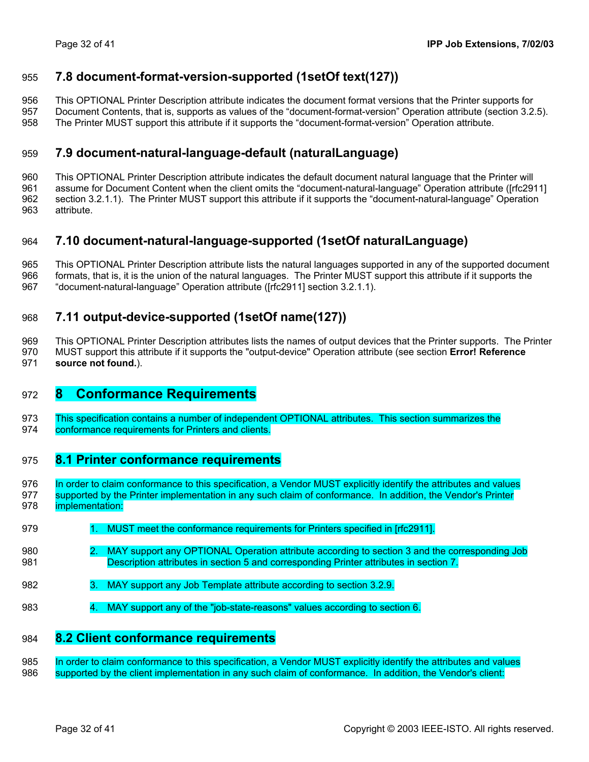## 7.8 document-format-version-supported (1setOf text(127))

This OPTIONAL Printer Description attribute indicates the document format versions that the Printer supports for Document Contents, that is, supports as values of the “document-format-version” Operation attribute (section 3.2.5). The Printer MUST support this attribute if it supports the “document-format-version” Operation attribute.

## 7.9 document-natural-language-default (naturalLanguage)

This OPTIONAL Printer Description attribute indicates the default document natural language that the Printer will assume for Document Content when the client omits the “document-natural-language” Operation attribute ([rfc2911] section 3.2.1.1). The Printer MUST support this attribute if it supports the “document-natural-language” Operation attribute.

## 7.10 document-natural-language-supported (1setOf naturalLanguage)

This OPTIONAL Printer Description attribute lists the natural languages supported in any of the supported document formats, that is, it is the union of the natural languages. The Printer MUST support this attribute if it supports the “document-natural-language” Operation attribute ([rfc2911] section 3.2.1.1).

## 7.11 output-device-supported (1setOf name(127))

This OPTIONAL Printer Description attributes lists the names of output devices that the Printer supports. The Printer MUST support this attribute if it supports the "output-device" Operation attribute (see section **Error! Reference source not found.**).

# 8 Conformance Requirements

This specification contains a number of independent OPTIONAL attributes. This section summarizes the conformance requirements for Printers and clients.

## 8.1 Printer conformance requirements

In order to claim conformance to this specification, a Vendor MUST explicitly identify the attributes and values supported by the Printer implementation in any such claim of conformance. In addition, the Vendor's Printer implementation:

1. MUST meet the conformance requirements for Printers specified in [rfc2911].
2. MAY support any OPTIONAL Operation attribute according to section 3 and the corresponding Job Description attributes in section 5 and corresponding Printer attributes in section 7.
3. MAY support any Job Template attribute according to section 3.2.9.
4. MAY support any of the "job-state-reasons" values according to section 6.

## 8.2 Client conformance requirements

In order to claim conformance to this specification, a Vendor MUST explicitly identify the attributes and values supported by the client implementation in any such claim of conformance. In addition, the Vendor's client: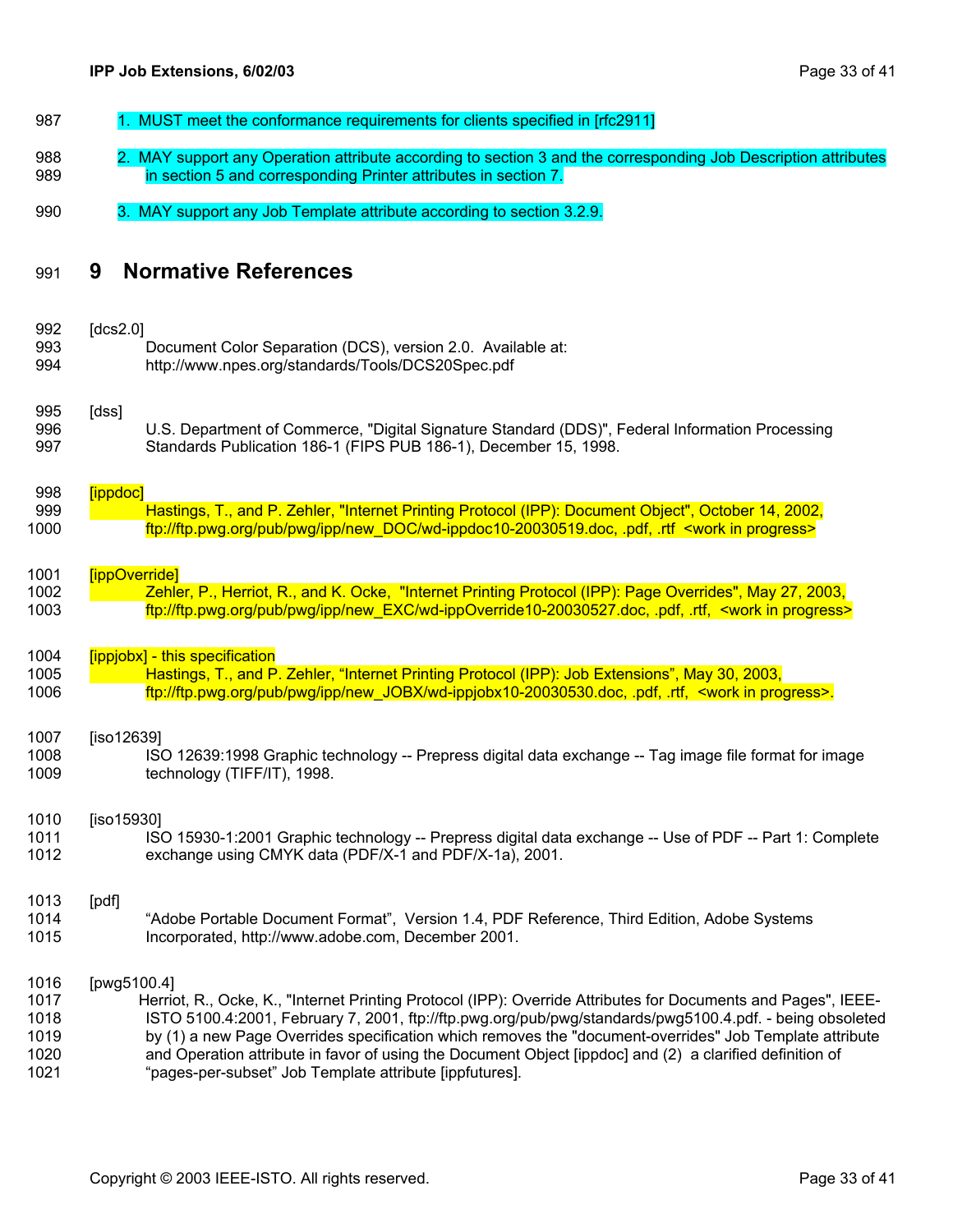1. MUST meet the conformance requirements for clients specified in [rfc2911]

2. MAY support any Operation attribute according to section 3 and the corresponding Job Description attributes in section 5 and corresponding Printer attributes in section 7.

3. MAY support any Job Template attribute according to section 3.2.9.

# 9 Normative References

[dcs2.0]
Document Color Separation (DCS), version 2.0. Available at: http://www.npes.org/standards/Tools/DCS20Spec.pdf

[dss]
U.S. Department of Commerce, "Digital Signature Standard (DDS)", Federal Information Processing Standards Publication 186-1 (FIPS PUB 186-1), December 15, 1998.

[ippdoc]
Hastings, T., and P. Zehler, "Internet Printing Protocol (IPP): Document Object", October 14, 2002, ftp://ftp.pwg.org/pub/pwg/ipp/new_DOC/wd-ippdoc10-20030519.doc, .pdf, .rtf <work in progress>

[ippOverride]
Zehler, P., Herriot, R., and K. Ocke, "Internet Printing Protocol (IPP): Page Overrides", May 27, 2003, ftp://ftp.pwg.org/pub/pwg/ipp/new_EXC/wd-ippOverride10-20030527.doc, .pdf, .rtf, <work in progress>

[ippjobx] - this specification
Hastings, T., and P. Zehler, "Internet Printing Protocol (IPP): Job Extensions", May 30, 2003, ftp://ftp.pwg.org/pub/pwg/ipp/new_JOBX/wd-ippjobx10-20030530.doc, .pdf, .rtf, <work in progress>.

[iso12639]
ISO 12639:1998 Graphic technology -- Prepress digital data exchange -- Tag image file format for image technology (TIFF/IT), 1998.

[iso15930]
ISO 15930-1:2001 Graphic technology -- Prepress digital data exchange -- Use of PDF -- Part 1: Complete exchange using CMYK data (PDF/X-1 and PDF/X-1a), 2001.

[pdf]
"Adobe Portable Document Format", Version 1.4, PDF Reference, Third Edition, Adobe Systems Incorporated, http://www.adobe.com, December 2001.

[pwg5100.4]
Herriot, R., Ocke, K., "Internet Printing Protocol (IPP): Override Attributes for Documents and Pages", IEEE-ISTO 5100.4:2001, February 7, 2001, ftp://ftp.pwg.org/pub/pwg/standards/pwg5100.4.pdf. - being obsoleted by (1) a new Page Overrides specification which removes the "document-overrides" Job Template attribute and Operation attribute in favor of using the Document Object [ippdoc] and (2) a clarified definition of "pages-per-subset" Job Template attribute [ippfutures].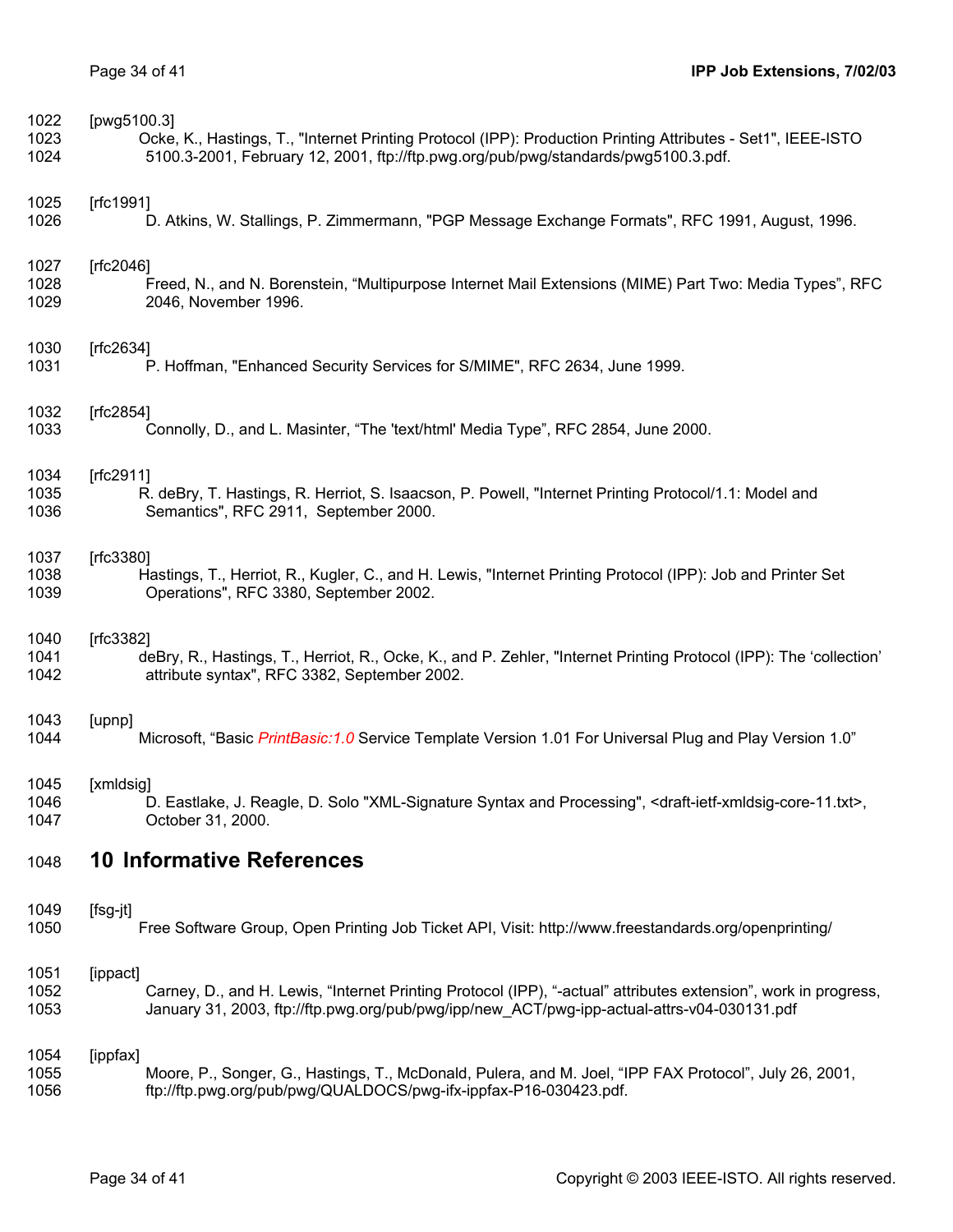[pwg5100.3]
Ocke, K., Hastings, T., "Internet Printing Protocol (IPP): Production Printing Attributes - Set1", IEEE-ISTO 5100.3-2001, February 12, 2001, ftp://ftp.pwg.org/pub/pwg/standards/pwg5100.3.pdf.

[rfc1991]
D. Atkins, W. Stallings, P. Zimmermann, "PGP Message Exchange Formats", RFC 1991, August, 1996.

[rfc2046]
Freed, N., and N. Borenstein, "Multipurpose Internet Mail Extensions (MIME) Part Two: Media Types", RFC 2046, November 1996.

[rfc2634]
P. Hoffman, "Enhanced Security Services for S/MIME", RFC 2634, June 1999.

[rfc2854]
Connolly, D., and L. Masinter, "The 'text/html' Media Type", RFC 2854, June 2000.

[rfc2911]
R. deBry, T. Hastings, R. Herriot, S. Isaacson, P. Powell, "Internet Printing Protocol/1.1: Model and Semantics", RFC 2911, September 2000.

[rfc3380]
Hastings, T., Herriot, R., Kugler, C., and H. Lewis, "Internet Printing Protocol (IPP): Job and Printer Set Operations", RFC 3380, September 2002.

[rfc3382]
deBry, R., Hastings, T., Herriot, R., Ocke, K., and P. Zehler, "Internet Printing Protocol (IPP): The 'collection' attribute syntax", RFC 3382, September 2002.

[upnp]
Microsoft, "Basic *PrintBasic:1.0* Service Template Version 1.01 For Universal Plug and Play Version 1.0"

[xmldsig]
D. Eastlake, J. Reagle, D. Solo "XML-Signature Syntax and Processing", <draft-ietf-xmldsig-core-11.txt>, October 31, 2000.

# 10 Informative References

[fsg-jt]
Free Software Group, Open Printing Job Ticket API, Visit: http://www.freestandards.org/openprinting/

[ippact]
Carney, D., and H. Lewis, "Internet Printing Protocol (IPP), "-actual" attributes extension", work in progress, January 31, 2003, ftp://ftp.pwg.org/pub/pwg/ipp/new_ACT/pwg-ipp-actual-attrs-v04-030131.pdf

[ippfax]
Moore, P., Songer, G., Hastings, T., McDonald, Pulera, and M. Joel, "IPP FAX Protocol", July 26, 2001, ftp://ftp.pwg.org/pub/pwg/QUALDOCS/pwg-ifx-ippfax-P16-030423.pdf.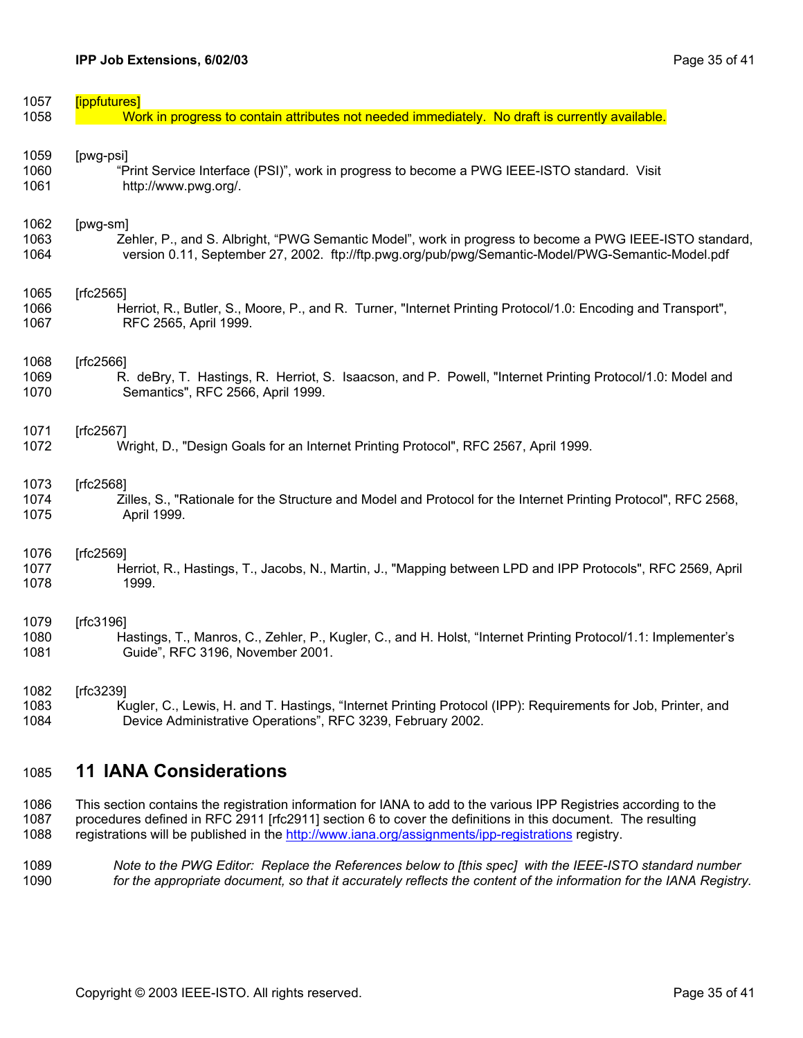[ippfutures]
Work in progress to contain attributes not needed immediately. No draft is currently available.

[pwg-psi]
"Print Service Interface (PSI)", work in progress to become a PWG IEEE-ISTO standard. Visit http://www.pwg.org/.

[pwg-sm]
Zehler, P., and S. Albright, "PWG Semantic Model", work in progress to become a PWG IEEE-ISTO standard, version 0.11, September 27, 2002. ftp://ftp.pwg.org/pub/pwg/Semantic-Model/PWG-Semantic-Model.pdf

[rfc2565]
Herriot, R., Butler, S., Moore, P., and R. Turner, "Internet Printing Protocol/1.0: Encoding and Transport", RFC 2565, April 1999.

[rfc2566]
R. deBry, T. Hastings, R. Herriot, S. Isaacson, and P. Powell, "Internet Printing Protocol/1.0: Model and Semantics", RFC 2566, April 1999.

[rfc2567]
Wright, D., "Design Goals for an Internet Printing Protocol", RFC 2567, April 1999.

[rfc2568]
Zilles, S., "Rationale for the Structure and Model and Protocol for the Internet Printing Protocol", RFC 2568, April 1999.

[rfc2569]
Herriot, R., Hastings, T., Jacobs, N., Martin, J., "Mapping between LPD and IPP Protocols", RFC 2569, April 1999.

[rfc3196]
Hastings, T., Manros, C., Zehler, P., Kugler, C., and H. Holst, "Internet Printing Protocol/1.1: Implementer's Guide", RFC 3196, November 2001.

[rfc3239]
Kugler, C., Lewis, H. and T. Hastings, "Internet Printing Protocol (IPP): Requirements for Job, Printer, and Device Administrative Operations", RFC 3239, February 2002.

# 11 IANA Considerations

This section contains the registration information for IANA to add to the various IPP Registries according to the procedures defined in RFC 2911 [rfc2911] section 6 to cover the definitions in this document. The resulting registrations will be published in the http://www.iana.org/assignments/ipp-registrations registry.

*Note to the PWG Editor: Replace the References below to [this spec] with the IEEE-ISTO standard number for the appropriate document, so that it accurately reflects the content of the information for the IANA Registry.*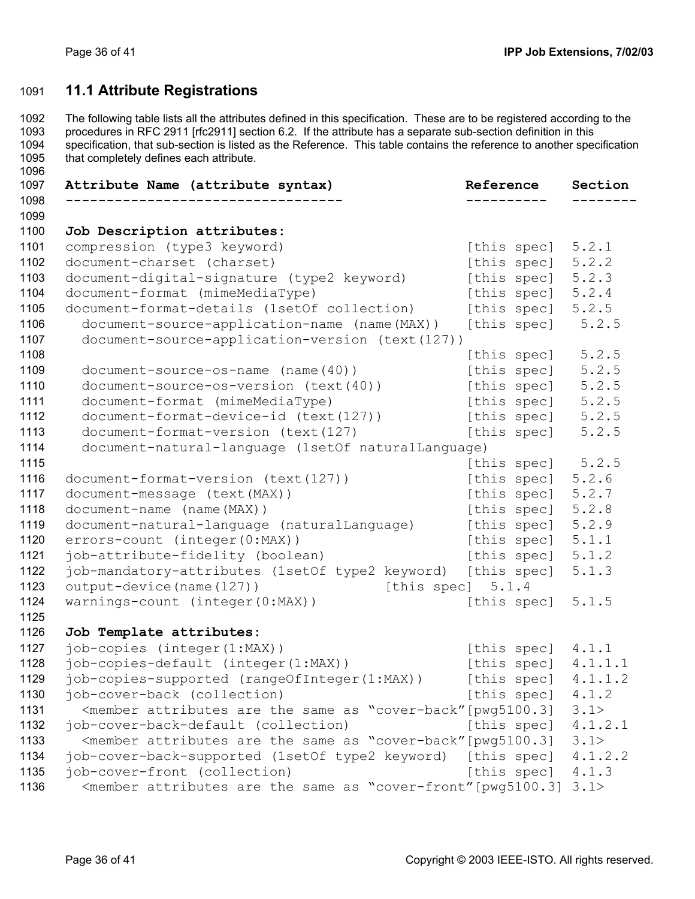## 11.1 Attribute Registrations

The following table lists all the attributes defined in this specification. These are to be registered according to the procedures in RFC 2911 [rfc2911] section 6.2. If the attribute has a separate sub-section definition in this specification, that sub-section is listed as the Reference. This table contains the reference to another specification that completely defines each attribute.

```
Attribute Name (attribute syntax)                  Reference    Section
---------------------------------                  ----------   --------

Job Description attributes:
compression (type3 keyword)                        [this spec]  5.2.1
document-charset (charset)                         [this spec]  5.2.2
document-digital-signature (type2 keyword)         [this spec]  5.2.3
document-format (mimeMediaType)                    [this spec]  5.2.4
document-format-details (1setOf collection)        [this spec]  5.2.5
  document-source-application-name (name(MAX))    [this spec]   5.2.5
  document-source-application-version (text(127))
                                                   [this spec]   5.2.5
  document-source-os-name (name(40))               [this spec]   5.2.5
  document-source-os-version (text(40))            [this spec]   5.2.5
  document-format (mimeMediaType)                  [this spec]   5.2.5
  document-format-device-id (text(127))            [this spec]   5.2.5
  document-format-version (text(127)               [this spec]   5.2.5
  document-natural-language (1setOf naturalLanguage)
                                                   [this spec]   5.2.5
document-format-version (text(127))                [this spec]  5.2.6
document-message (text(MAX))                       [this spec]  5.2.7
document-name (name(MAX))                          [this spec]  5.2.8
document-natural-language (naturalLanguage)        [this spec]  5.2.9
errors-count (integer(0:MAX))                      [this spec]  5.1.1
job-attribute-fidelity (boolean)                   [this spec]  5.1.2
job-mandatory-attributes (1setOf type2 keyword)    [this spec]  5.1.3
output-device(name(127))                 [this spec]  5.1.4
warnings-count (integer(0:MAX))                    [this spec]  5.1.5

Job Template attributes:
job-copies (integer(1:MAX))                        [this spec]  4.1.1
job-copies-default (integer(1:MAX))                [this spec]  4.1.1.1
job-copies-supported (rangeOfInteger(1:MAX))       [this spec]  4.1.1.2
job-cover-back (collection)                        [this spec]  4.1.2
  <member attributes are the same as "cover-back"[pwg5100.3]  3.1>
job-cover-back-default (collection)                [this spec]  4.1.2.1
  <member attributes are the same as "cover-back"[pwg5100.3]  3.1>
job-cover-back-supported (1setOf type2 keyword)    [this spec]  4.1.2.2
job-cover-front (collection)                       [this spec]  4.1.3
  <member attributes are the same as "cover-front"[pwg5100.3] 3.1>
```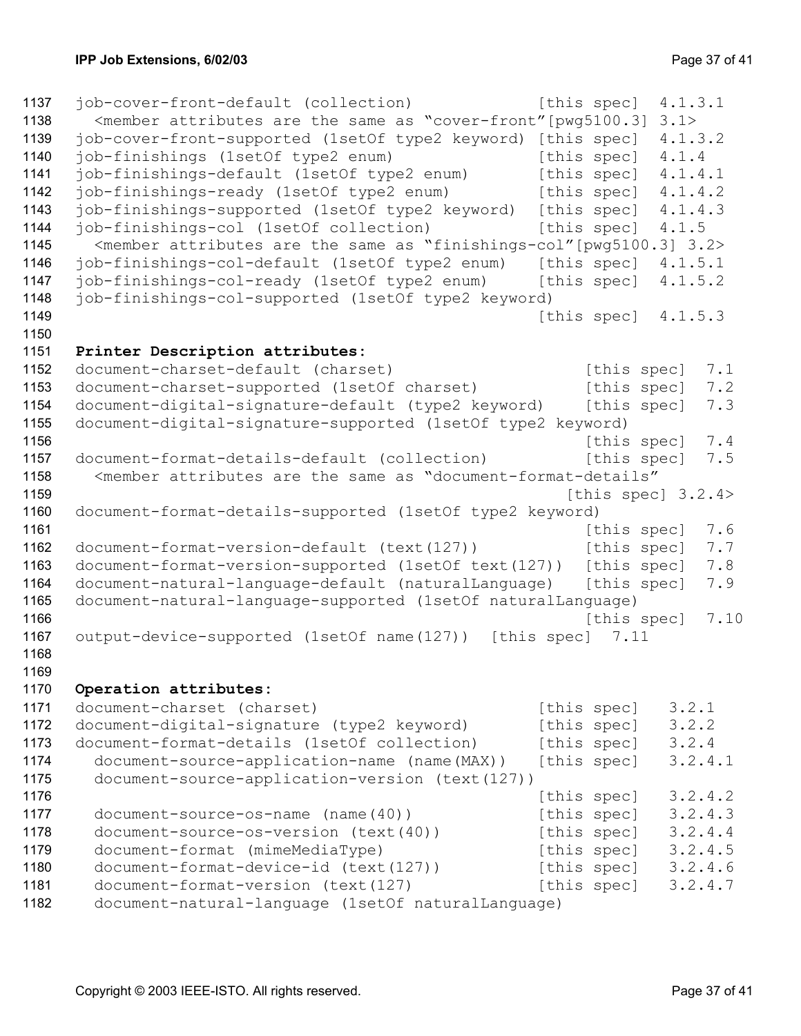```
job-cover-front-default (collection)              [this spec]  4.1.3.1
  <member attributes are the same as "cover-front"[pwg5100.3] 3.1>
job-cover-front-supported (1setOf type2 keyword) [this spec]  4.1.3.2
job-finishings (1setOf type2 enum)               [this spec]  4.1.4
job-finishings-default (1setOf type2 enum)       [this spec]  4.1.4.1
job-finishings-ready (1setOf type2 enum)         [this spec]  4.1.4.2
job-finishings-supported (1setOf type2 keyword)  [this spec]  4.1.4.3
job-finishings-col (1setOf collection)           [this spec]  4.1.5
  <member attributes are the same as "finishings-col"[pwg5100.3] 3.2>
job-finishings-col-default (1setOf type2 enum)   [this spec]  4.1.5.1
job-finishings-col-ready (1setOf type2 enum)     [this spec]  4.1.5.2
job-finishings-col-supported (1setOf type2 keyword)
                                                 [this spec]  4.1.5.3
```

**Printer Description attributes:**

```
document-charset-default (charset)                    [this spec]  7.1
document-charset-supported (1setOf charset)           [this spec]  7.2
document-digital-signature-default (type2 keyword)    [this spec]  7.3
document-digital-signature-supported (1setOf type2 keyword)
                                                      [this spec]  7.4
document-format-details-default (collection)          [this spec]  7.5
  <member attributes are the same as "document-format-details"
                                                     [this spec] 3.2.4>
document-format-details-supported (1setOf type2 keyword)
                                                      [this spec]  7.6
document-format-version-default (text(127))           [this spec]  7.7
document-format-version-supported (1setOf text(127))  [this spec]  7.8
document-natural-language-default (naturalLanguage)   [this spec]  7.9
document-natural-language-supported (1setOf naturalLanguage)
                                                      [this spec]  7.10
output-device-supported (1setOf name(127))  [this spec]  7.11
```

**Operation attributes:**

```
document-charset (charset)                       [this spec]   3.2.1
document-digital-signature (type2 keyword)       [this spec]   3.2.2
document-format-details (1setOf collection)      [this spec]   3.2.4
  document-source-application-name (name(MAX))   [this spec]   3.2.4.1
  document-source-application-version (text(127))
                                                 [this spec]   3.2.4.2
  document-source-os-name (name(40))             [this spec]   3.2.4.3
  document-source-os-version (text(40))          [this spec]   3.2.4.4
  document-format (mimeMediaType)                [this spec]   3.2.4.5
  document-format-device-id (text(127))          [this spec]   3.2.4.6
  document-format-version (text(127)             [this spec]   3.2.4.7
  document-natural-language (1setOf naturalLanguage)
```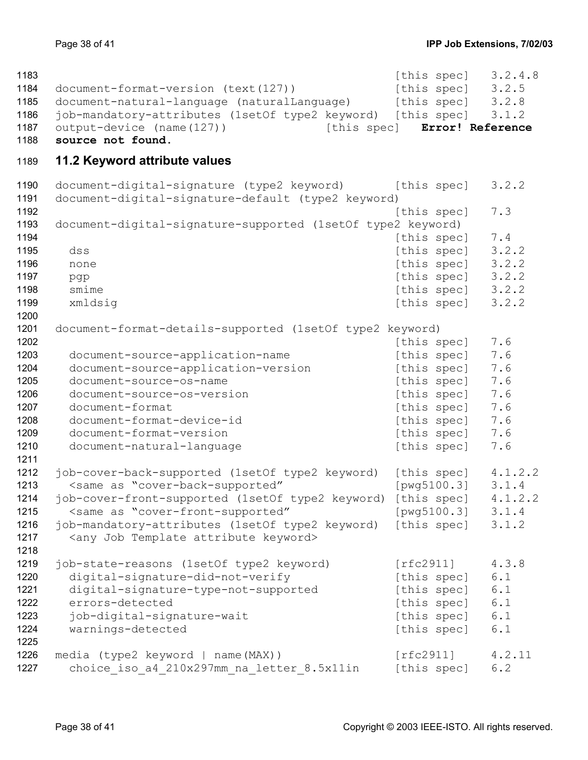```
                                                   [this spec]   3.2.4.8
document-format-version (text(127))                [this spec]   3.2.5
document-natural-language (naturalLanguage)        [this spec]   3.2.8
job-mandatory-attributes (1setOf type2 keyword)    [this spec]   3.1.2
output-device (name(127))              [this spec]   Error! Reference
source not found.
```

## 11.2 Keyword attribute values

```
document-digital-signature (type2 keyword)         [this spec]   3.2.2
document-digital-signature-default (type2 keyword)
                                                   [this spec]   7.3
document-digital-signature-supported (1setOf type2 keyword)
                                                   [this spec]   7.4
  dss                                              [this spec]   3.2.2
  none                                             [this spec]   3.2.2
  pgp                                              [this spec]   3.2.2
  smime                                            [this spec]   3.2.2
  xmldsig                                          [this spec]   3.2.2

document-format-details-supported (1setOf type2 keyword)
                                                   [this spec]   7.6
  document-source-application-name                 [this spec]   7.6
  document-source-application-version              [this spec]   7.6
  document-source-os-name                          [this spec]   7.6
  document-source-os-version                       [this spec]   7.6
  document-format                                  [this spec]   7.6
  document-format-device-id                        [this spec]   7.6
  document-format-version                          [this spec]   7.6
  document-natural-language                        [this spec]   7.6

job-cover-back-supported (1setOf type2 keyword)    [this spec]   4.1.2.2
  <same as "cover-back-supported"                  [pwg5100.3]   3.1.4
job-cover-front-supported (1setOf type2 keyword)   [this spec]   4.1.2.2
  <same as "cover-front-supported"                 [pwg5100.3]   3.1.4
job-mandatory-attributes (1setOf type2 keyword)    [this spec]   3.1.2
  <any Job Template attribute keyword>

job-state-reasons (1setOf type2 keyword)           [rfc2911]     4.3.8
  digital-signature-did-not-verify                 [this spec]   6.1
  digital-signature-type-not-supported             [this spec]   6.1
  errors-detected                                  [this spec]   6.1
  job-digital-signature-wait                       [this spec]   6.1
  warnings-detected                                [this spec]   6.1

media (type2 keyword | name(MAX))                  [rfc2911]     4.2.11
  choice_iso_a4_210x297mm_na_letter_8.5x11in       [this spec]   6.2
```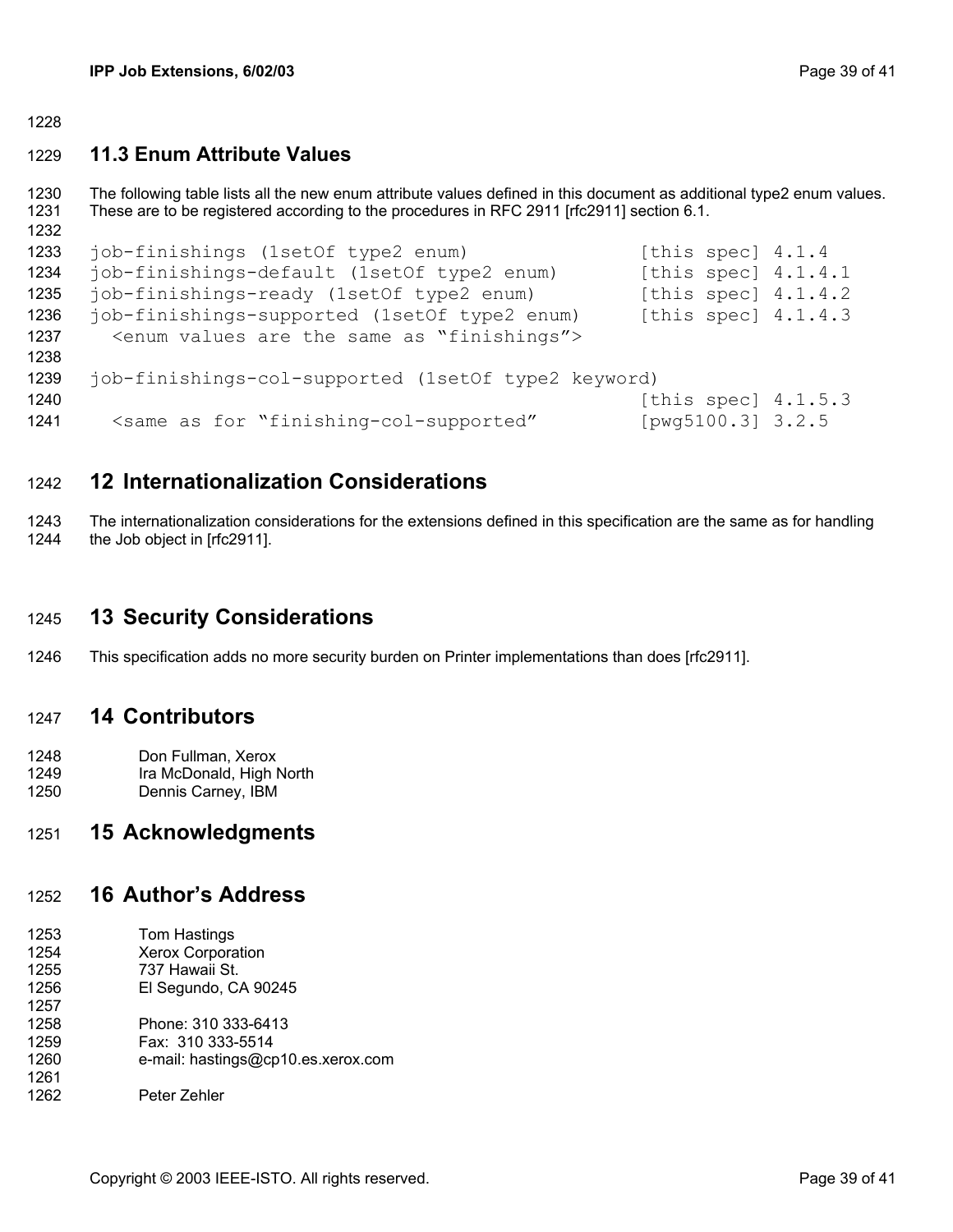### 11.3 Enum Attribute Values

The following table lists all the new enum attribute values defined in this document as additional type2 enum values. These are to be registered according to the procedures in RFC 2911 [rfc2911] section 6.1.

```
job-finishings (1setOf type2 enum)              [this spec] 4.1.4
job-finishings-default (1setOf type2 enum)      [this spec] 4.1.4.1
job-finishings-ready (1setOf type2 enum)        [this spec] 4.1.4.2
job-finishings-supported (1setOf type2 enum)    [this spec] 4.1.4.3
  <enum values are the same as "finishings">

job-finishings-col-supported (1setOf type2 keyword)
                                                [this spec] 4.1.5.3
  <same as for "finishing-col-supported"        [pwg5100.3] 3.2.5
```

## 12 Internationalization Considerations

The internationalization considerations for the extensions defined in this specification are the same as for handling the Job object in [rfc2911].

## 13 Security Considerations

This specification adds no more security burden on Printer implementations than does [rfc2911].

## 14 Contributors

Don Fullman, Xerox
Ira McDonald, High North
Dennis Carney, IBM

## 15 Acknowledgments

## 16 Author's Address

Tom Hastings
Xerox Corporation
737 Hawaii St.
El Segundo, CA 90245

Phone: 310 333-6413
Fax: 310 333-5514
e-mail: hastings@cp10.es.xerox.com

Peter Zehler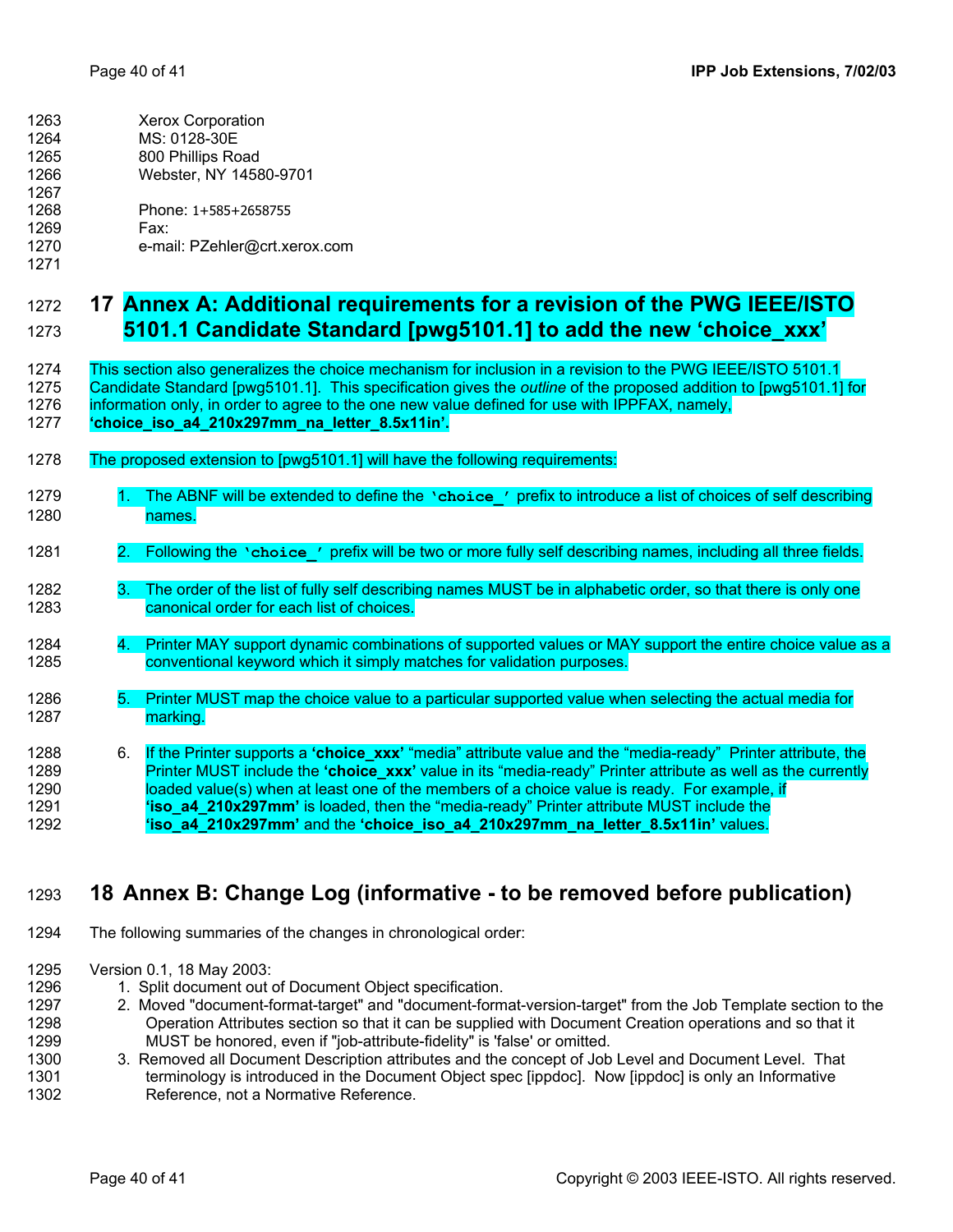Xerox Corporation
MS: 0128-30E
800 Phillips Road
Webster, NY 14580-9701

Phone: 1+585+2658755
Fax:
e-mail: PZehler@crt.xerox.com

# 17 Annex A: Additional requirements for a revision of the PWG IEEE/ISTO 5101.1 Candidate Standard [pwg5101.1] to add the new 'choice_xxx'

This section also generalizes the choice mechanism for inclusion in a revision to the PWG IEEE/ISTO 5101.1 Candidate Standard [pwg5101.1]. This specification gives the *outline* of the proposed addition to [pwg5101.1] for information only, in order to agree to the one new value defined for use with IPPFAX, namely, **'choice_iso_a4_210x297mm_na_letter_8.5x11in'.**

The proposed extension to [pwg5101.1] will have the following requirements:

1. The ABNF will be extended to define the `'choice_'` prefix to introduce a list of choices of self describing names.

2. Following the `'choice_'` prefix will be two or more fully self describing names, including all three fields.

3. The order of the list of fully self describing names MUST be in alphabetic order, so that there is only one canonical order for each list of choices.

4. Printer MAY support dynamic combinations of supported values or MAY support the entire choice value as a conventional keyword which it simply matches for validation purposes.

5. Printer MUST map the choice value to a particular supported value when selecting the actual media for marking.

6. If the Printer supports a **'choice_xxx'** "media" attribute value and the "media-ready" Printer attribute, the Printer MUST include the **'choice_xxx'** value in its "media-ready" Printer attribute as well as the currently loaded value(s) when at least one of the members of a choice value is ready. For example, if **'iso_a4_210x297mm'** is loaded, then the "media-ready" Printer attribute MUST include the **'iso_a4_210x297mm'** and the **'choice_iso_a4_210x297mm_na_letter_8.5x11in'** values.

# 18 Annex B: Change Log (informative - to be removed before publication)

The following summaries of the changes in chronological order:

Version 0.1, 18 May 2003:

1. Split document out of Document Object specification.
2. Moved "document-format-target" and "document-format-version-target" from the Job Template section to the Operation Attributes section so that it can be supplied with Document Creation operations and so that it MUST be honored, even if "job-attribute-fidelity" is 'false' or omitted.
3. Removed all Document Description attributes and the concept of Job Level and Document Level. That terminology is introduced in the Document Object spec [ippdoc]. Now [ippdoc] is only an Informative Reference, not a Normative Reference.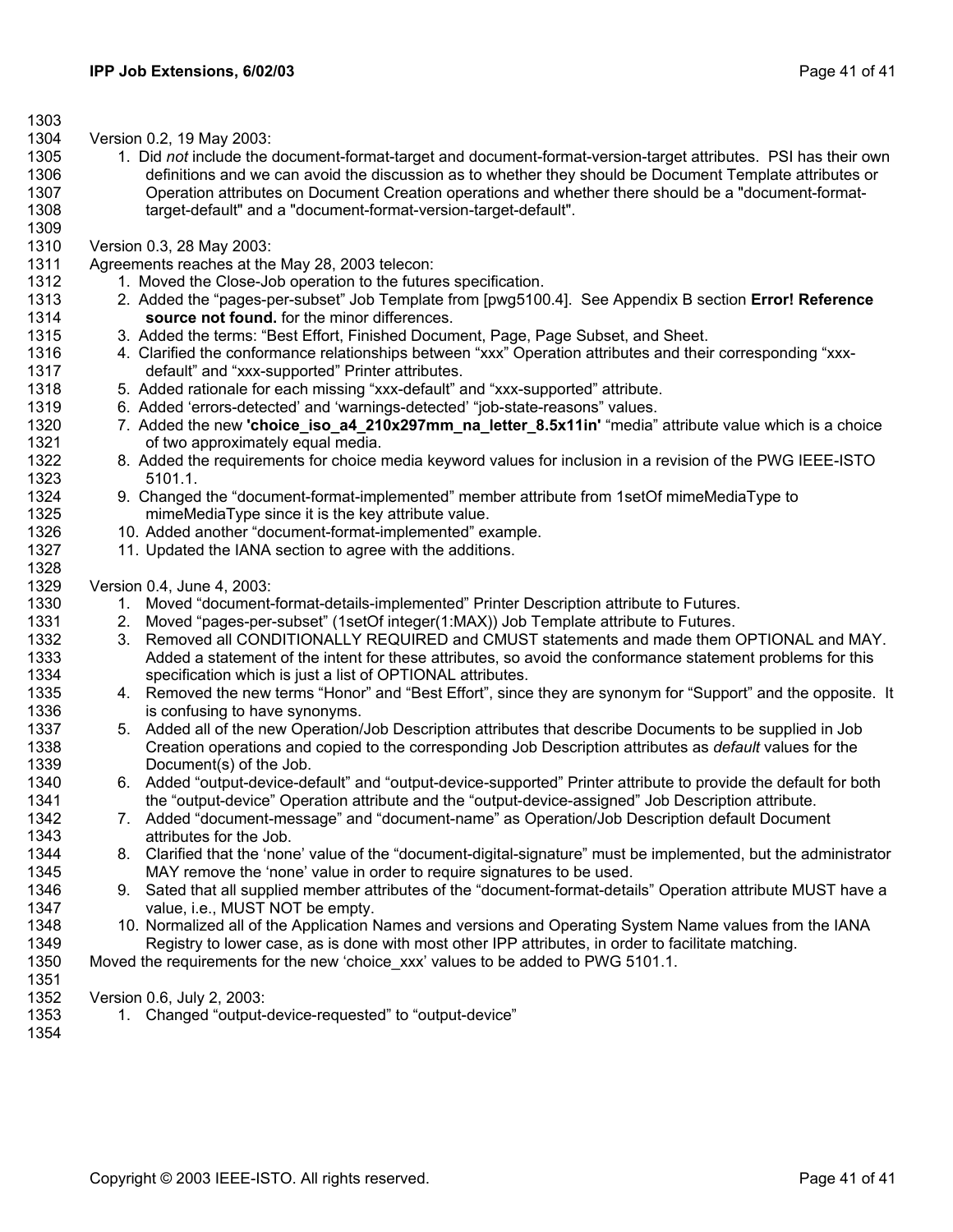Version 0.2, 19 May 2003:

1. Did *not* include the document-format-target and document-format-version-target attributes. PSI has their own definitions and we can avoid the discussion as to whether they should be Document Template attributes or Operation attributes on Document Creation operations and whether there should be a "document-format-target-default" and a "document-format-version-target-default".

Version 0.3, 28 May 2003:

Agreements reaches at the May 28, 2003 telecon:

1. Moved the Close-Job operation to the futures specification.
2. Added the “pages-per-subset” Job Template from [pwg5100.4]. See Appendix B section **Error! Reference source not found.** for the minor differences.
3. Added the terms: “Best Effort, Finished Document, Page, Page Subset, and Sheet.
4. Clarified the conformance relationships between “xxx” Operation attributes and their corresponding “xxx-default” and “xxx-supported” Printer attributes.
5. Added rationale for each missing “xxx-default” and “xxx-supported” attribute.
6. Added ‘errors-detected’ and ‘warnings-detected’ “job-state-reasons” values.
7. Added the new **'choice_iso_a4_210x297mm_na_letter_8.5x11in'** “media” attribute value which is a choice of two approximately equal media.
8. Added the requirements for choice media keyword values for inclusion in a revision of the PWG IEEE-ISTO 5101.1.
9. Changed the “document-format-implemented” member attribute from 1setOf mimeMediaType to mimeMediaType since it is the key attribute value.
10. Added another “document-format-implemented” example.
11. Updated the IANA section to agree with the additions.

Version 0.4, June 4, 2003:

1. Moved “document-format-details-implemented” Printer Description attribute to Futures.
2. Moved “pages-per-subset” (1setOf integer(1:MAX)) Job Template attribute to Futures.
3. Removed all CONDITIONALLY REQUIRED and CMUST statements and made them OPTIONAL and MAY. Added a statement of the intent for these attributes, so avoid the conformance statement problems for this specification which is just a list of OPTIONAL attributes.
4. Removed the new terms “Honor” and “Best Effort”, since they are synonym for “Support” and the opposite. It is confusing to have synonyms.
5. Added all of the new Operation/Job Description attributes that describe Documents to be supplied in Job Creation operations and copied to the corresponding Job Description attributes as *default* values for the Document(s) of the Job.
6. Added “output-device-default” and “output-device-supported” Printer attribute to provide the default for both the “output-device” Operation attribute and the “output-device-assigned” Job Description attribute.
7. Added “document-message” and “document-name” as Operation/Job Description default Document attributes for the Job.
8. Clarified that the ‘none’ value of the “document-digital-signature” must be implemented, but the administrator MAY remove the ‘none’ value in order to require signatures to be used.
9. Sated that all supplied member attributes of the “document-format-details” Operation attribute MUST have a value, i.e., MUST NOT be empty.
10. Normalized all of the Application Names and versions and Operating System Name values from the IANA Registry to lower case, as is done with most other IPP attributes, in order to facilitate matching.

Moved the requirements for the new ‘choice_xxx’ values to be added to PWG 5101.1.

Version 0.6, July 2, 2003:

1. Changed “output-device-requested” to “output-device”